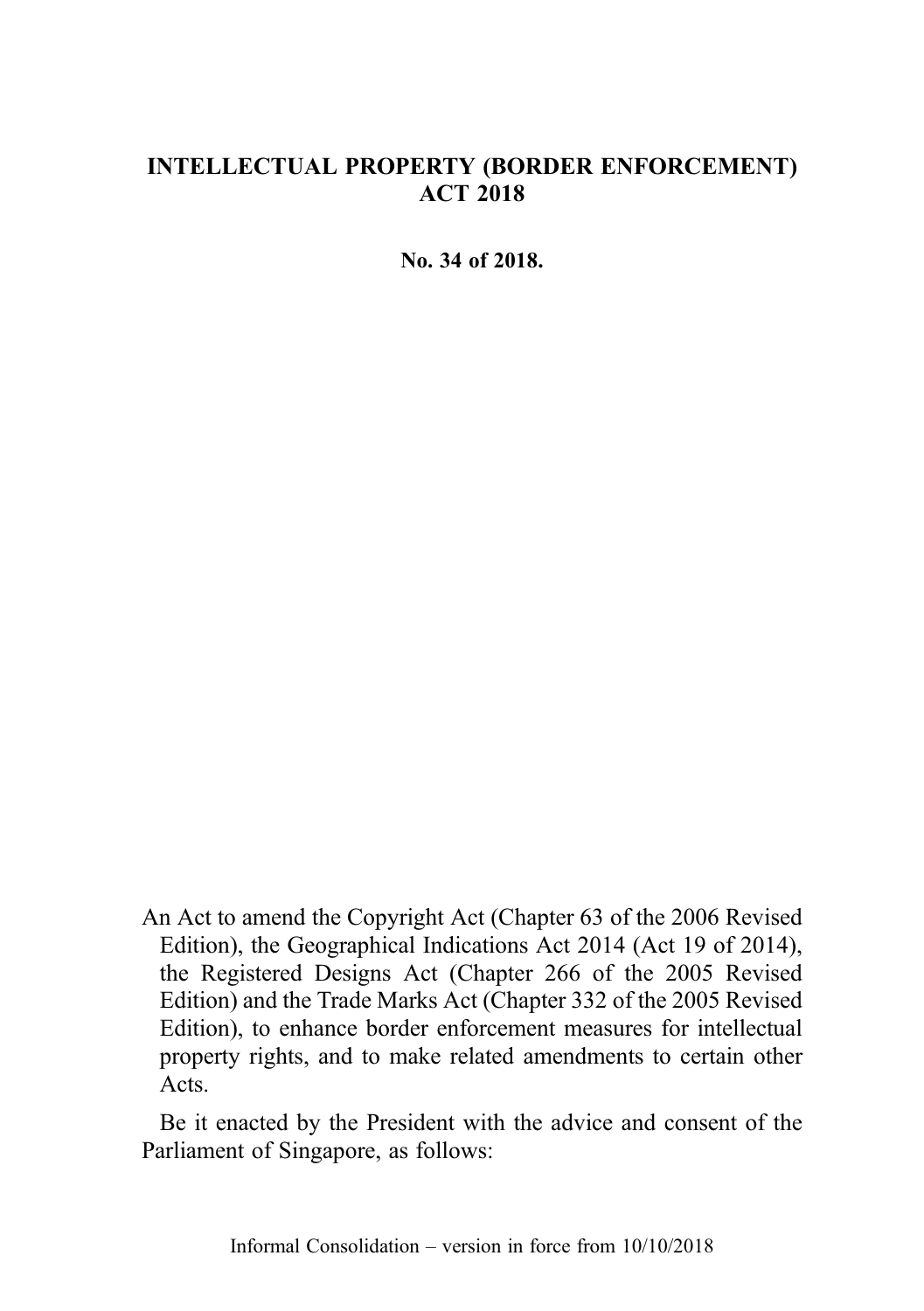# INTELLECTUAL PROPERTY (BORDER ENFORCEMENT) ACT 2018

**No. 34 of 2018.**

An Act to amend the Copyright Act (Chapter 63 of the 2006 Revised Edition), the Geographical Indications Act 2014 (Act 19 of 2014), the Registered Designs Act (Chapter 266 of the 2005 Revised Edition) and the Trade Marks Act (Chapter 332 of the 2005 Revised Edition), to enhance border enforcement measures for intellectual property rights, and to make related amendments to certain other Acts.

Be it enacted by the President with the advice and consent of the Parliament of Singapore, as follows: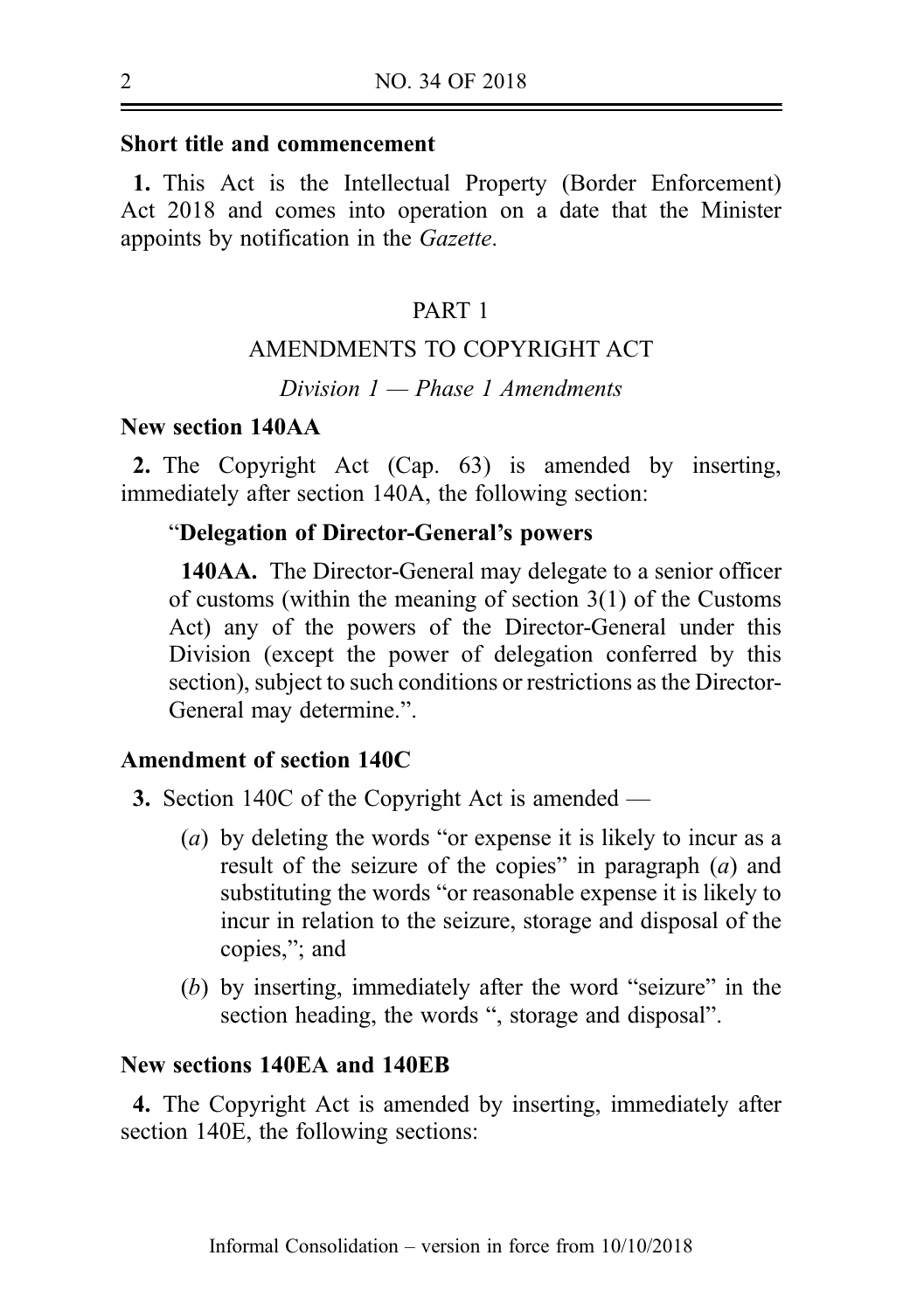**Short title and commencement**

**1.** This Act is the Intellectual Property (Border Enforcement) Act 2018 and comes into operation on a date that the Minister appoints by notification in the *Gazette*.

PART 1

AMENDMENTS TO COPYRIGHT ACT

*Division 1 — Phase 1 Amendments*

**New section 140AA**

**2.** The Copyright Act (Cap. 63) is amended by inserting, immediately after section 140A, the following section:

"**Delegation of Director-General's powers**

**140AA.** The Director-General may delegate to a senior officer of customs (within the meaning of section 3(1) of the Customs Act) any of the powers of the Director-General under this Division (except the power of delegation conferred by this section), subject to such conditions or restrictions as the Director-General may determine.".

**Amendment of section 140C**

**3.** Section 140C of the Copyright Act is amended —

(*a*) by deleting the words "or expense it is likely to incur as a result of the seizure of the copies" in paragraph (*a*) and substituting the words "or reasonable expense it is likely to incur in relation to the seizure, storage and disposal of the copies,"; and

(*b*) by inserting, immediately after the word "seizure" in the section heading, the words ", storage and disposal".

**New sections 140EA and 140EB**

**4.** The Copyright Act is amended by inserting, immediately after section 140E, the following sections: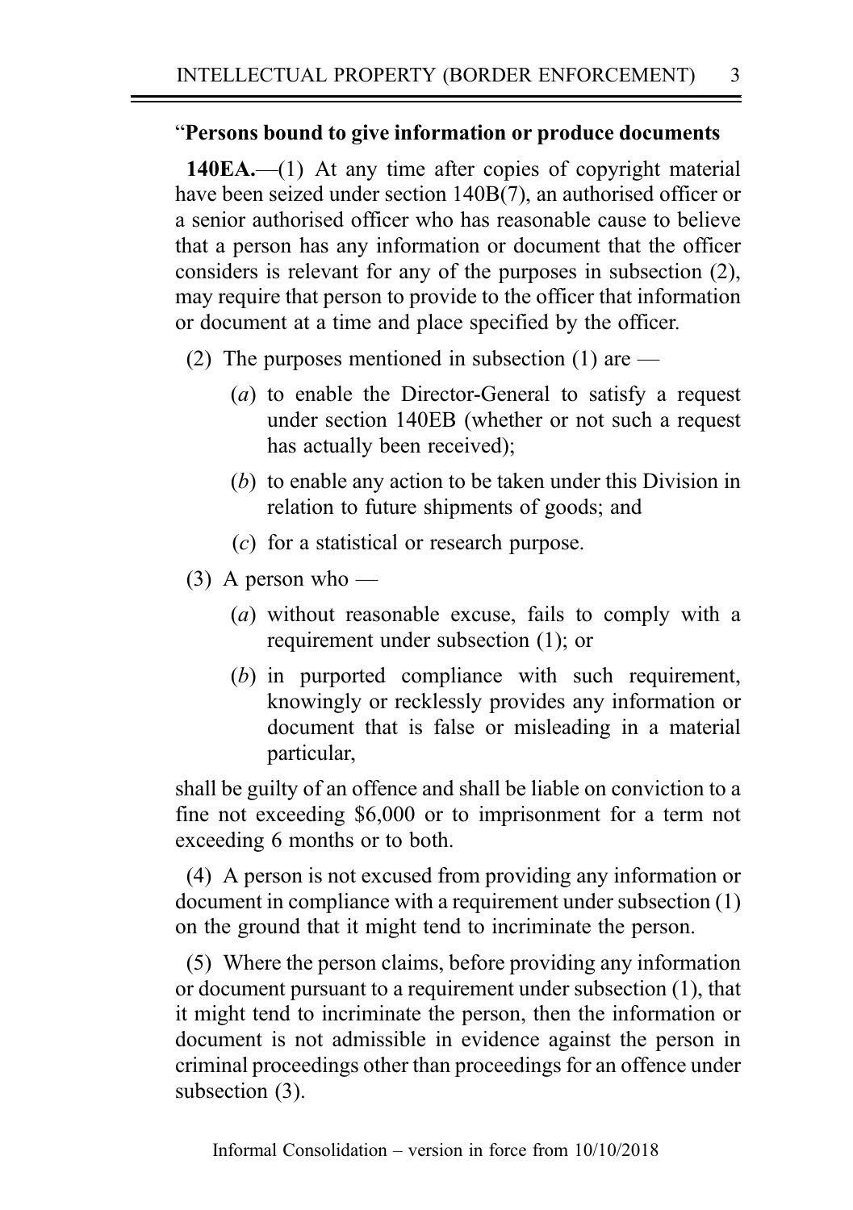"**Persons bound to give information or produce documents**

**140EA.**—(1) At any time after copies of copyright material have been seized under section 140B(7), an authorised officer or a senior authorised officer who has reasonable cause to believe that a person has any information or document that the officer considers is relevant for any of the purposes in subsection (2), may require that person to provide to the officer that information or document at a time and place specified by the officer.

(2) The purposes mentioned in subsection (1) are —

(*a*) to enable the Director-General to satisfy a request under section 140EB (whether or not such a request has actually been received);

(*b*) to enable any action to be taken under this Division in relation to future shipments of goods; and

(*c*) for a statistical or research purpose.

(3) A person who —

(*a*) without reasonable excuse, fails to comply with a requirement under subsection (1); or

(*b*) in purported compliance with such requirement, knowingly or recklessly provides any information or document that is false or misleading in a material particular,

shall be guilty of an offence and shall be liable on conviction to a fine not exceeding $6,000 or to imprisonment for a term not exceeding 6 months or to both.

(4) A person is not excused from providing any information or document in compliance with a requirement under subsection (1) on the ground that it might tend to incriminate the person.

(5) Where the person claims, before providing any information or document pursuant to a requirement under subsection (1), that it might tend to incriminate the person, then the information or document is not admissible in evidence against the person in criminal proceedings other than proceedings for an offence under subsection (3).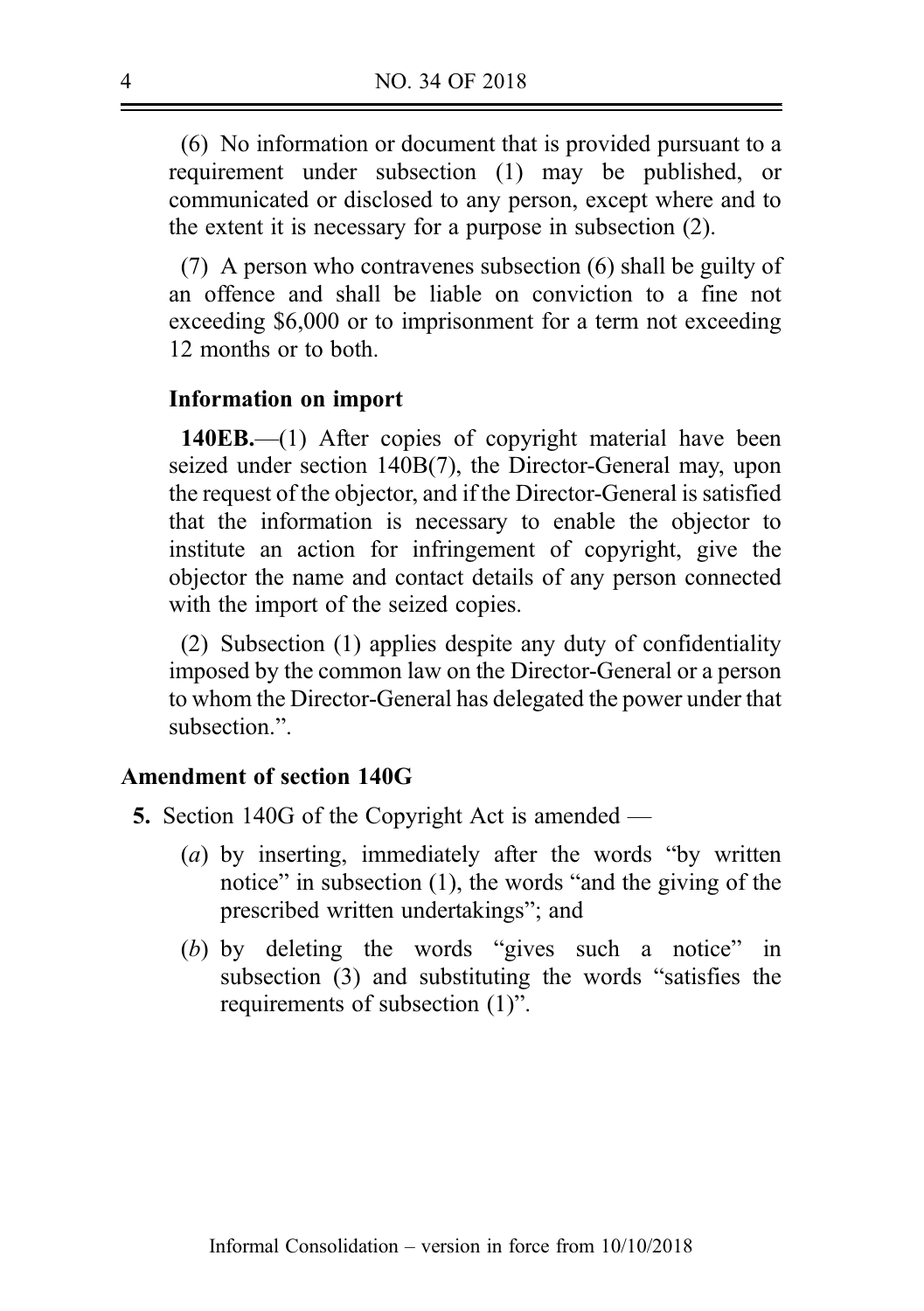(6) No information or document that is provided pursuant to a requirement under subsection (1) may be published, or communicated or disclosed to any person, except where and to the extent it is necessary for a purpose in subsection (2).

(7) A person who contravenes subsection (6) shall be guilty of an offence and shall be liable on conviction to a fine not exceeding $6,000 or to imprisonment for a term not exceeding 12 months or to both.

**Information on import**

**140EB.**—(1) After copies of copyright material have been seized under section 140B(7), the Director-General may, upon the request of the objector, and if the Director-General is satisfied that the information is necessary to enable the objector to institute an action for infringement of copyright, give the objector the name and contact details of any person connected with the import of the seized copies.

(2) Subsection (1) applies despite any duty of confidentiality imposed by the common law on the Director-General or a person to whom the Director-General has delegated the power under that subsection.".

**Amendment of section 140G**

**5.** Section 140G of the Copyright Act is amended —

(*a*) by inserting, immediately after the words "by written notice" in subsection (1), the words "and the giving of the prescribed written undertakings"; and

(*b*) by deleting the words "gives such a notice" in subsection (3) and substituting the words "satisfies the requirements of subsection (1)".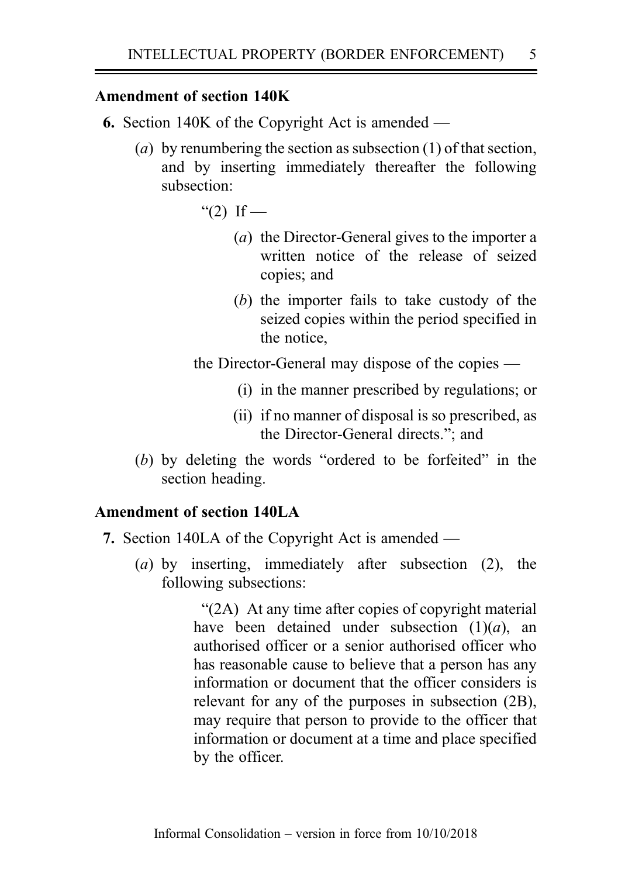### Amendment of section 140K

**6.** Section 140K of the Copyright Act is amended —

(*a*) by renumbering the section as subsection (1) of that section, and by inserting immediately thereafter the following subsection:

"(2) If —

(*a*) the Director-General gives to the importer a written notice of the release of seized copies; and

(*b*) the importer fails to take custody of the seized copies within the period specified in the notice,

the Director-General may dispose of the copies —

(i) in the manner prescribed by regulations; or

(ii) if no manner of disposal is so prescribed, as the Director-General directs."; and

(*b*) by deleting the words "ordered to be forfeited" in the section heading.

### Amendment of section 140LA

**7.** Section 140LA of the Copyright Act is amended —

(*a*) by inserting, immediately after subsection (2), the following subsections:

"(2A) At any time after copies of copyright material have been detained under subsection (1)(*a*), an authorised officer or a senior authorised officer who has reasonable cause to believe that a person has any information or document that the officer considers is relevant for any of the purposes in subsection (2B), may require that person to provide to the officer that information or document at a time and place specified by the officer.

Informal Consolidation – version in force from 10/10/2018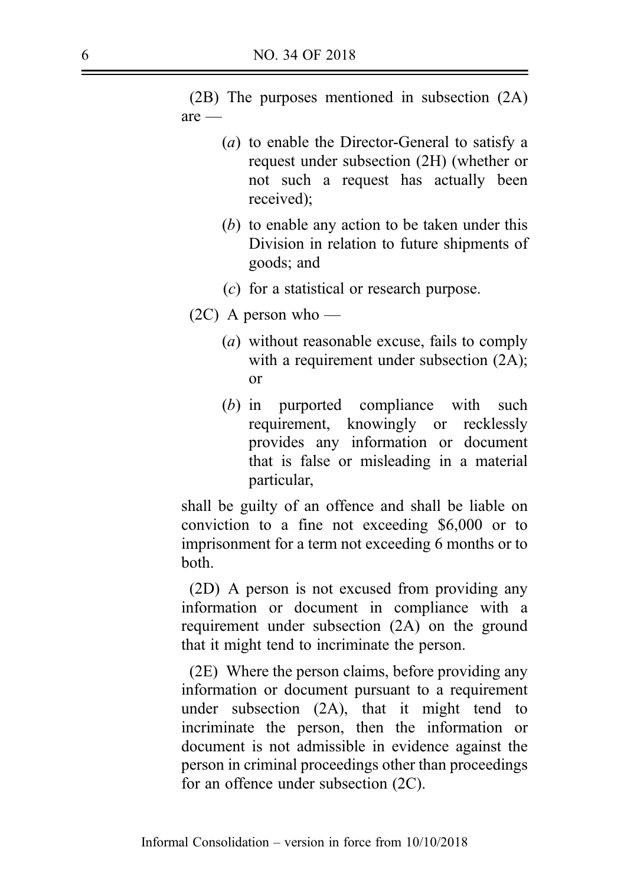(2B) The purposes mentioned in subsection (2A) are —

(*a*) to enable the Director-General to satisfy a request under subsection (2H) (whether or not such a request has actually been received);

(*b*) to enable any action to be taken under this Division in relation to future shipments of goods; and

(*c*) for a statistical or research purpose.

(2C) A person who —

(*a*) without reasonable excuse, fails to comply with a requirement under subsection (2A); or

(*b*) in purported compliance with such requirement, knowingly or recklessly provides any information or document that is false or misleading in a material particular,

shall be guilty of an offence and shall be liable on conviction to a fine not exceeding $6,000 or to imprisonment for a term not exceeding 6 months or to both.

(2D) A person is not excused from providing any information or document in compliance with a requirement under subsection (2A) on the ground that it might tend to incriminate the person.

(2E) Where the person claims, before providing any information or document pursuant to a requirement under subsection (2A), that it might tend to incriminate the person, then the information or document is not admissible in evidence against the person in criminal proceedings other than proceedings for an offence under subsection (2C).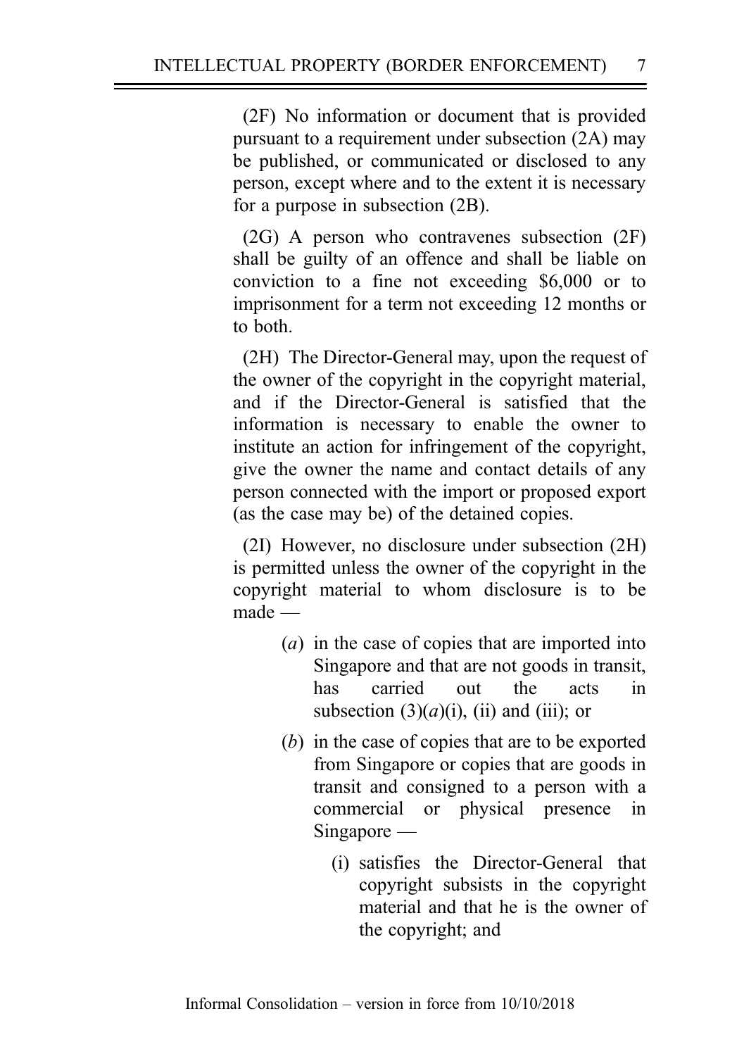(2F) No information or document that is provided pursuant to a requirement under subsection (2A) may be published, or communicated or disclosed to any person, except where and to the extent it is necessary for a purpose in subsection (2B).

(2G) A person who contravenes subsection (2F) shall be guilty of an offence and shall be liable on conviction to a fine not exceeding $6,000 or to imprisonment for a term not exceeding 12 months or to both.

(2H) The Director-General may, upon the request of the owner of the copyright in the copyright material, and if the Director-General is satisfied that the information is necessary to enable the owner to institute an action for infringement of the copyright, give the owner the name and contact details of any person connected with the import or proposed export (as the case may be) of the detained copies.

(2I) However, no disclosure under subsection (2H) is permitted unless the owner of the copyright in the copyright material to whom disclosure is to be made —

- (*a*) in the case of copies that are imported into Singapore and that are not goods in transit, has carried out the acts in subsection (3)(*a*)(i), (ii) and (iii); or
- (*b*) in the case of copies that are to be exported from Singapore or copies that are goods in transit and consigned to a person with a commercial or physical presence in Singapore —
  - (i) satisfies the Director-General that copyright subsists in the copyright material and that he is the owner of the copyright; and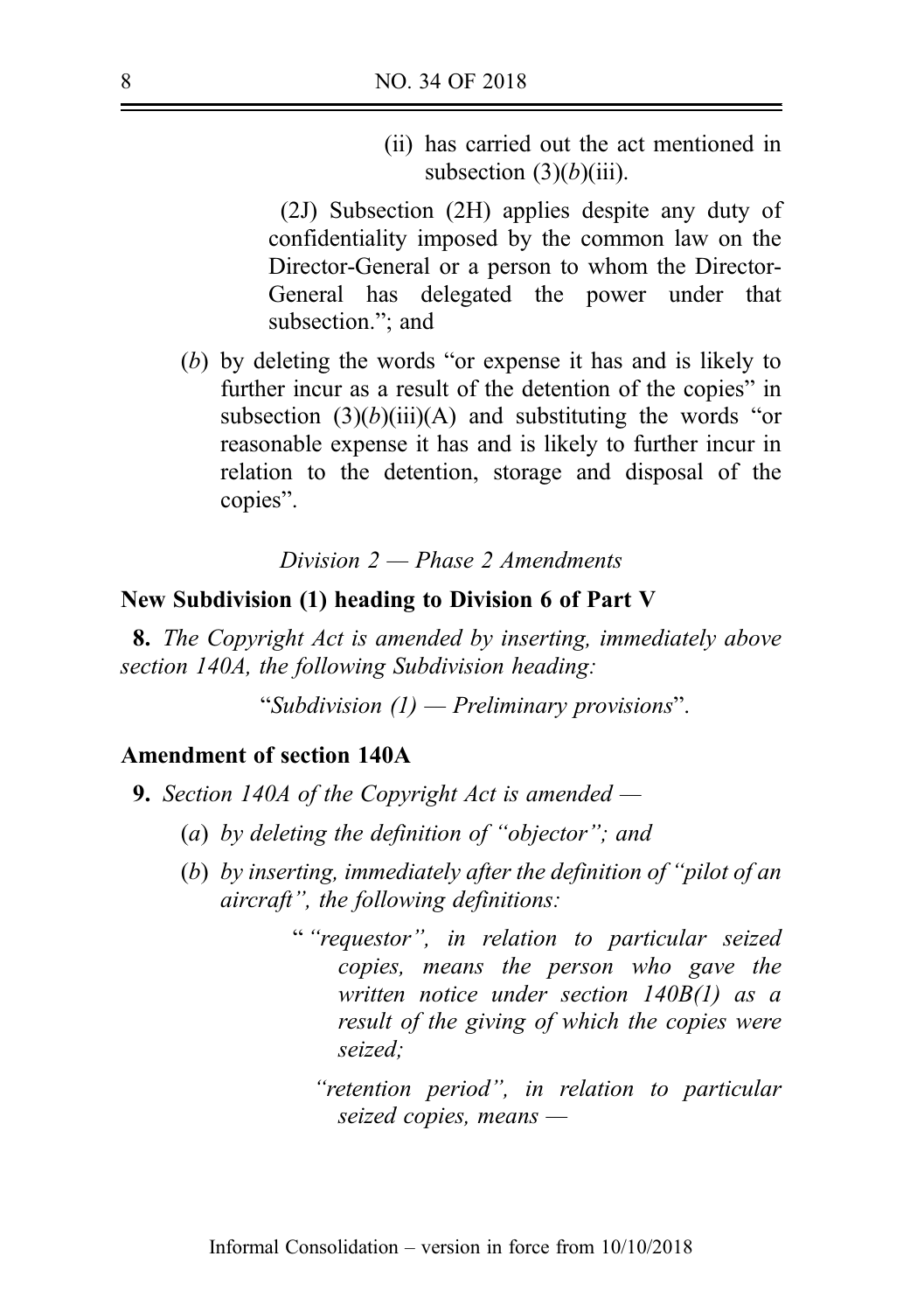(ii) has carried out the act mentioned in subsection (3)(*b*)(iii).

(2J) Subsection (2H) applies despite any duty of confidentiality imposed by the common law on the Director-General or a person to whom the Director-General has delegated the power under that subsection."; and

(*b*) by deleting the words "or expense it has and is likely to further incur as a result of the detention of the copies" in subsection (3)(*b*)(iii)(A) and substituting the words "or reasonable expense it has and is likely to further incur in relation to the detention, storage and disposal of the copies".

*Division 2 — Phase 2 Amendments*

**New Subdivision (1) heading to Division 6 of Part V**

**8.** *The Copyright Act is amended by inserting, immediately above section 140A, the following Subdivision heading:*

"*Subdivision (1) — Preliminary provisions*".

**Amendment of section 140A**

**9.** *Section 140A of the Copyright Act is amended —*

(*a*) *by deleting the definition of "objector"; and*

(*b*) *by inserting, immediately after the definition of "pilot of an aircraft", the following definitions:*

" *"requestor", in relation to particular seized copies, means the person who gave the written notice under section 140B(1) as a result of the giving of which the copies were seized;*

*"retention period", in relation to particular seized copies, means —*

Informal Consolidation – version in force from 10/10/2018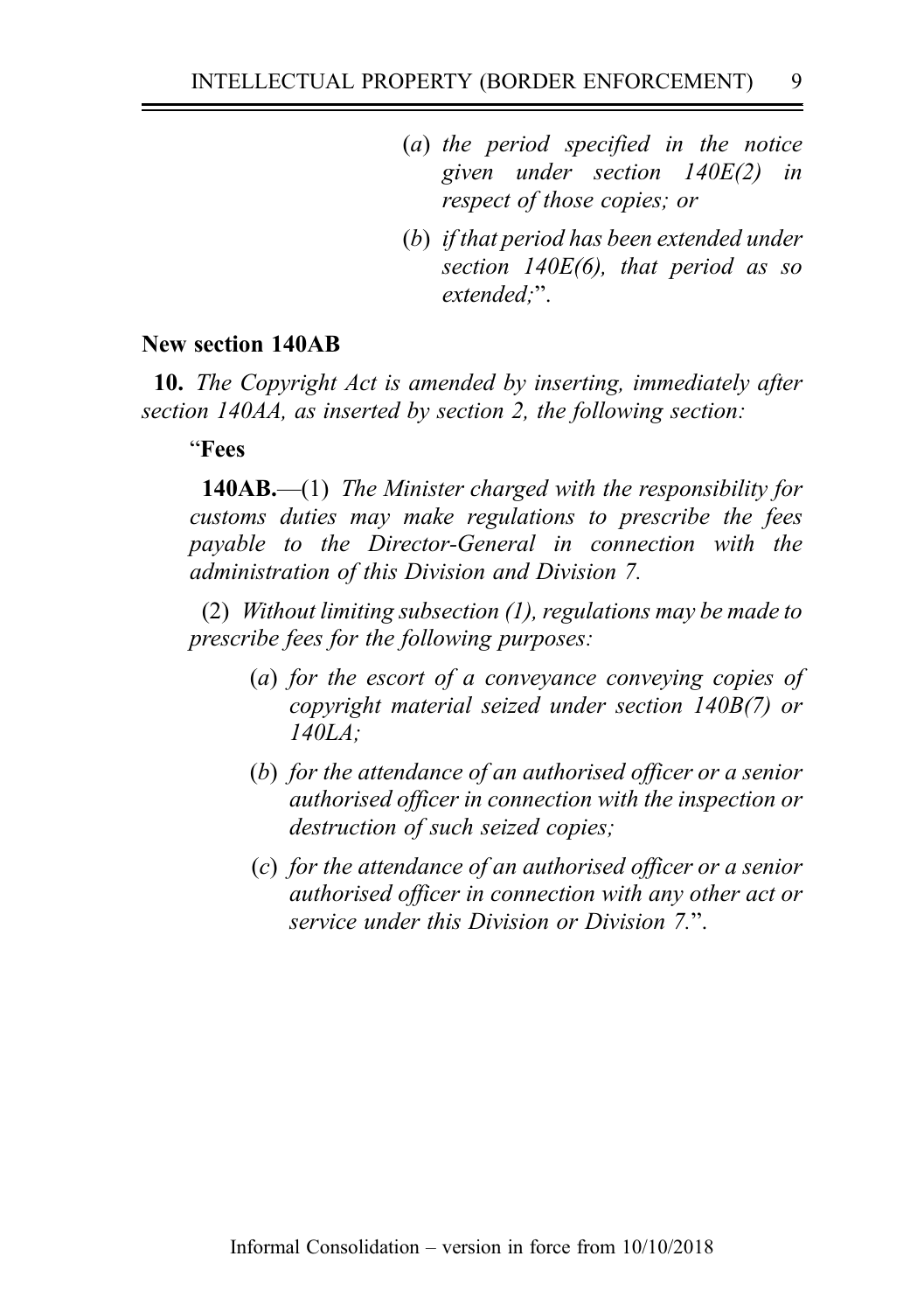(*a*) *the period specified in the notice given under section 140E(2) in respect of those copies; or*

(*b*) *if that period has been extended under section 140E(6), that period as so extended;*".

**New section 140AB**

**10.** *The Copyright Act is amended by inserting, immediately after section 140AA, as inserted by section 2, the following section:*

"**Fees**

**140AB.**—(1) *The Minister charged with the responsibility for customs duties may make regulations to prescribe the fees payable to the Director-General in connection with the administration of this Division and Division 7.*

(2) *Without limiting subsection (1), regulations may be made to prescribe fees for the following purposes:*

(*a*) *for the escort of a conveyance conveying copies of copyright material seized under section 140B(7) or 140LA;*

(*b*) *for the attendance of an authorised officer or a senior authorised officer in connection with the inspection or destruction of such seized copies;*

(*c*) *for the attendance of an authorised officer or a senior authorised officer in connection with any other act or service under this Division or Division 7.*".

Informal Consolidation – version in force from 10/10/2018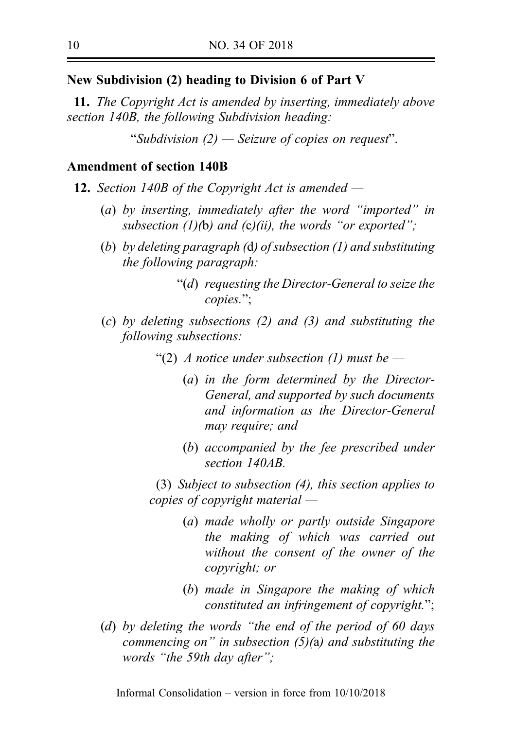**New Subdivision (2) heading to Division 6 of Part V**

**11.** *The Copyright Act is amended by inserting, immediately above section 140B, the following Subdivision heading:*

"*Subdivision (2) — Seizure of copies on request*".

**Amendment of section 140B**

**12.** *Section 140B of the Copyright Act is amended —*

(*a*) *by inserting, immediately after the word "imported" in subsection (1)(*b*) and (*c*)(ii), the words "or exported";*

(*b*) *by deleting paragraph (*d*) of subsection (1) and substituting the following paragraph:*

"(*d*) *requesting the Director-General to seize the copies.*";

(*c*) *by deleting subsections (2) and (3) and substituting the following subsections:*

"(2) *A notice under subsection (1) must be —*

(*a*) *in the form determined by the Director-General, and supported by such documents and information as the Director-General may require; and*

(*b*) *accompanied by the fee prescribed under section 140AB.*

(3) *Subject to subsection (4), this section applies to copies of copyright material —*

(*a*) *made wholly or partly outside Singapore the making of which was carried out without the consent of the owner of the copyright; or*

(*b*) *made in Singapore the making of which constituted an infringement of copyright.*";

(*d*) *by deleting the words "the end of the period of 60 days commencing on" in subsection (5)(*a*) and substituting the words "the 59th day after";*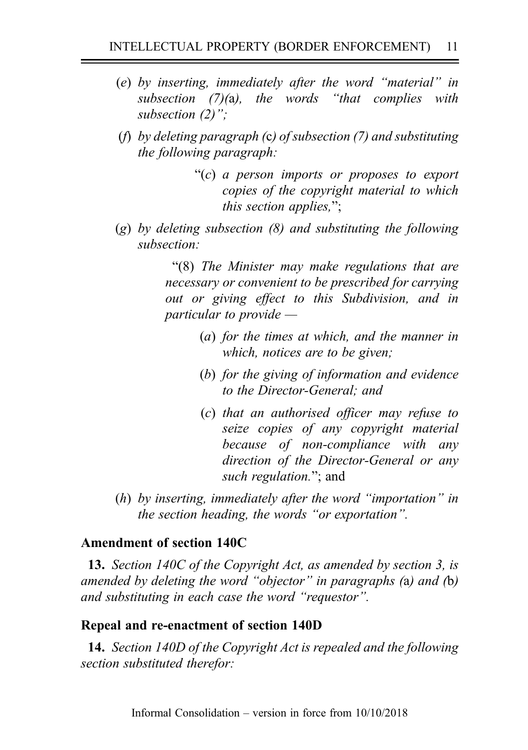(*e*) *by inserting, immediately after the word "material" in subsection (7)(*a*), the words "that complies with subsection (2)";*

(*f*) *by deleting paragraph (*c*) of subsection (7) and substituting the following paragraph:*

> "(*c*) *a person imports or proposes to export copies of the copyright material to which this section applies,*";

(*g*) *by deleting subsection (8) and substituting the following subsection:*

> "(8) *The Minister may make regulations that are necessary or convenient to be prescribed for carrying out or giving effect to this Subdivision, and in particular to provide —*
>
> (*a*) *for the times at which, and the manner in which, notices are to be given;*
>
> (*b*) *for the giving of information and evidence to the Director-General; and*
>
> (*c*) *that an authorised officer may refuse to seize copies of any copyright material because of non-compliance with any direction of the Director-General or any such regulation.*"; and

(*h*) *by inserting, immediately after the word "importation" in the section heading, the words "or exportation".*

**Amendment of section 140C**

**13.** *Section 140C of the Copyright Act, as amended by section 3, is amended by deleting the word "objector" in paragraphs (*a*) and (*b*) and substituting in each case the word "requestor".*

**Repeal and re-enactment of section 140D**

**14.** *Section 140D of the Copyright Act is repealed and the following section substituted therefor:*

Informal Consolidation – version in force from 10/10/2018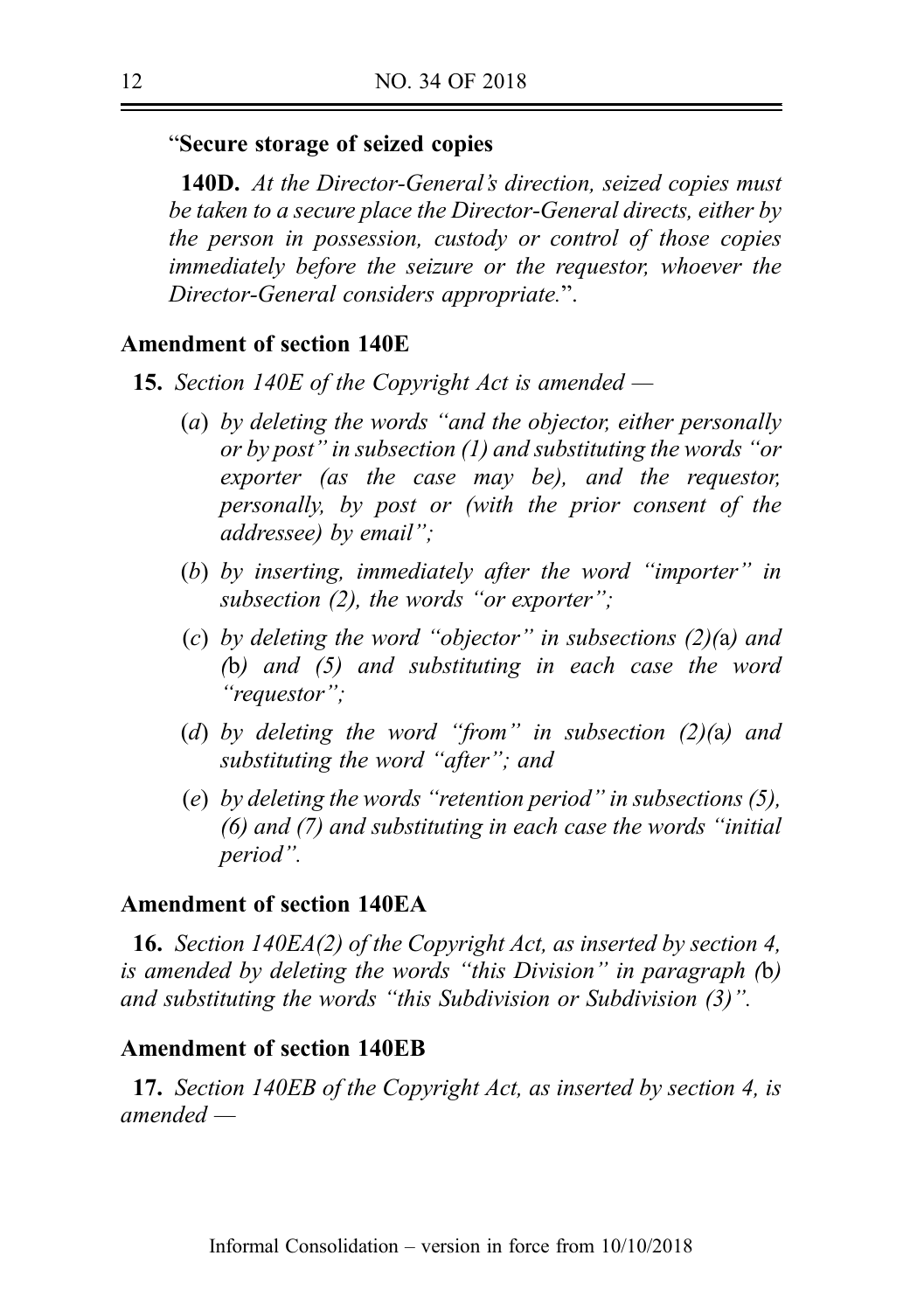"**Secure storage of seized copies**

**140D.** *At the Director-General's direction, seized copies must be taken to a secure place the Director-General directs, either by the person in possession, custody or control of those copies immediately before the seizure or the requestor, whoever the Director-General considers appropriate.*".

**Amendment of section 140E**

**15.** *Section 140E of the Copyright Act is amended —*

(*a*) *by deleting the words "and the objector, either personally or by post" in subsection (1) and substituting the words "or exporter (as the case may be), and the requestor, personally, by post or (with the prior consent of the addressee) by email";*

(*b*) *by inserting, immediately after the word "importer" in subsection (2), the words "or exporter";*

(*c*) *by deleting the word "objector" in subsections (2)(*a*) and (*b*) and (5) and substituting in each case the word "requestor";*

(*d*) *by deleting the word "from" in subsection (2)(*a*) and substituting the word "after"; and*

(*e*) *by deleting the words "retention period" in subsections (5), (6) and (7) and substituting in each case the words "initial period".*

**Amendment of section 140EA**

**16.** *Section 140EA(2) of the Copyright Act, as inserted by section 4, is amended by deleting the words "this Division" in paragraph (*b*) and substituting the words "this Subdivision or Subdivision (3)".*

**Amendment of section 140EB**

**17.** *Section 140EB of the Copyright Act, as inserted by section 4, is amended —*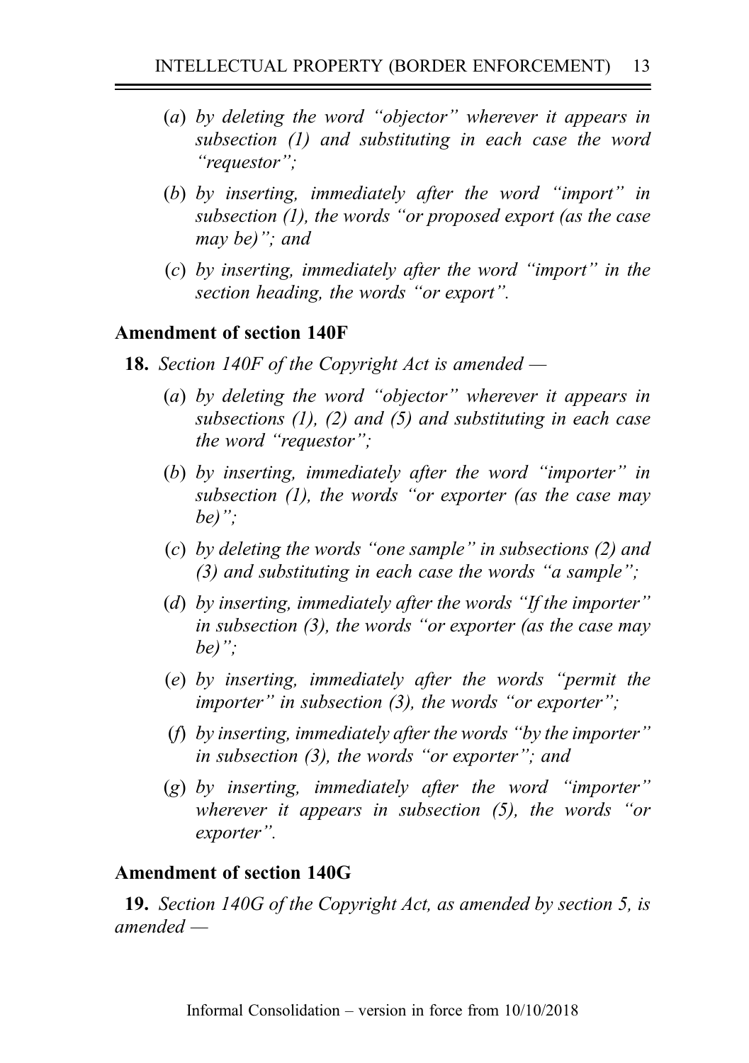(*a*) *by deleting the word "objector" wherever it appears in subsection (1) and substituting in each case the word "requestor";*

(*b*) *by inserting, immediately after the word "import" in subsection (1), the words "or proposed export (as the case may be)"; and*

(*c*) *by inserting, immediately after the word "import" in the section heading, the words "or export".*

### Amendment of section 140F

**18.** *Section 140F of the Copyright Act is amended —*

(*a*) *by deleting the word "objector" wherever it appears in subsections (1), (2) and (5) and substituting in each case the word "requestor";*

(*b*) *by inserting, immediately after the word "importer" in subsection (1), the words "or exporter (as the case may be)";*

(*c*) *by deleting the words "one sample" in subsections (2) and (3) and substituting in each case the words "a sample";*

(*d*) *by inserting, immediately after the words "If the importer" in subsection (3), the words "or exporter (as the case may be)";*

(*e*) *by inserting, immediately after the words "permit the importer" in subsection (3), the words "or exporter";*

(*f*) *by inserting, immediately after the words "by the importer" in subsection (3), the words "or exporter"; and*

(*g*) *by inserting, immediately after the word "importer" wherever it appears in subsection (5), the words "or exporter".*

### Amendment of section 140G

**19.** *Section 140G of the Copyright Act, as amended by section 5, is amended —*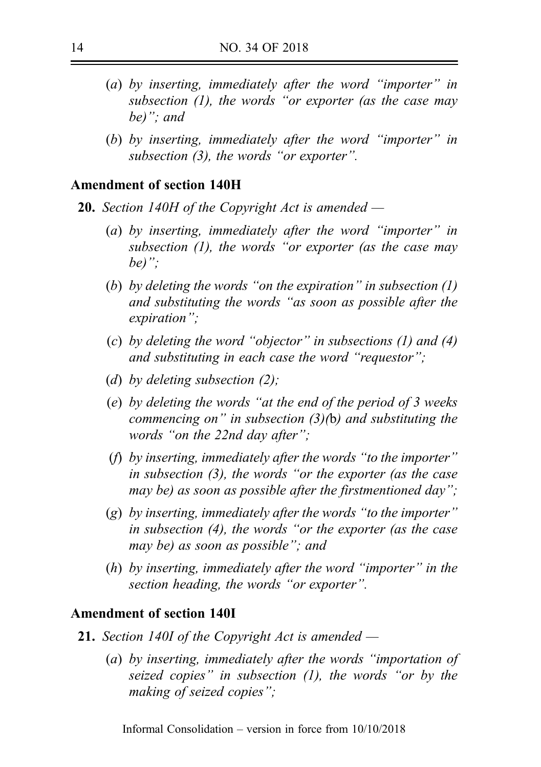(*a*) *by inserting, immediately after the word "importer" in subsection (1), the words "or exporter (as the case may be)"; and*

(*b*) *by inserting, immediately after the word "importer" in subsection (3), the words "or exporter".*

### Amendment of section 140H

**20.** *Section 140H of the Copyright Act is amended —*

(*a*) *by inserting, immediately after the word "importer" in subsection (1), the words "or exporter (as the case may be)";*

(*b*) *by deleting the words "on the expiration" in subsection (1) and substituting the words "as soon as possible after the expiration";*

(*c*) *by deleting the word "objector" in subsections (1) and (4) and substituting in each case the word "requestor";*

(*d*) *by deleting subsection (2);*

(*e*) *by deleting the words "at the end of the period of 3 weeks commencing on" in subsection (3)(b) and substituting the words "on the 22nd day after";*

(*f*) *by inserting, immediately after the words "to the importer" in subsection (3), the words "or the exporter (as the case may be) as soon as possible after the firstmentioned day";*

(*g*) *by inserting, immediately after the words "to the importer" in subsection (4), the words "or the exporter (as the case may be) as soon as possible"; and*

(*h*) *by inserting, immediately after the word "importer" in the section heading, the words "or exporter".*

### Amendment of section 140I

**21.** *Section 140I of the Copyright Act is amended —*

(*a*) *by inserting, immediately after the words "importation of seized copies" in subsection (1), the words "or by the making of seized copies";*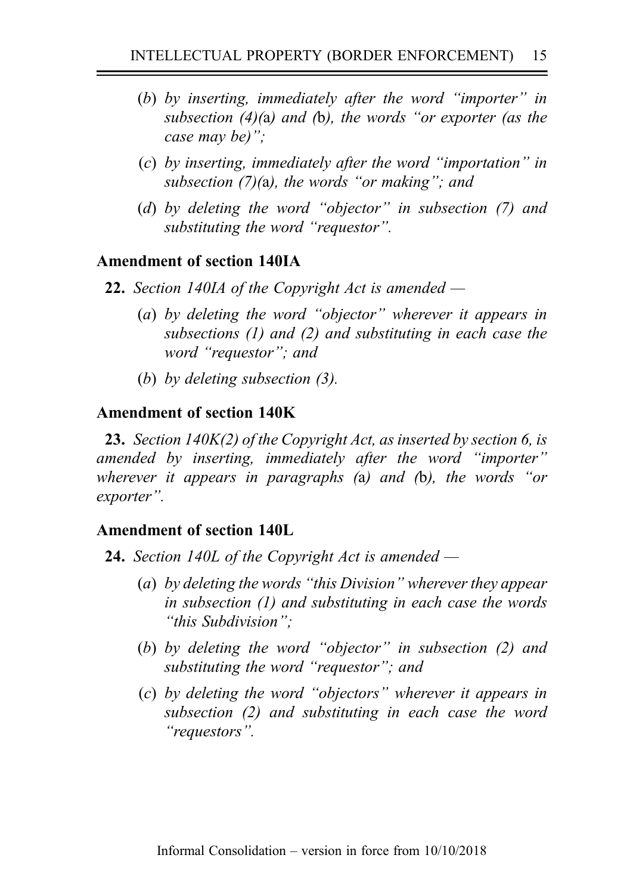(*b*) *by inserting, immediately after the word "importer" in subsection (4)(*a*) and (*b*), the words "or exporter (as the case may be)";*

(*c*) *by inserting, immediately after the word "importation" in subsection (7)(*a*), the words "or making"; and*

(*d*) *by deleting the word "objector" in subsection (7) and substituting the word "requestor".*

### Amendment of section 140IA

**22.** *Section 140IA of the Copyright Act is amended —*

(*a*) *by deleting the word "objector" wherever it appears in subsections (1) and (2) and substituting in each case the word "requestor"; and*

(*b*) *by deleting subsection (3).*

### Amendment of section 140K

**23.** *Section 140K(2) of the Copyright Act, as inserted by section 6, is amended by inserting, immediately after the word "importer" wherever it appears in paragraphs (*a*) and (*b*), the words "or exporter".*

### Amendment of section 140L

**24.** *Section 140L of the Copyright Act is amended —*

(*a*) *by deleting the words "this Division" wherever they appear in subsection (1) and substituting in each case the words "this Subdivision";*

(*b*) *by deleting the word "objector" in subsection (2) and substituting the word "requestor"; and*

(*c*) *by deleting the word "objectors" wherever it appears in subsection (2) and substituting in each case the word "requestors".*

Informal Consolidation – version in force from 10/10/2018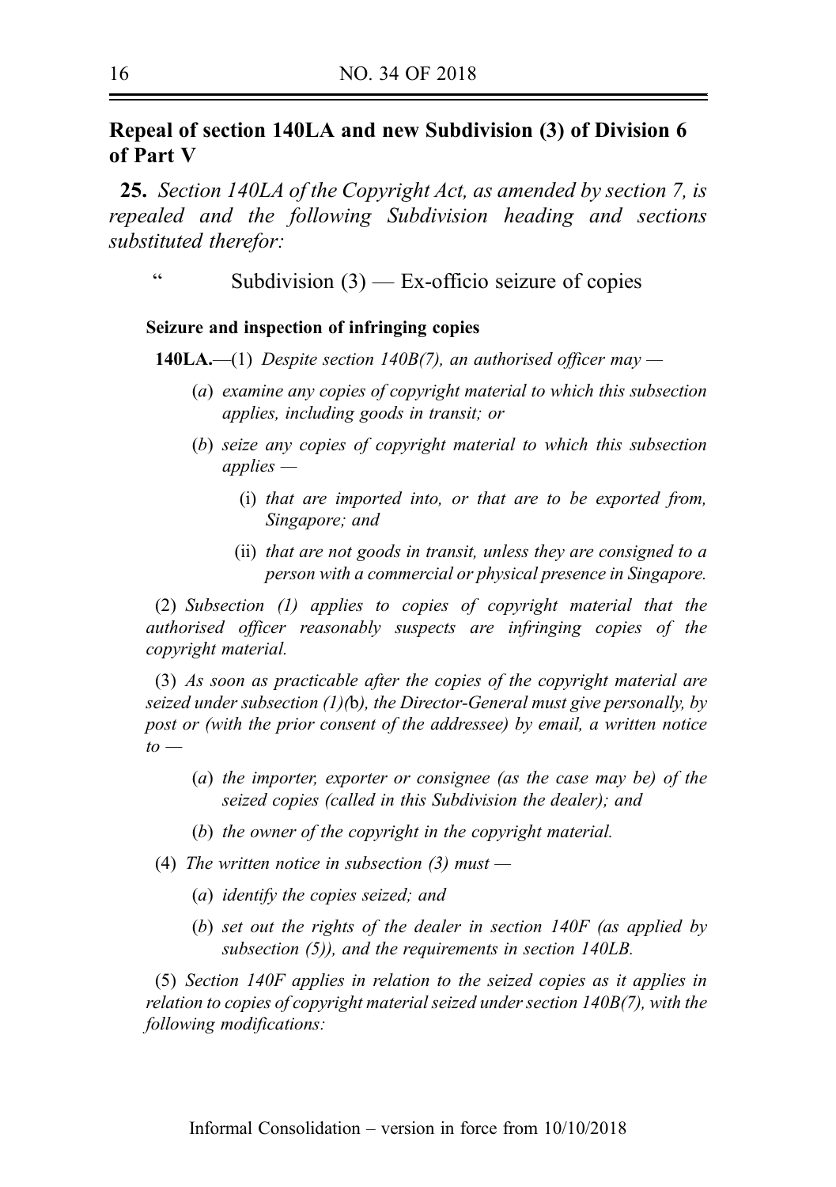## Repeal of section 140LA and new Subdivision (3) of Division 6 of Part V

**25.** *Section 140LA of the Copyright Act, as amended by section 7, is repealed and the following Subdivision heading and sections substituted therefor:*

“ Subdivision (3) — Ex-officio seizure of copies

**Seizure and inspection of infringing copies**

**140LA.**—(1) *Despite section 140B(7), an authorised officer may —*

(*a*) *examine any copies of copyright material to which this subsection applies, including goods in transit; or*

(*b*) *seize any copies of copyright material to which this subsection applies —*

(i) *that are imported into, or that are to be exported from, Singapore; and*

(ii) *that are not goods in transit, unless they are consigned to a person with a commercial or physical presence in Singapore.*

(2) *Subsection (1) applies to copies of copyright material that the authorised officer reasonably suspects are infringing copies of the copyright material.*

(3) *As soon as practicable after the copies of the copyright material are seized under subsection (1)(*b*), the Director-General must give personally, by post or (with the prior consent of the addressee) by email, a written notice to —*

(*a*) *the importer, exporter or consignee (as the case may be) of the seized copies (called in this Subdivision the dealer); and*

(*b*) *the owner of the copyright in the copyright material.*

(4) *The written notice in subsection (3) must —*

(*a*) *identify the copies seized; and*

(*b*) *set out the rights of the dealer in section 140F (as applied by subsection (5)), and the requirements in section 140LB.*

(5) *Section 140F applies in relation to the seized copies as it applies in relation to copies of copyright material seized under section 140B(7), with the following modifications:*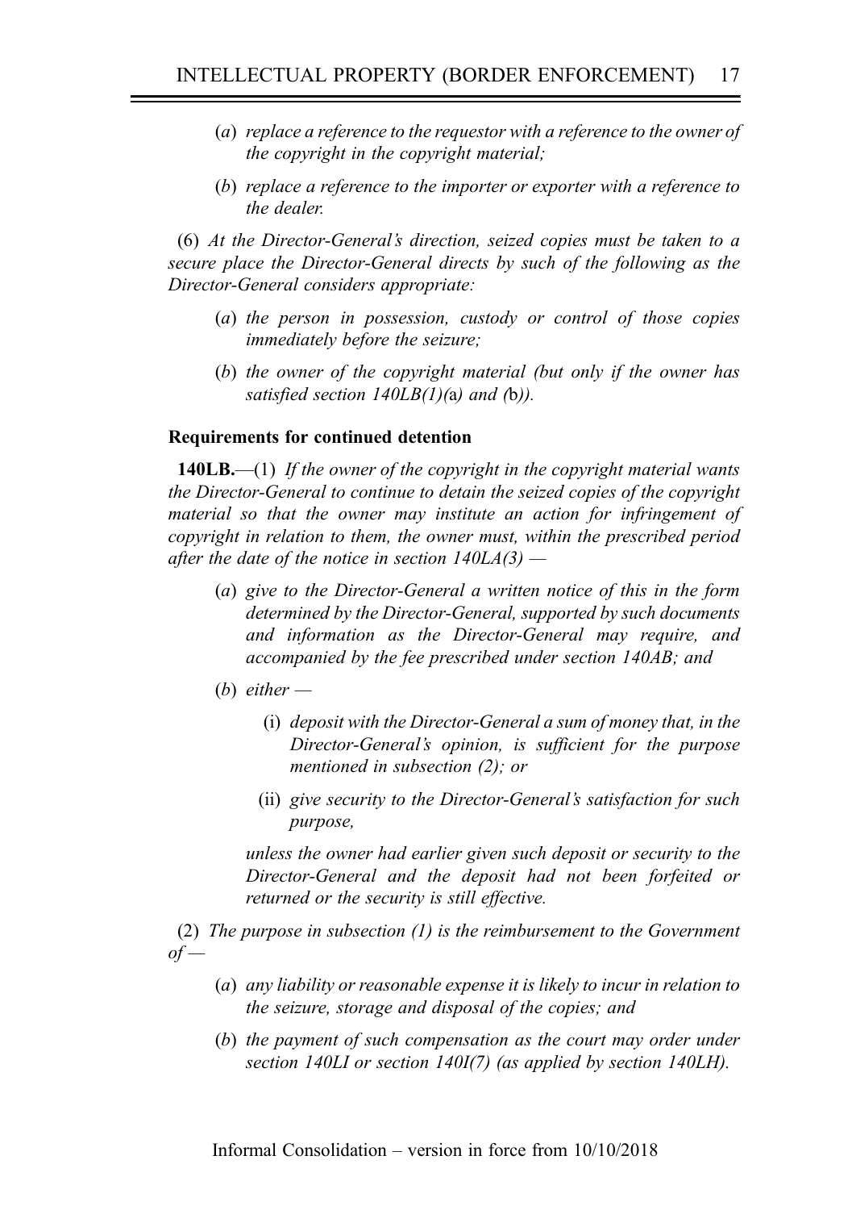(*a*) *replace a reference to the requestor with a reference to the owner of the copyright in the copyright material;*

(*b*) *replace a reference to the importer or exporter with a reference to the dealer.*

(6) *At the Director-General's direction, seized copies must be taken to a secure place the Director-General directs by such of the following as the Director-General considers appropriate:*

(*a*) *the person in possession, custody or control of those copies immediately before the seizure;*

(*b*) *the owner of the copyright material (but only if the owner has satisfied section 140LB(1)(*a*) and (*b*)).*

**Requirements for continued detention**

**140LB.**—(1) *If the owner of the copyright in the copyright material wants the Director-General to continue to detain the seized copies of the copyright material so that the owner may institute an action for infringement of copyright in relation to them, the owner must, within the prescribed period after the date of the notice in section 140LA(3) —*

(*a*) *give to the Director-General a written notice of this in the form determined by the Director-General, supported by such documents and information as the Director-General may require, and accompanied by the fee prescribed under section 140AB; and*

(*b*) *either —*

(i) *deposit with the Director-General a sum of money that, in the Director-General's opinion, is sufficient for the purpose mentioned in subsection (2); or*

(ii) *give security to the Director-General's satisfaction for such purpose,*

*unless the owner had earlier given such deposit or security to the Director-General and the deposit had not been forfeited or returned or the security is still effective.*

(2) *The purpose in subsection (1) is the reimbursement to the Government of —*

(*a*) *any liability or reasonable expense it is likely to incur in relation to the seizure, storage and disposal of the copies; and*

(*b*) *the payment of such compensation as the court may order under section 140LI or section 140I(7) (as applied by section 140LH).*

Informal Consolidation – version in force from 10/10/2018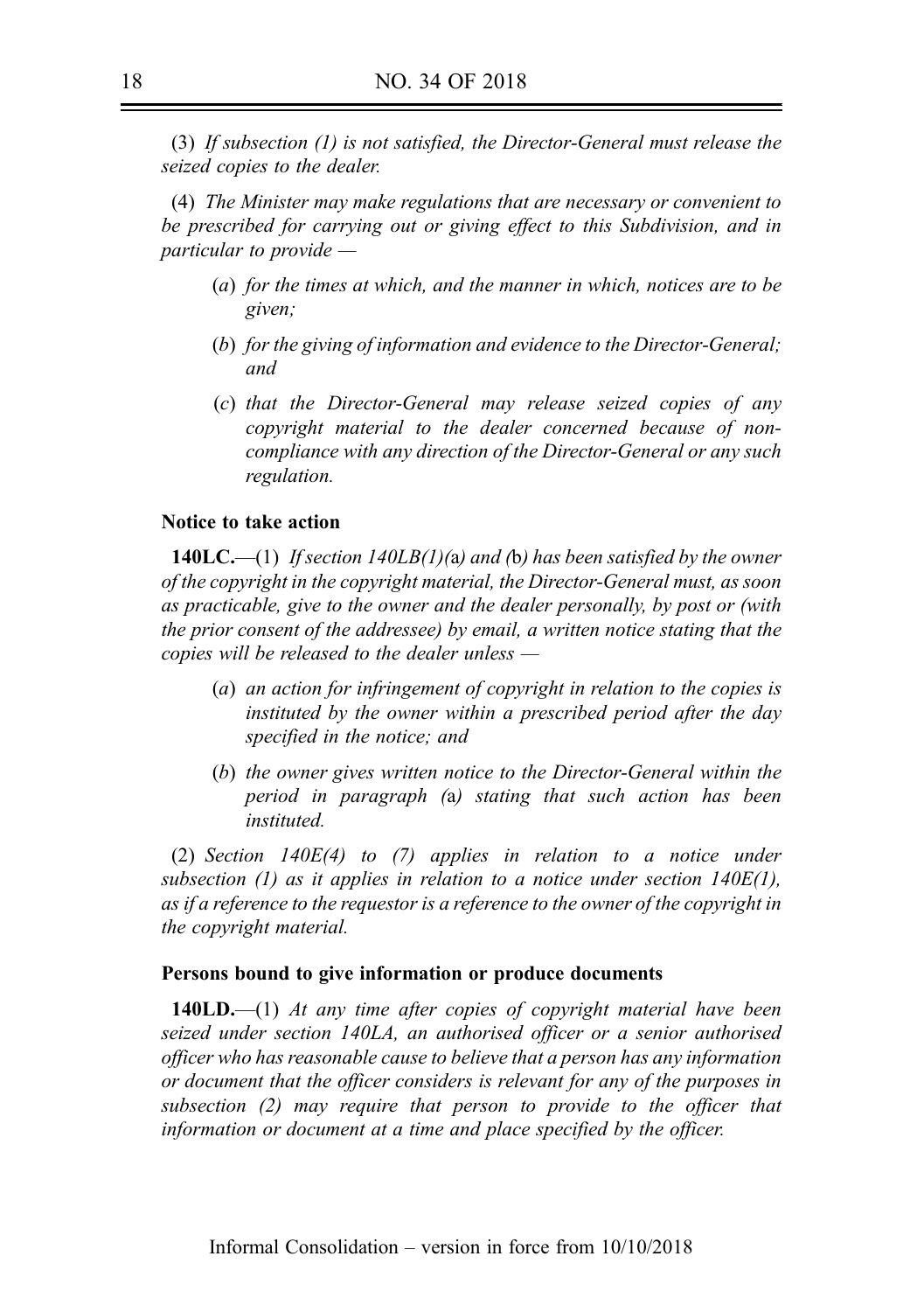(3) *If subsection (1) is not satisfied, the Director-General must release the seized copies to the dealer.*

(4) *The Minister may make regulations that are necessary or convenient to be prescribed for carrying out or giving effect to this Subdivision, and in particular to provide —*

- (*a*) *for the times at which, and the manner in which, notices are to be given;*
- (*b*) *for the giving of information and evidence to the Director-General; and*
- (*c*) *that the Director-General may release seized copies of any copyright material to the dealer concerned because of non-compliance with any direction of the Director-General or any such regulation.*

**Notice to take action**

**140LC.**—(1) *If section 140LB(1)(*a*) and (*b*) has been satisfied by the owner of the copyright in the copyright material, the Director-General must, as soon as practicable, give to the owner and the dealer personally, by post or (with the prior consent of the addressee) by email, a written notice stating that the copies will be released to the dealer unless —*

- (*a*) *an action for infringement of copyright in relation to the copies is instituted by the owner within a prescribed period after the day specified in the notice; and*
- (*b*) *the owner gives written notice to the Director-General within the period in paragraph (*a*) stating that such action has been instituted.*

(2) *Section 140E(4) to (7) applies in relation to a notice under subsection (1) as it applies in relation to a notice under section 140E(1), as if a reference to the requestor is a reference to the owner of the copyright in the copyright material.*

**Persons bound to give information or produce documents**

**140LD.**—(1) *At any time after copies of copyright material have been seized under section 140LA, an authorised officer or a senior authorised officer who has reasonable cause to believe that a person has any information or document that the officer considers is relevant for any of the purposes in subsection (2) may require that person to provide to the officer that information or document at a time and place specified by the officer.*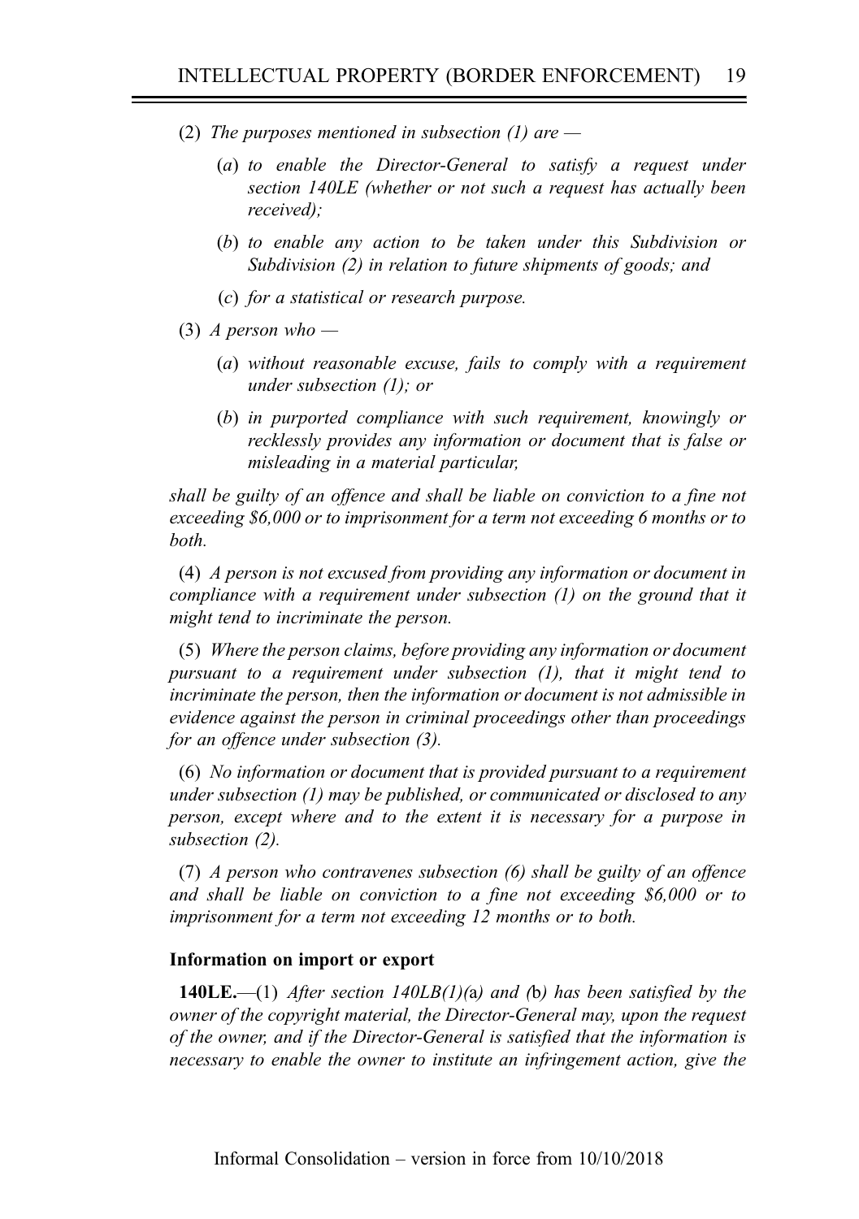(2) *The purposes mentioned in subsection (1) are —*

(*a*) *to enable the Director-General to satisfy a request under section 140LE (whether or not such a request has actually been received);*

(*b*) *to enable any action to be taken under this Subdivision or Subdivision (2) in relation to future shipments of goods; and*

(*c*) *for a statistical or research purpose.*

(3) *A person who —*

(*a*) *without reasonable excuse, fails to comply with a requirement under subsection (1); or*

(*b*) *in purported compliance with such requirement, knowingly or recklessly provides any information or document that is false or misleading in a material particular,*

*shall be guilty of an offence and shall be liable on conviction to a fine not exceeding $6,000 or to imprisonment for a term not exceeding 6 months or to both.*

(4) *A person is not excused from providing any information or document in compliance with a requirement under subsection (1) on the ground that it might tend to incriminate the person.*

(5) *Where the person claims, before providing any information or document pursuant to a requirement under subsection (1), that it might tend to incriminate the person, then the information or document is not admissible in evidence against the person in criminal proceedings other than proceedings for an offence under subsection (3).*

(6) *No information or document that is provided pursuant to a requirement under subsection (1) may be published, or communicated or disclosed to any person, except where and to the extent it is necessary for a purpose in subsection (2).*

(7) *A person who contravenes subsection (6) shall be guilty of an offence and shall be liable on conviction to a fine not exceeding $6,000 or to imprisonment for a term not exceeding 12 months or to both.*

**Information on import or export**

**140LE.**—(1) *After section 140LB(1)(*a*) and (*b*) has been satisfied by the owner of the copyright material, the Director-General may, upon the request of the owner, and if the Director-General is satisfied that the information is necessary to enable the owner to institute an infringement action, give the*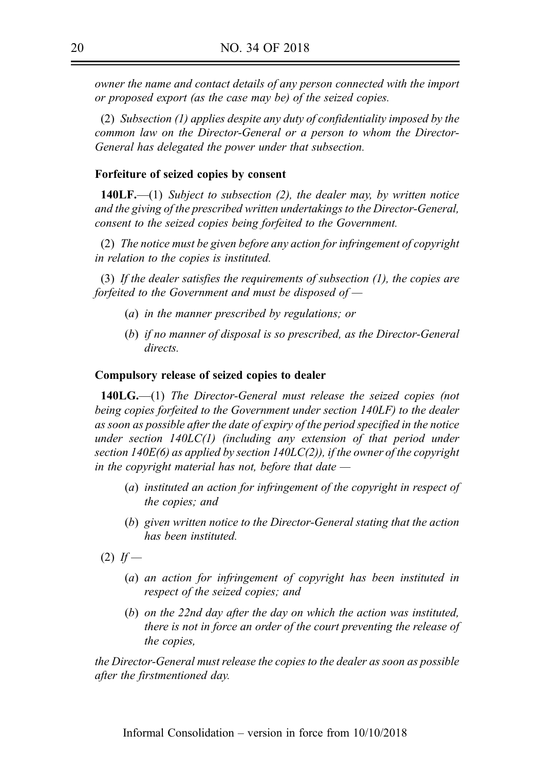*owner the name and contact details of any person connected with the import or proposed export (as the case may be) of the seized copies.*

(2) *Subsection (1) applies despite any duty of confidentiality imposed by the common law on the Director-General or a person to whom the Director-General has delegated the power under that subsection.*

**Forfeiture of seized copies by consent**

**140LF.**—(1) *Subject to subsection (2), the dealer may, by written notice and the giving of the prescribed written undertakings to the Director-General, consent to the seized copies being forfeited to the Government.*

(2) *The notice must be given before any action for infringement of copyright in relation to the copies is instituted.*

(3) *If the dealer satisfies the requirements of subsection (1), the copies are forfeited to the Government and must be disposed of —*

- (*a*) *in the manner prescribed by regulations; or*
- (*b*) *if no manner of disposal is so prescribed, as the Director-General directs.*

**Compulsory release of seized copies to dealer**

**140LG.**—(1) *The Director-General must release the seized copies (not being copies forfeited to the Government under section 140LF) to the dealer as soon as possible after the date of expiry of the period specified in the notice under section 140LC(1) (including any extension of that period under section 140E(6) as applied by section 140LC(2)), if the owner of the copyright in the copyright material has not, before that date —*

- (*a*) *instituted an action for infringement of the copyright in respect of the copies; and*
- (*b*) *given written notice to the Director-General stating that the action has been instituted.*

(2) *If —*

- (*a*) *an action for infringement of copyright has been instituted in respect of the seized copies; and*
- (*b*) *on the 22nd day after the day on which the action was instituted, there is not in force an order of the court preventing the release of the copies,*

*the Director-General must release the copies to the dealer as soon as possible after the firstmentioned day.*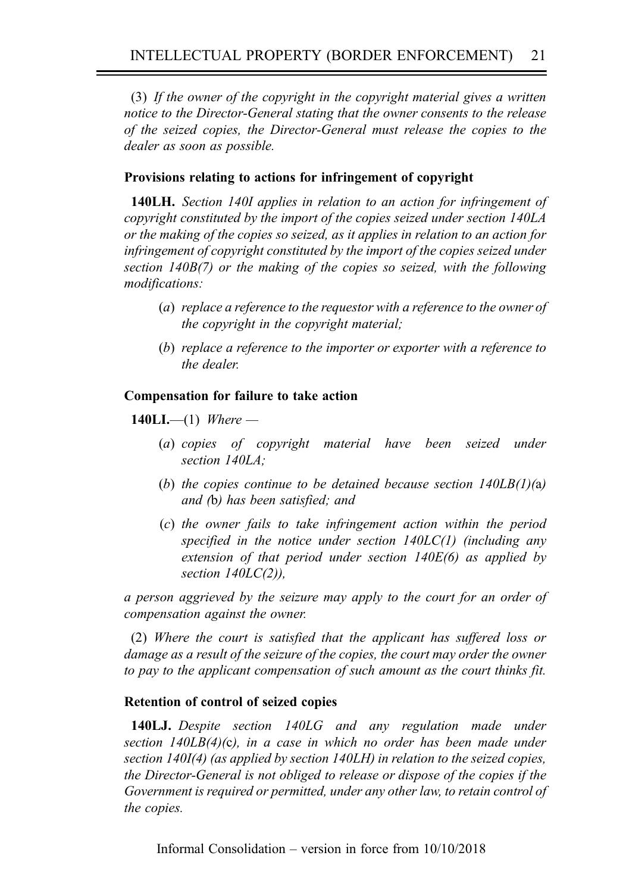(3) *If the owner of the copyright in the copyright material gives a written notice to the Director-General stating that the owner consents to the release of the seized copies, the Director-General must release the copies to the dealer as soon as possible.*

**Provisions relating to actions for infringement of copyright**

**140LH.** *Section 140I applies in relation to an action for infringement of copyright constituted by the import of the copies seized under section 140LA or the making of the copies so seized, as it applies in relation to an action for infringement of copyright constituted by the import of the copies seized under section 140B(7) or the making of the copies so seized, with the following modifications:*

- (*a*) *replace a reference to the requestor with a reference to the owner of the copyright in the copyright material;*
- (*b*) *replace a reference to the importer or exporter with a reference to the dealer.*

**Compensation for failure to take action**

**140LI.**—(1) *Where —*

- (*a*) *copies of copyright material have been seized under section 140LA;*
- (*b*) *the copies continue to be detained because section 140LB(1)(*a*) and (*b*) has been satisfied; and*
- (*c*) *the owner fails to take infringement action within the period specified in the notice under section 140LC(1) (including any extension of that period under section 140E(6) as applied by section 140LC(2)),*

*a person aggrieved by the seizure may apply to the court for an order of compensation against the owner.*

(2) *Where the court is satisfied that the applicant has suffered loss or damage as a result of the seizure of the copies, the court may order the owner to pay to the applicant compensation of such amount as the court thinks fit.*

**Retention of control of seized copies**

**140LJ.** *Despite section 140LG and any regulation made under section 140LB(4)(*c*), in a case in which no order has been made under section 140I(4) (as applied by section 140LH) in relation to the seized copies, the Director-General is not obliged to release or dispose of the copies if the Government is required or permitted, under any other law, to retain control of the copies.*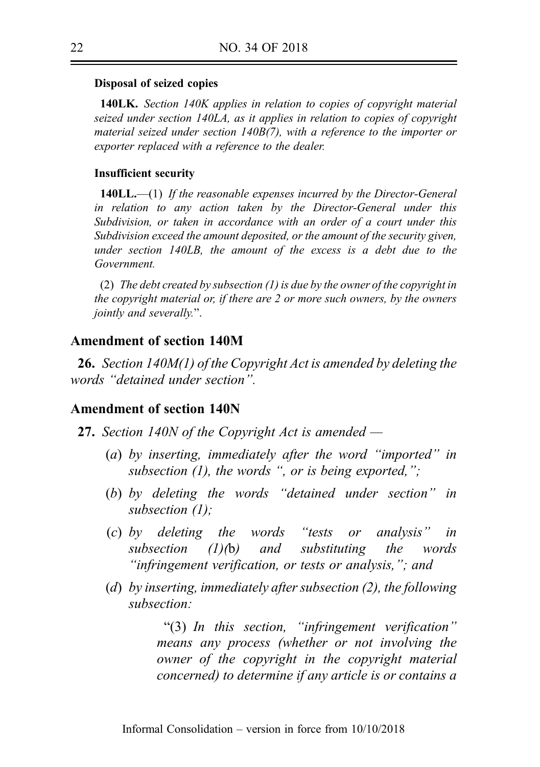**Disposal of seized copies**

**140LK.** *Section 140K applies in relation to copies of copyright material seized under section 140LA, as it applies in relation to copies of copyright material seized under section 140B(7), with a reference to the importer or exporter replaced with a reference to the dealer.*

**Insufficient security**

**140LL.**—(1) *If the reasonable expenses incurred by the Director-General in relation to any action taken by the Director-General under this Subdivision, or taken in accordance with an order of a court under this Subdivision exceed the amount deposited, or the amount of the security given, under section 140LB, the amount of the excess is a debt due to the Government.*

(2) *The debt created by subsection (1) is due by the owner of the copyright in the copyright material or, if there are 2 or more such owners, by the owners jointly and severally.*".

## Amendment of section 140M

**26.** *Section 140M(1) of the Copyright Act is amended by deleting the words "detained under section".*

## Amendment of section 140N

**27.** *Section 140N of the Copyright Act is amended —*

(*a*) *by inserting, immediately after the word "imported" in subsection (1), the words ", or is being exported,";*

(*b*) *by deleting the words "detained under section" in subsection (1);*

(*c*) *by deleting the words "tests or analysis" in subsection (1)(*b*) and substituting the words "infringement verification, or tests or analysis,"; and*

(*d*) *by inserting, immediately after subsection (2), the following subsection:*

"(3) *In this section, "infringement verification" means any process (whether or not involving the owner of the copyright in the copyright material concerned) to determine if any article is or contains a*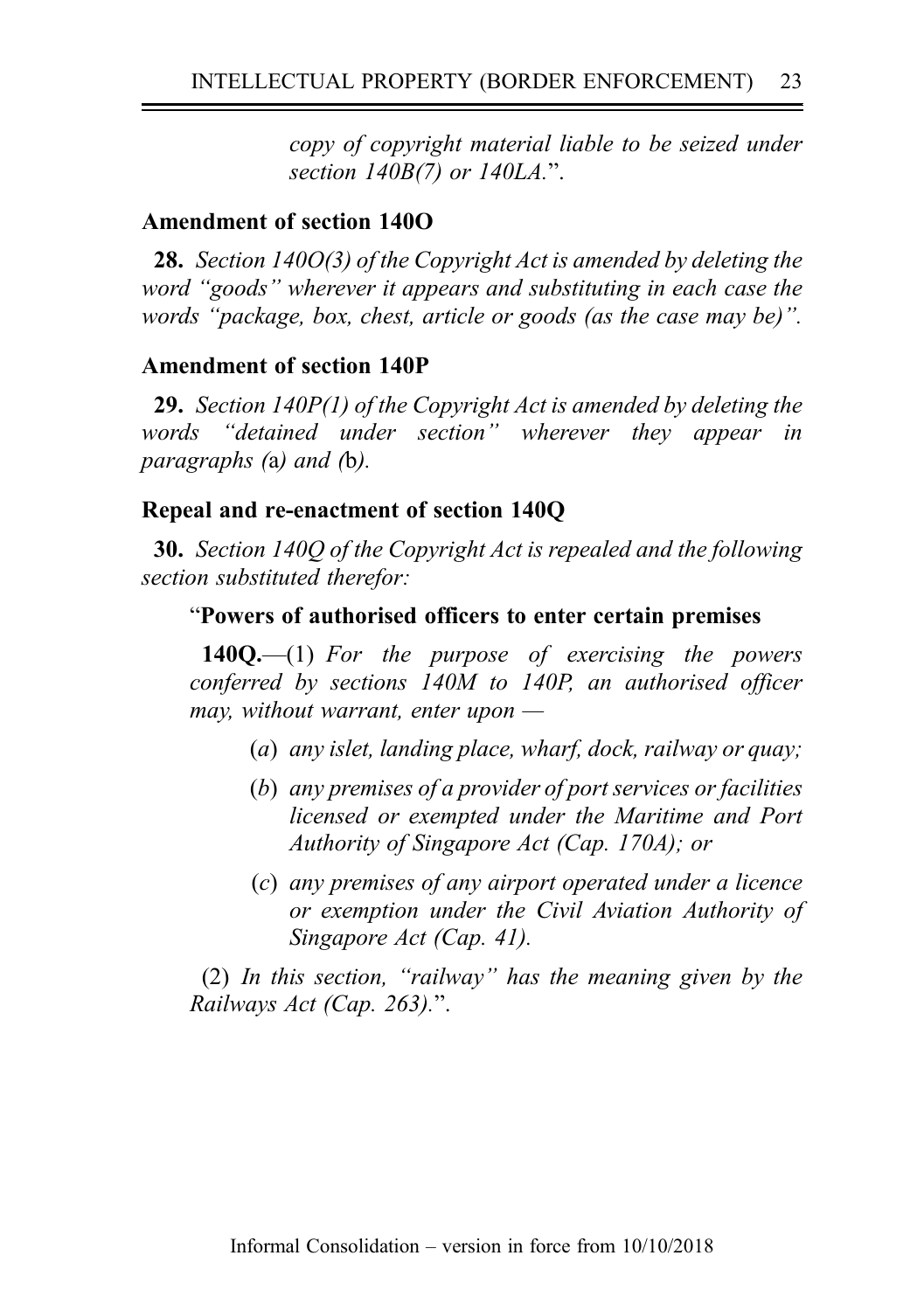*copy of copyright material liable to be seized under section 140B(7) or 140LA.*".

**Amendment of section 140O**

**28.** *Section 140O(3) of the Copyright Act is amended by deleting the word "goods" wherever it appears and substituting in each case the words "package, box, chest, article or goods (as the case may be)".*

**Amendment of section 140P**

**29.** *Section 140P(1) of the Copyright Act is amended by deleting the words "detained under section" wherever they appear in paragraphs (*a*) and (*b*).*

**Repeal and re-enactment of section 140Q**

**30.** *Section 140Q of the Copyright Act is repealed and the following section substituted therefor:*

"**Powers of authorised officers to enter certain premises**

**140Q.**—(1) *For the purpose of exercising the powers conferred by sections 140M to 140P, an authorised officer may, without warrant, enter upon —*

(*a*) *any islet, landing place, wharf, dock, railway or quay;*

(*b*) *any premises of a provider of port services or facilities licensed or exempted under the Maritime and Port Authority of Singapore Act (Cap. 170A); or*

(*c*) *any premises of any airport operated under a licence or exemption under the Civil Aviation Authority of Singapore Act (Cap. 41).*

(2) *In this section, "railway" has the meaning given by the Railways Act (Cap. 263).*".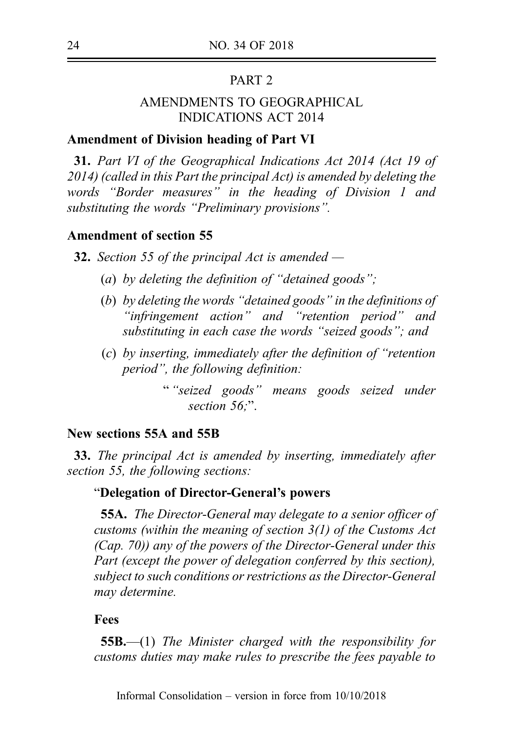## PART 2

## AMENDMENTS TO GEOGRAPHICAL INDICATIONS ACT 2014

**Amendment of Division heading of Part VI**

**31.** *Part VI of the Geographical Indications Act 2014 (Act 19 of 2014) (called in this Part the principal Act) is amended by deleting the words "Border measures" in the heading of Division 1 and substituting the words "Preliminary provisions".*

**Amendment of section 55**

**32.** *Section 55 of the principal Act is amended —*

(*a*) *by deleting the definition of "detained goods";*

(*b*) *by deleting the words "detained goods" in the definitions of "infringement action" and "retention period" and substituting in each case the words "seized goods"; and*

(*c*) *by inserting, immediately after the definition of "retention period", the following definition:*

> "*"seized goods" means goods seized under section 56;*".

**New sections 55A and 55B**

**33.** *The principal Act is amended by inserting, immediately after section 55, the following sections:*

"**Delegation of Director-General's powers**

**55A.** *The Director-General may delegate to a senior officer of customs (within the meaning of section 3(1) of the Customs Act (Cap. 70)) any of the powers of the Director-General under this Part (except the power of delegation conferred by this section), subject to such conditions or restrictions as the Director-General may determine.*

**Fees**

**55B.**—(1) *The Minister charged with the responsibility for customs duties may make rules to prescribe the fees payable to*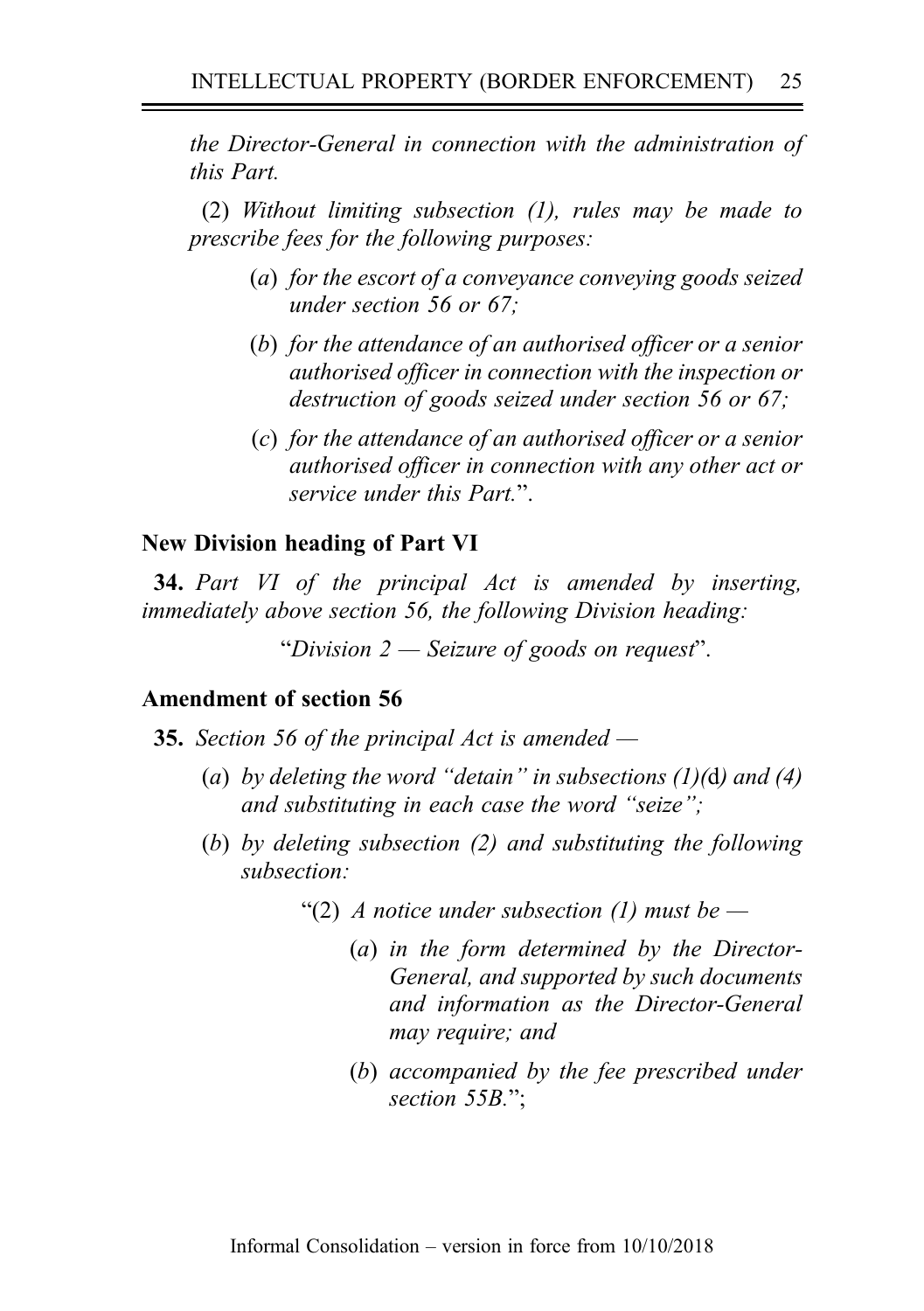*the Director-General in connection with the administration of this Part.*

(2) *Without limiting subsection (1), rules may be made to prescribe fees for the following purposes:*

> (*a*) *for the escort of a conveyance conveying goods seized under section 56 or 67;*
>
> (*b*) *for the attendance of an authorised officer or a senior authorised officer in connection with the inspection or destruction of goods seized under section 56 or 67;*
>
> (*c*) *for the attendance of an authorised officer or a senior authorised officer in connection with any other act or service under this Part.*".

**New Division heading of Part VI**

**34.** *Part VI of the principal Act is amended by inserting, immediately above section 56, the following Division heading:*

"*Division 2 — Seizure of goods on request*".

**Amendment of section 56**

**35.** *Section 56 of the principal Act is amended —*

> (*a*) *by deleting the word "detain" in subsections (1)(*d*) and (4) and substituting in each case the word "seize";*
>
> (*b*) *by deleting subsection (2) and substituting the following subsection:*
>
> > "(2) *A notice under subsection (1) must be —*
> >
> > > (*a*) *in the form determined by the Director-General, and supported by such documents and information as the Director-General may require; and*
> > >
> > > (*b*) *accompanied by the fee prescribed under section 55B.*";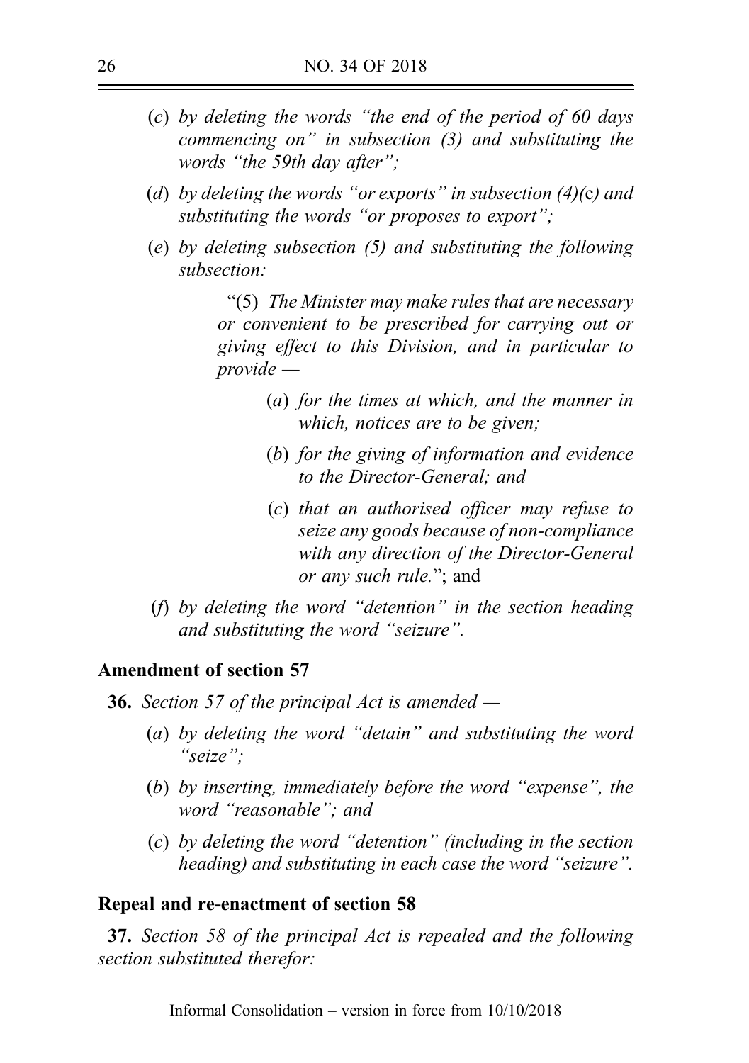(*c*) *by deleting the words "the end of the period of 60 days commencing on" in subsection (3) and substituting the words "the 59th day after";*

(*d*) *by deleting the words "or exports" in subsection (4)(*c*) and substituting the words "or proposes to export";*

(*e*) *by deleting subsection (5) and substituting the following subsection:*

> "(5) *The Minister may make rules that are necessary or convenient to be prescribed for carrying out or giving effect to this Division, and in particular to provide —*
>
> (*a*) *for the times at which, and the manner in which, notices are to be given;*
>
> (*b*) *for the giving of information and evidence to the Director-General; and*
>
> (*c*) *that an authorised officer may refuse to seize any goods because of non-compliance with any direction of the Director-General or any such rule.*"; and

(*f*) *by deleting the word "detention" in the section heading and substituting the word "seizure".*

**Amendment of section 57**

**36.** *Section 57 of the principal Act is amended —*

(*a*) *by deleting the word "detain" and substituting the word "seize";*

(*b*) *by inserting, immediately before the word "expense", the word "reasonable"; and*

(*c*) *by deleting the word "detention" (including in the section heading) and substituting in each case the word "seizure".*

**Repeal and re-enactment of section 58**

**37.** *Section 58 of the principal Act is repealed and the following section substituted therefor:*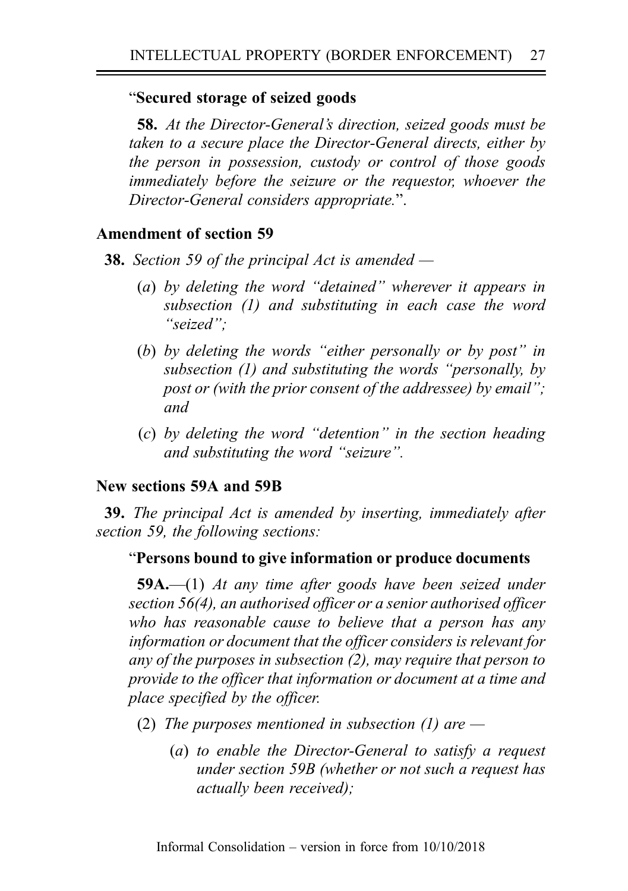"**Secured storage of seized goods**

**58.** *At the Director-General's direction, seized goods must be taken to a secure place the Director-General directs, either by the person in possession, custody or control of those goods immediately before the seizure or the requestor, whoever the Director-General considers appropriate.*".

**Amendment of section 59**

**38.** *Section 59 of the principal Act is amended —*

(*a*) *by deleting the word "detained" wherever it appears in subsection (1) and substituting in each case the word "seized";*

(*b*) *by deleting the words "either personally or by post" in subsection (1) and substituting the words "personally, by post or (with the prior consent of the addressee) by email"; and*

(*c*) *by deleting the word "detention" in the section heading and substituting the word "seizure".*

**New sections 59A and 59B**

**39.** *The principal Act is amended by inserting, immediately after section 59, the following sections:*

"**Persons bound to give information or produce documents**

**59A.**—(1) *At any time after goods have been seized under section 56(4), an authorised officer or a senior authorised officer who has reasonable cause to believe that a person has any information or document that the officer considers is relevant for any of the purposes in subsection (2), may require that person to provide to the officer that information or document at a time and place specified by the officer.*

(2) *The purposes mentioned in subsection (1) are —*

(*a*) *to enable the Director-General to satisfy a request under section 59B (whether or not such a request has actually been received);*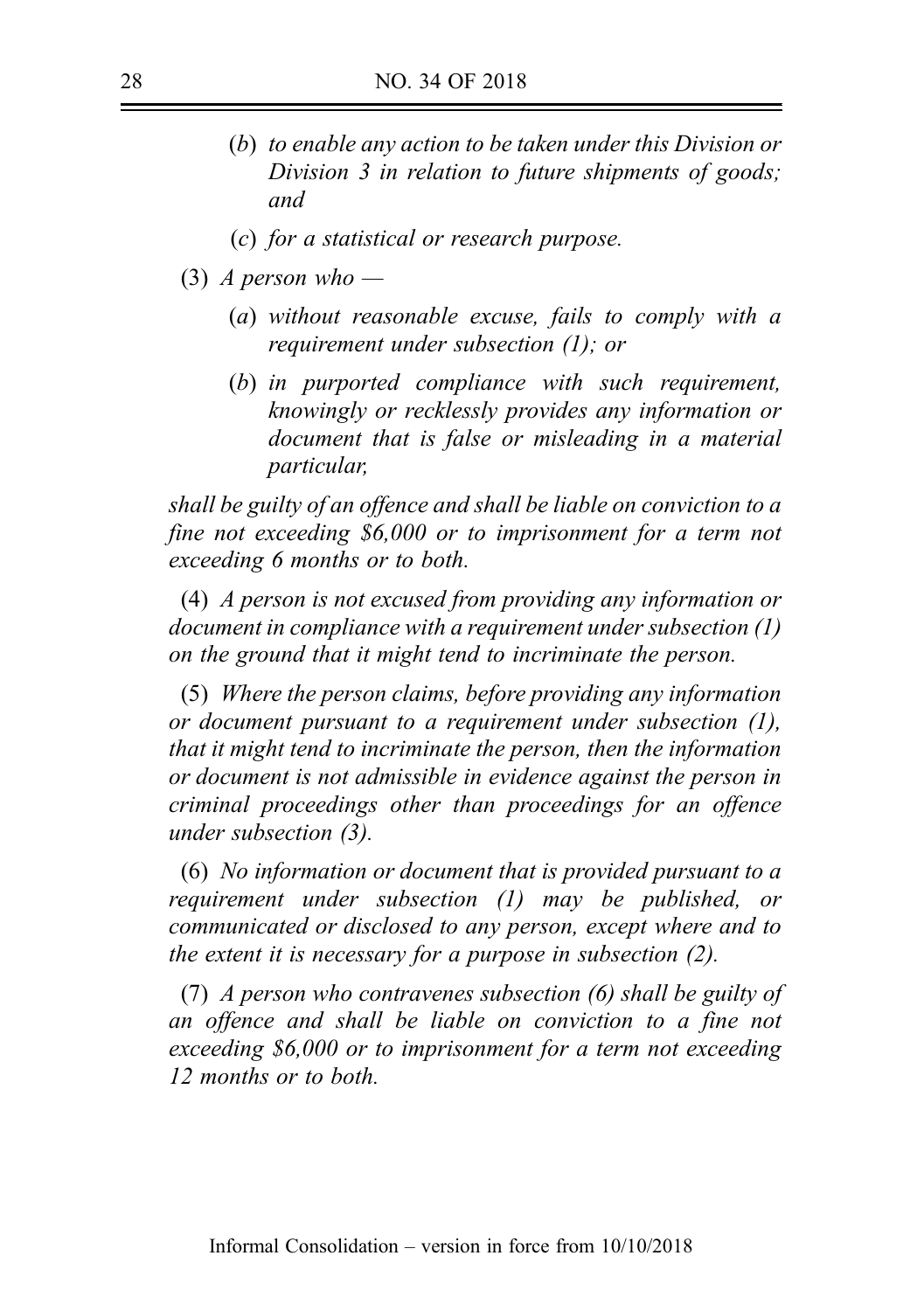(*b*) *to enable any action to be taken under this Division or Division 3 in relation to future shipments of goods; and*

(*c*) *for a statistical or research purpose.*

(3) *A person who —*

(*a*) *without reasonable excuse, fails to comply with a requirement under subsection (1); or*

(*b*) *in purported compliance with such requirement, knowingly or recklessly provides any information or document that is false or misleading in a material particular,*

*shall be guilty of an offence and shall be liable on conviction to a fine not exceeding $6,000 or to imprisonment for a term not exceeding 6 months or to both.*

(4) *A person is not excused from providing any information or document in compliance with a requirement under subsection (1) on the ground that it might tend to incriminate the person.*

(5) *Where the person claims, before providing any information or document pursuant to a requirement under subsection (1), that it might tend to incriminate the person, then the information or document is not admissible in evidence against the person in criminal proceedings other than proceedings for an offence under subsection (3).*

(6) *No information or document that is provided pursuant to a requirement under subsection (1) may be published, or communicated or disclosed to any person, except where and to the extent it is necessary for a purpose in subsection (2).*

(7) *A person who contravenes subsection (6) shall be guilty of an offence and shall be liable on conviction to a fine not exceeding $6,000 or to imprisonment for a term not exceeding 12 months or to both.*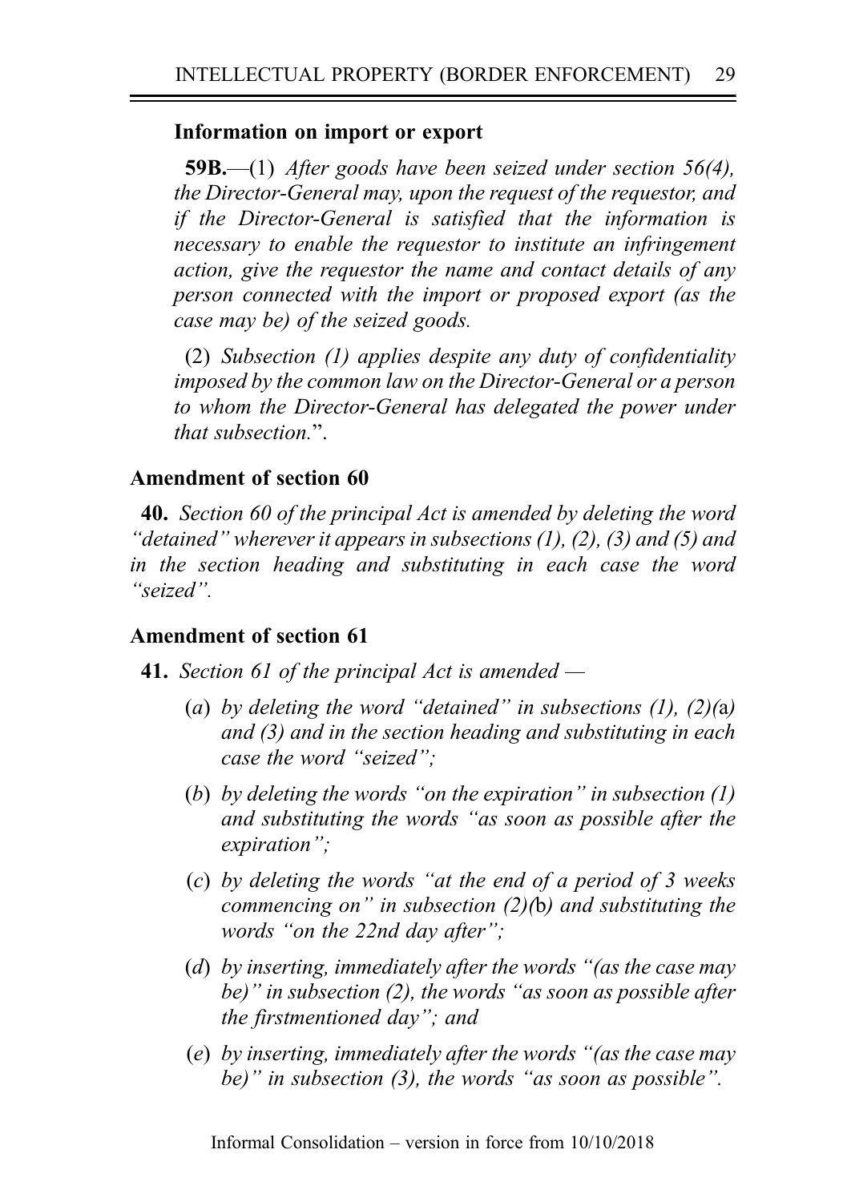**Information on import or export**

**59B.**—(1) *After goods have been seized under section 56(4), the Director-General may, upon the request of the requestor, and if the Director-General is satisfied that the information is necessary to enable the requestor to institute an infringement action, give the requestor the name and contact details of any person connected with the import or proposed export (as the case may be) of the seized goods.*

(2) *Subsection (1) applies despite any duty of confidentiality imposed by the common law on the Director-General or a person to whom the Director-General has delegated the power under that subsection.*".

**Amendment of section 60**

**40.** *Section 60 of the principal Act is amended by deleting the word "detained" wherever it appears in subsections (1), (2), (3) and (5) and in the section heading and substituting in each case the word "seized".*

**Amendment of section 61**

**41.** *Section 61 of the principal Act is amended —*

- (*a*) *by deleting the word "detained" in subsections (1), (2)(*a*) and (3) and in the section heading and substituting in each case the word "seized";*
- (*b*) *by deleting the words "on the expiration" in subsection (1) and substituting the words "as soon as possible after the expiration";*
- (*c*) *by deleting the words "at the end of a period of 3 weeks commencing on" in subsection (2)(*b*) and substituting the words "on the 22nd day after";*
- (*d*) *by inserting, immediately after the words "(as the case may be)" in subsection (2), the words "as soon as possible after the firstmentioned day"; and*
- (*e*) *by inserting, immediately after the words "(as the case may be)" in subsection (3), the words "as soon as possible".*

Informal Consolidation – version in force from 10/10/2018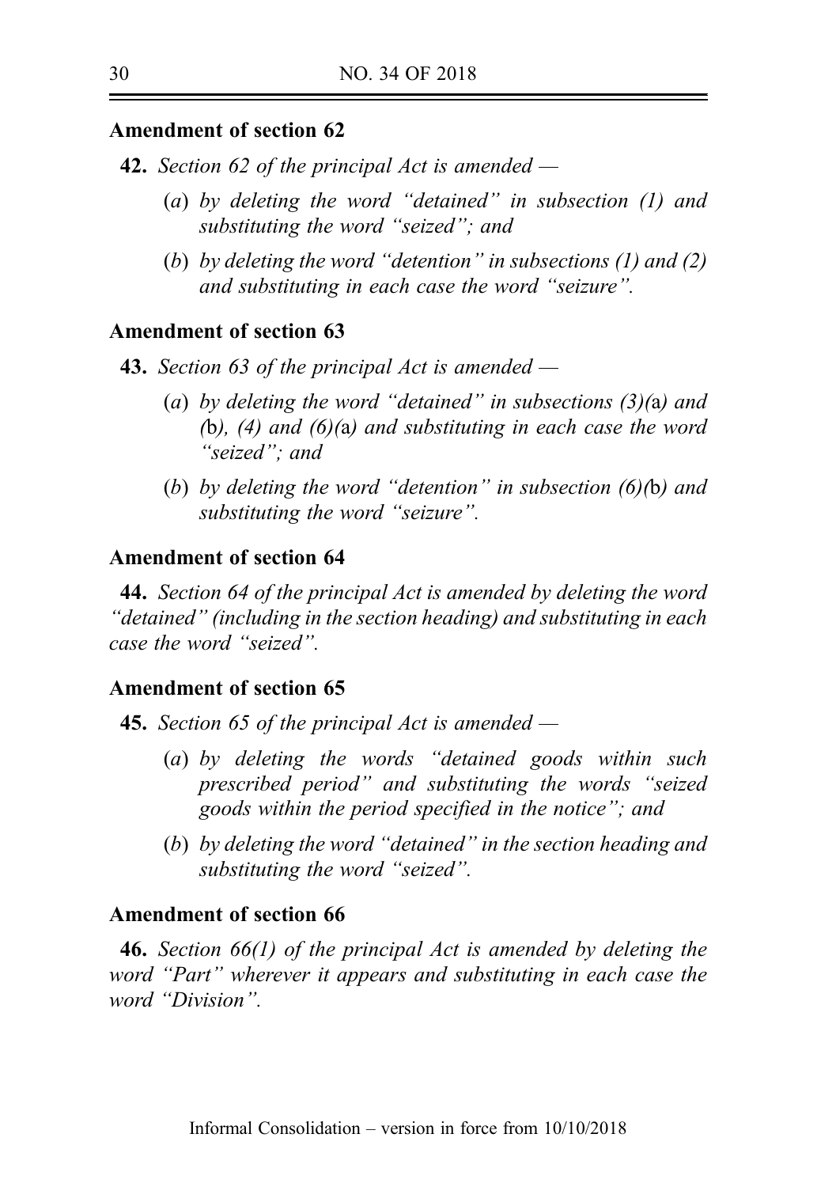### Amendment of section 62

**42.** *Section 62 of the principal Act is amended —*

- (*a*) *by deleting the word "detained" in subsection (1) and substituting the word "seized"; and*
- (*b*) *by deleting the word "detention" in subsections (1) and (2) and substituting in each case the word "seizure".*

### Amendment of section 63

**43.** *Section 63 of the principal Act is amended —*

- (*a*) *by deleting the word "detained" in subsections (3)(*a*) and (*b*), (4) and (6)(*a*) and substituting in each case the word "seized"; and*
- (*b*) *by deleting the word "detention" in subsection (6)(*b*) and substituting the word "seizure".*

### Amendment of section 64

**44.** *Section 64 of the principal Act is amended by deleting the word "detained" (including in the section heading) and substituting in each case the word "seized".*

### Amendment of section 65

**45.** *Section 65 of the principal Act is amended —*

- (*a*) *by deleting the words "detained goods within such prescribed period" and substituting the words "seized goods within the period specified in the notice"; and*
- (*b*) *by deleting the word "detained" in the section heading and substituting the word "seized".*

### Amendment of section 66

**46.** *Section 66(1) of the principal Act is amended by deleting the word "Part" wherever it appears and substituting in each case the word "Division".*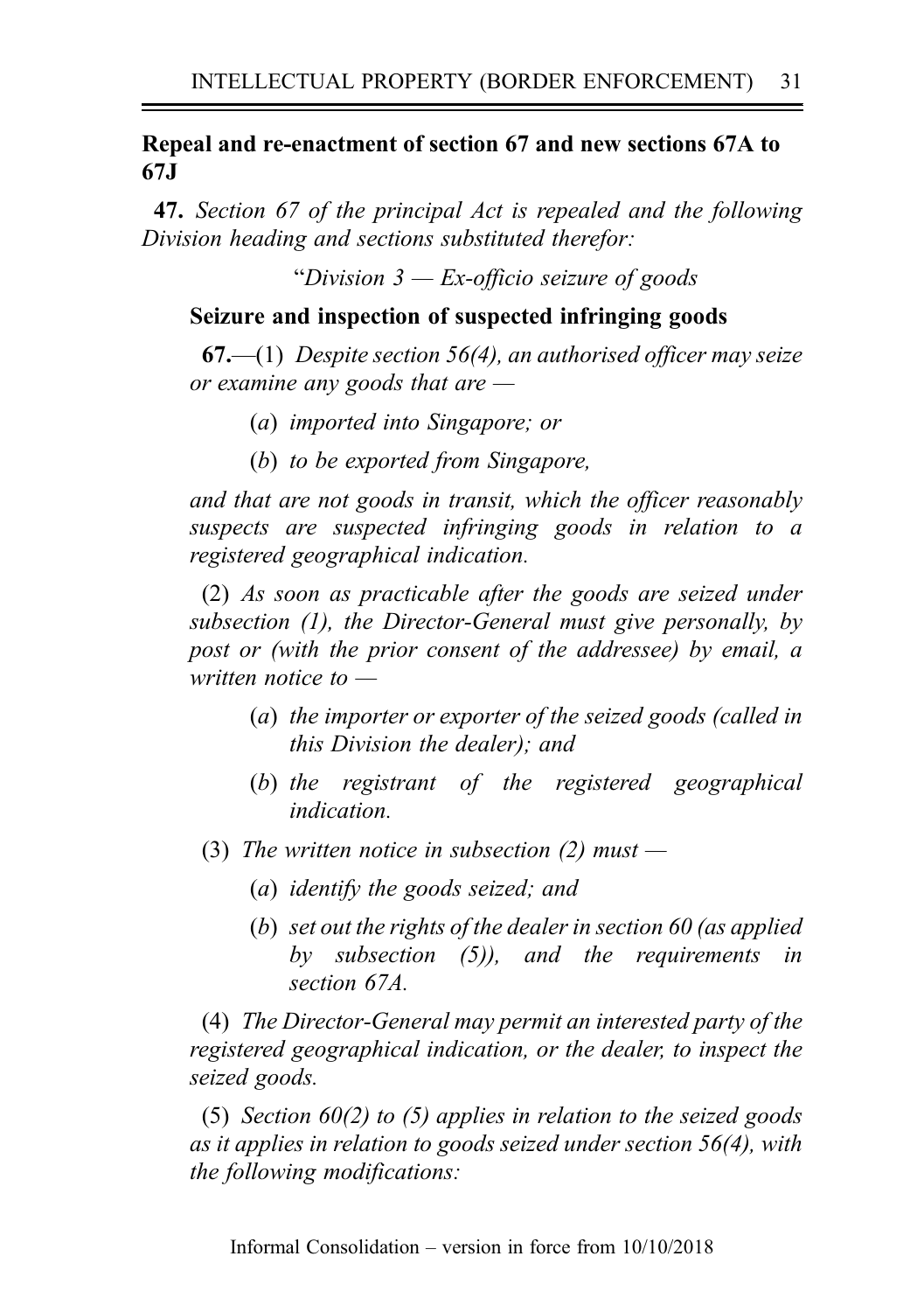**Repeal and re-enactment of section 67 and new sections 67A to 67J**

**47.** *Section 67 of the principal Act is repealed and the following Division heading and sections substituted therefor:*

"*Division 3 — Ex-officio seizure of goods*

**Seizure and inspection of suspected infringing goods**

**67.**—(1) *Despite section 56(4), an authorised officer may seize or examine any goods that are —*

(*a*) *imported into Singapore; or*

(*b*) *to be exported from Singapore,*

*and that are not goods in transit, which the officer reasonably suspects are suspected infringing goods in relation to a registered geographical indication.*

(2) *As soon as practicable after the goods are seized under subsection (1), the Director-General must give personally, by post or (with the prior consent of the addressee) by email, a written notice to —*

(*a*) *the importer or exporter of the seized goods (called in this Division the dealer); and*

(*b*) *the registrant of the registered geographical indication.*

(3) *The written notice in subsection (2) must —*

(*a*) *identify the goods seized; and*

(*b*) *set out the rights of the dealer in section 60 (as applied by subsection (5)), and the requirements in section 67A.*

(4) *The Director-General may permit an interested party of the registered geographical indication, or the dealer, to inspect the seized goods.*

(5) *Section 60(2) to (5) applies in relation to the seized goods as it applies in relation to goods seized under section 56(4), with the following modifications:*

Informal Consolidation – version in force from 10/10/2018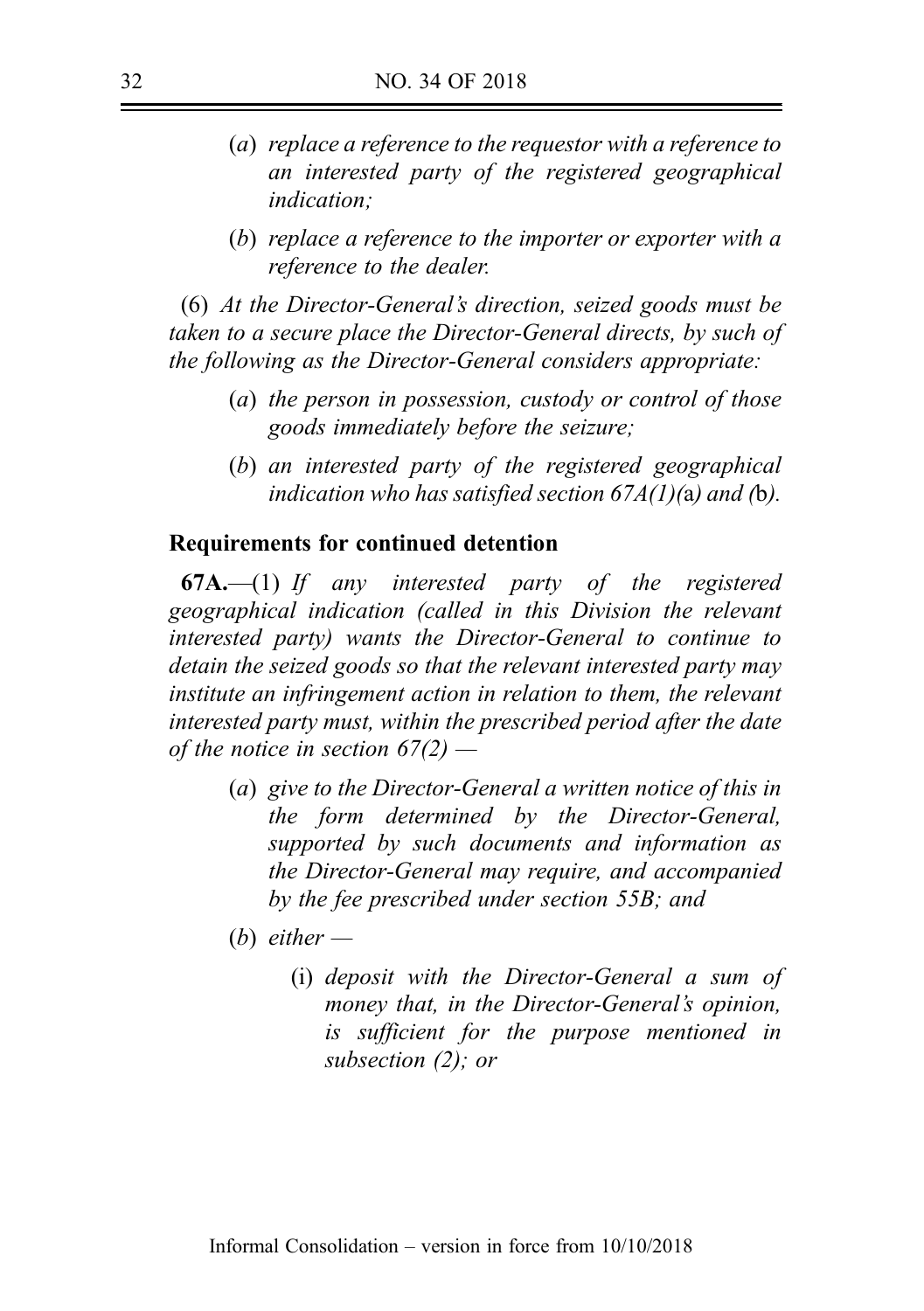(*a*) *replace a reference to the requestor with a reference to an interested party of the registered geographical indication;*

(*b*) *replace a reference to the importer or exporter with a reference to the dealer.*

(6) *At the Director-General's direction, seized goods must be taken to a secure place the Director-General directs, by such of the following as the Director-General considers appropriate:*

(*a*) *the person in possession, custody or control of those goods immediately before the seizure;*

(*b*) *an interested party of the registered geographical indication who has satisfied section 67A(1)(*a*) and (*b*).*

**Requirements for continued detention**

**67A.**—(1) *If any interested party of the registered geographical indication (called in this Division the relevant interested party) wants the Director-General to continue to detain the seized goods so that the relevant interested party may institute an infringement action in relation to them, the relevant interested party must, within the prescribed period after the date of the notice in section 67(2) —*

(*a*) *give to the Director-General a written notice of this in the form determined by the Director-General, supported by such documents and information as the Director-General may require, and accompanied by the fee prescribed under section 55B; and*

(*b*) *either —*

(i) *deposit with the Director-General a sum of money that, in the Director-General's opinion, is sufficient for the purpose mentioned in subsection (2); or*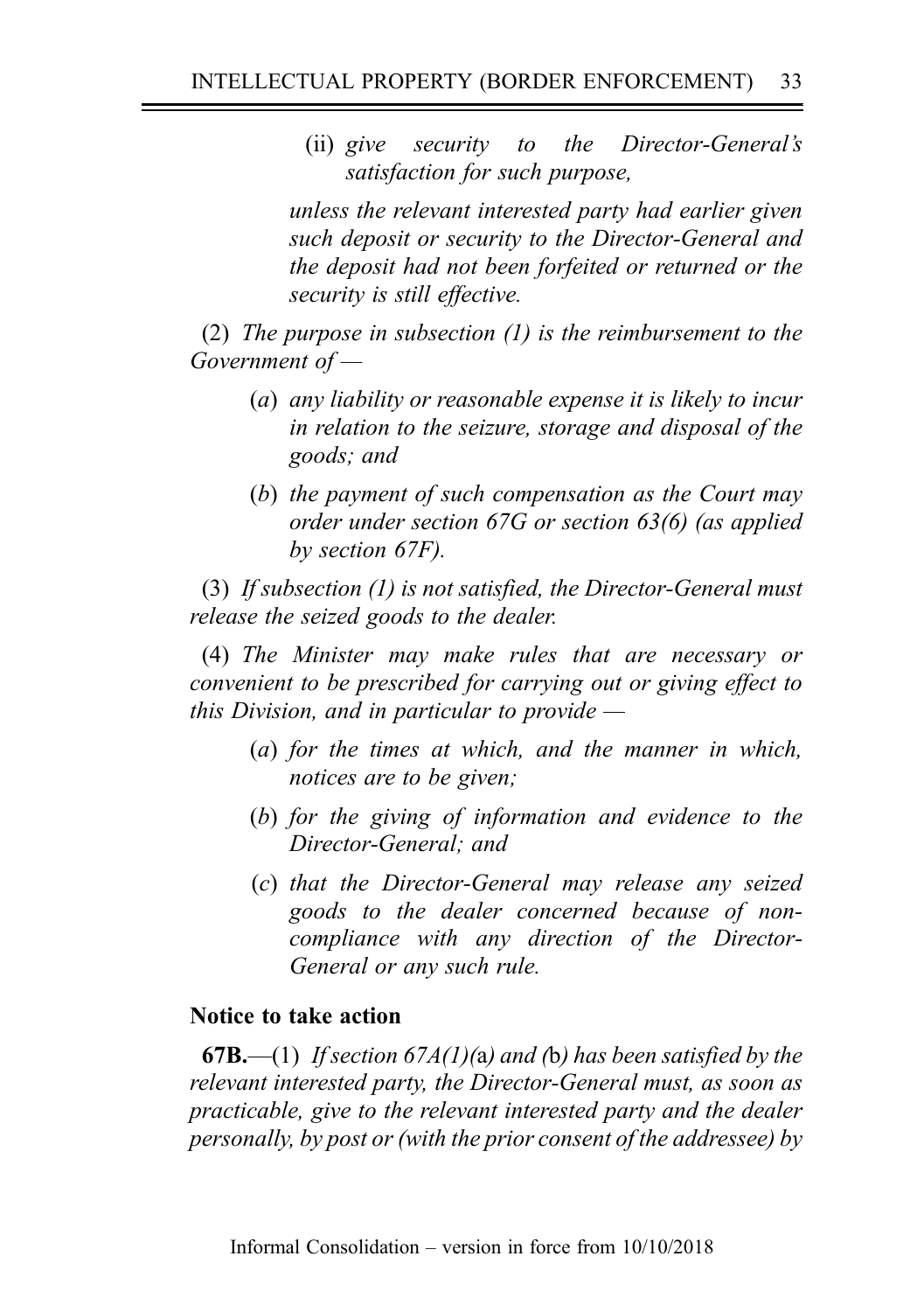(ii) *give security to the Director-General's satisfaction for such purpose,*

*unless the relevant interested party had earlier given such deposit or security to the Director-General and the deposit had not been forfeited or returned or the security is still effective.*

(2) *The purpose in subsection (1) is the reimbursement to the Government of —*

(*a*) *any liability or reasonable expense it is likely to incur in relation to the seizure, storage and disposal of the goods; and*

(*b*) *the payment of such compensation as the Court may order under section 67G or section 63(6) (as applied by section 67F).*

(3) *If subsection (1) is not satisfied, the Director-General must release the seized goods to the dealer.*

(4) *The Minister may make rules that are necessary or convenient to be prescribed for carrying out or giving effect to this Division, and in particular to provide —*

(*a*) *for the times at which, and the manner in which, notices are to be given;*

(*b*) *for the giving of information and evidence to the Director-General; and*

(*c*) *that the Director-General may release any seized goods to the dealer concerned because of non-compliance with any direction of the Director-General or any such rule.*

**Notice to take action**

**67B.**—(1) *If section 67A(1)(*a*) and (*b*) has been satisfied by the relevant interested party, the Director-General must, as soon as practicable, give to the relevant interested party and the dealer personally, by post or (with the prior consent of the addressee) by*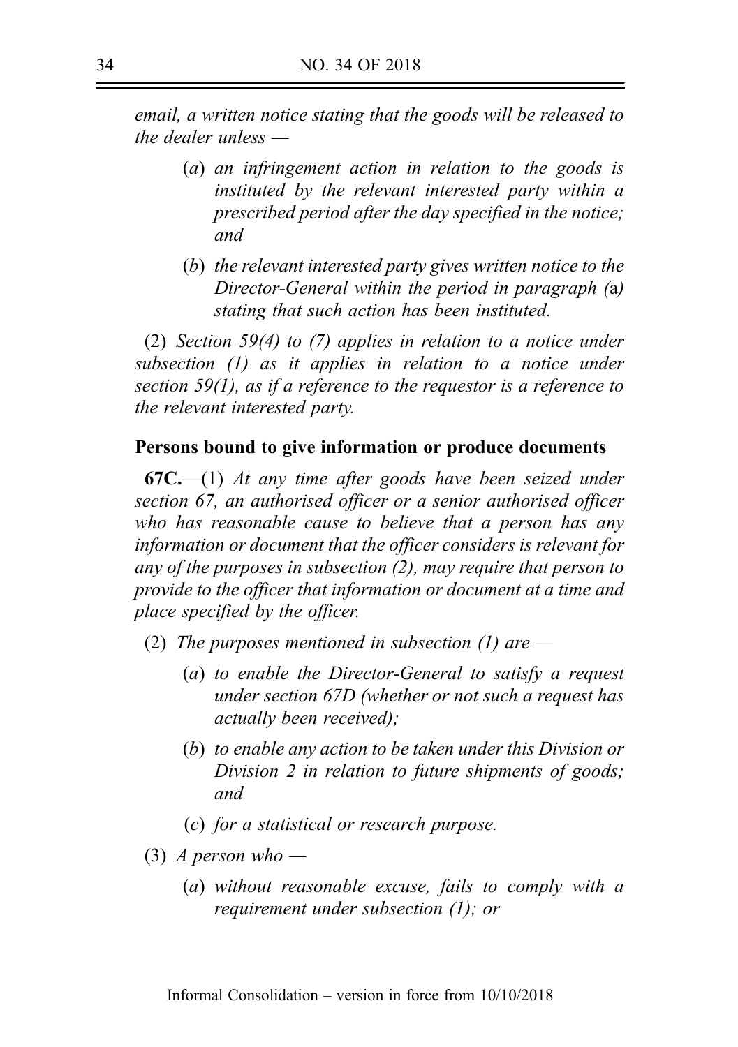*email, a written notice stating that the goods will be released to the dealer unless —*

> (*a*) *an infringement action in relation to the goods is instituted by the relevant interested party within a prescribed period after the day specified in the notice; and*
>
> (*b*) *the relevant interested party gives written notice to the Director-General within the period in paragraph (*a*) stating that such action has been instituted.*

(2) *Section 59(4) to (7) applies in relation to a notice under subsection (1) as it applies in relation to a notice under section 59(1), as if a reference to the requestor is a reference to the relevant interested party.*

**Persons bound to give information or produce documents**

**67C.**—(1) *At any time after goods have been seized under section 67, an authorised officer or a senior authorised officer who has reasonable cause to believe that a person has any information or document that the officer considers is relevant for any of the purposes in subsection (2), may require that person to provide to the officer that information or document at a time and place specified by the officer.*

(2) *The purposes mentioned in subsection (1) are —*

> (*a*) *to enable the Director-General to satisfy a request under section 67D (whether or not such a request has actually been received);*
>
> (*b*) *to enable any action to be taken under this Division or Division 2 in relation to future shipments of goods; and*
>
> (*c*) *for a statistical or research purpose.*

(3) *A person who —*

> (*a*) *without reasonable excuse, fails to comply with a requirement under subsection (1); or*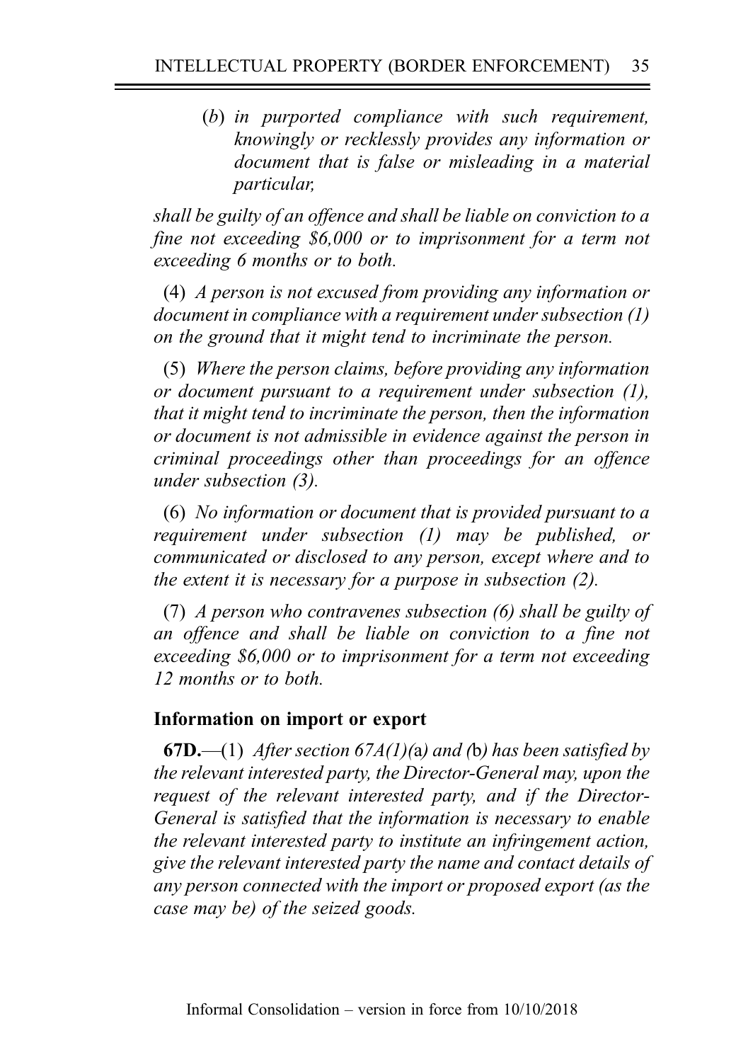(*b*) *in purported compliance with such requirement, knowingly or recklessly provides any information or document that is false or misleading in a material particular,*

*shall be guilty of an offence and shall be liable on conviction to a fine not exceeding $6,000 or to imprisonment for a term not exceeding 6 months or to both.*

(4) *A person is not excused from providing any information or document in compliance with a requirement under subsection (1) on the ground that it might tend to incriminate the person.*

(5) *Where the person claims, before providing any information or document pursuant to a requirement under subsection (1), that it might tend to incriminate the person, then the information or document is not admissible in evidence against the person in criminal proceedings other than proceedings for an offence under subsection (3).*

(6) *No information or document that is provided pursuant to a requirement under subsection (1) may be published, or communicated or disclosed to any person, except where and to the extent it is necessary for a purpose in subsection (2).*

(7) *A person who contravenes subsection (6) shall be guilty of an offence and shall be liable on conviction to a fine not exceeding $6,000 or to imprisonment for a term not exceeding 12 months or to both.*

**Information on import or export**

**67D.**—(1) *After section 67A(1)(*a*) and (*b*) has been satisfied by the relevant interested party, the Director-General may, upon the request of the relevant interested party, and if the Director-General is satisfied that the information is necessary to enable the relevant interested party to institute an infringement action, give the relevant interested party the name and contact details of any person connected with the import or proposed export (as the case may be) of the seized goods.*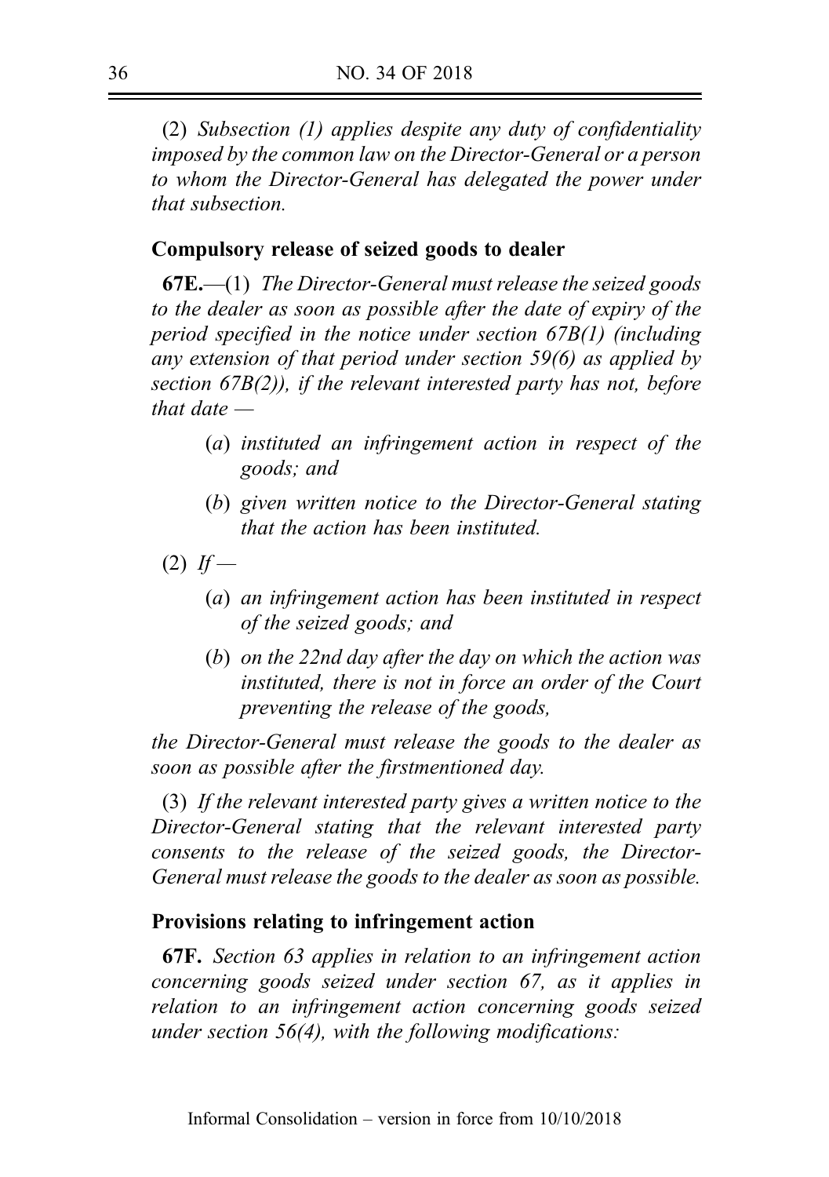(2) *Subsection (1) applies despite any duty of confidentiality imposed by the common law on the Director-General or a person to whom the Director-General has delegated the power under that subsection.*

**Compulsory release of seized goods to dealer**

**67E.**—(1) *The Director-General must release the seized goods to the dealer as soon as possible after the date of expiry of the period specified in the notice under section 67B(1) (including any extension of that period under section 59(6) as applied by section 67B(2)), if the relevant interested party has not, before that date —*

> (*a*) *instituted an infringement action in respect of the goods; and*
>
> (*b*) *given written notice to the Director-General stating that the action has been instituted.*

(2) *If —*

> (*a*) *an infringement action has been instituted in respect of the seized goods; and*
>
> (*b*) *on the 22nd day after the day on which the action was instituted, there is not in force an order of the Court preventing the release of the goods,*

*the Director-General must release the goods to the dealer as soon as possible after the firstmentioned day.*

(3) *If the relevant interested party gives a written notice to the Director-General stating that the relevant interested party consents to the release of the seized goods, the Director-General must release the goods to the dealer as soon as possible.*

**Provisions relating to infringement action**

**67F.** *Section 63 applies in relation to an infringement action concerning goods seized under section 67, as it applies in relation to an infringement action concerning goods seized under section 56(4), with the following modifications:*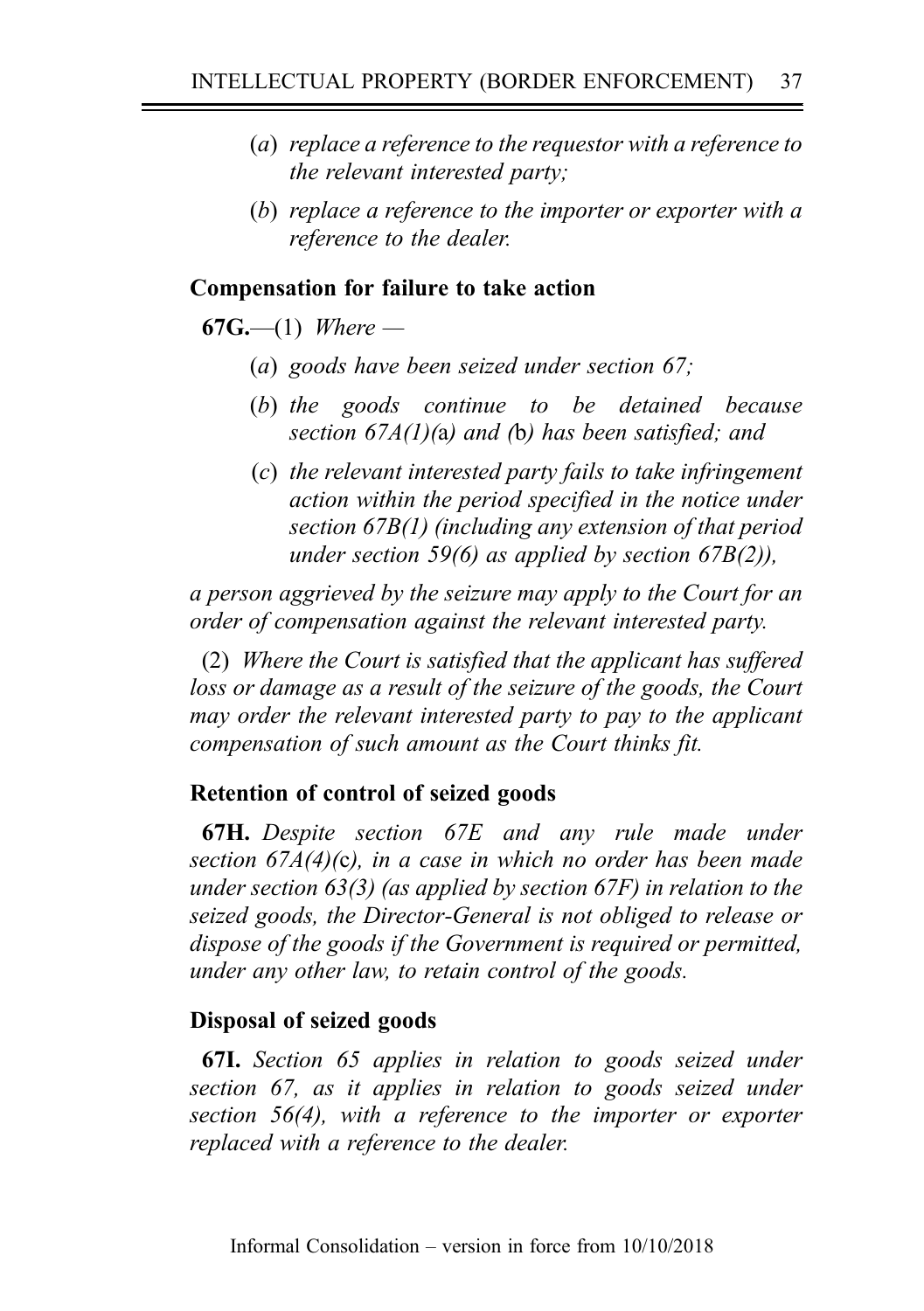(*a*) *replace a reference to the requestor with a reference to the relevant interested party;*

(*b*) *replace a reference to the importer or exporter with a reference to the dealer.*

**Compensation for failure to take action**

**67G.**—(1) *Where —*

(*a*) *goods have been seized under section 67;*

(*b*) *the goods continue to be detained because section 67A(1)(*a*) and (*b*) has been satisfied; and*

(*c*) *the relevant interested party fails to take infringement action within the period specified in the notice under section 67B(1) (including any extension of that period under section 59(6) as applied by section 67B(2)),*

*a person aggrieved by the seizure may apply to the Court for an order of compensation against the relevant interested party.*

(2) *Where the Court is satisfied that the applicant has suffered loss or damage as a result of the seizure of the goods, the Court may order the relevant interested party to pay to the applicant compensation of such amount as the Court thinks fit.*

**Retention of control of seized goods**

**67H.** *Despite section 67E and any rule made under section 67A(4)(*c*), in a case in which no order has been made under section 63(3) (as applied by section 67F) in relation to the seized goods, the Director-General is not obliged to release or dispose of the goods if the Government is required or permitted, under any other law, to retain control of the goods.*

**Disposal of seized goods**

**67I.** *Section 65 applies in relation to goods seized under section 67, as it applies in relation to goods seized under section 56(4), with a reference to the importer or exporter replaced with a reference to the dealer.*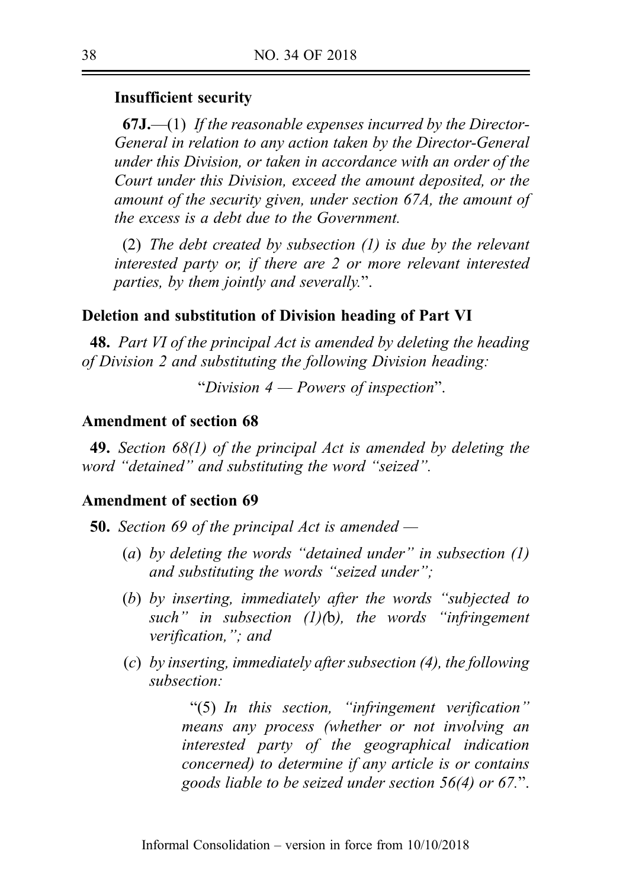**Insufficient security**

**67J.**—(1) *If the reasonable expenses incurred by the Director-General in relation to any action taken by the Director-General under this Division, or taken in accordance with an order of the Court under this Division, exceed the amount deposited, or the amount of the security given, under section 67A, the amount of the excess is a debt due to the Government.*

(2) *The debt created by subsection (1) is due by the relevant interested party or, if there are 2 or more relevant interested parties, by them jointly and severally.*".

**Deletion and substitution of Division heading of Part VI**

**48.** *Part VI of the principal Act is amended by deleting the heading of Division 2 and substituting the following Division heading:*

"*Division 4 — Powers of inspection*".

**Amendment of section 68**

**49.** *Section 68(1) of the principal Act is amended by deleting the word "detained" and substituting the word "seized".*

**Amendment of section 69**

**50.** *Section 69 of the principal Act is amended —*

(*a*) *by deleting the words "detained under" in subsection (1) and substituting the words "seized under";*

(*b*) *by inserting, immediately after the words "subjected to such" in subsection (1)(b), the words "infringement verification,"; and*

(*c*) *by inserting, immediately after subsection (4), the following subsection:*

"(5) *In this section, "infringement verification" means any process (whether or not involving an interested party of the geographical indication concerned) to determine if any article is or contains goods liable to be seized under section 56(4) or 67.*".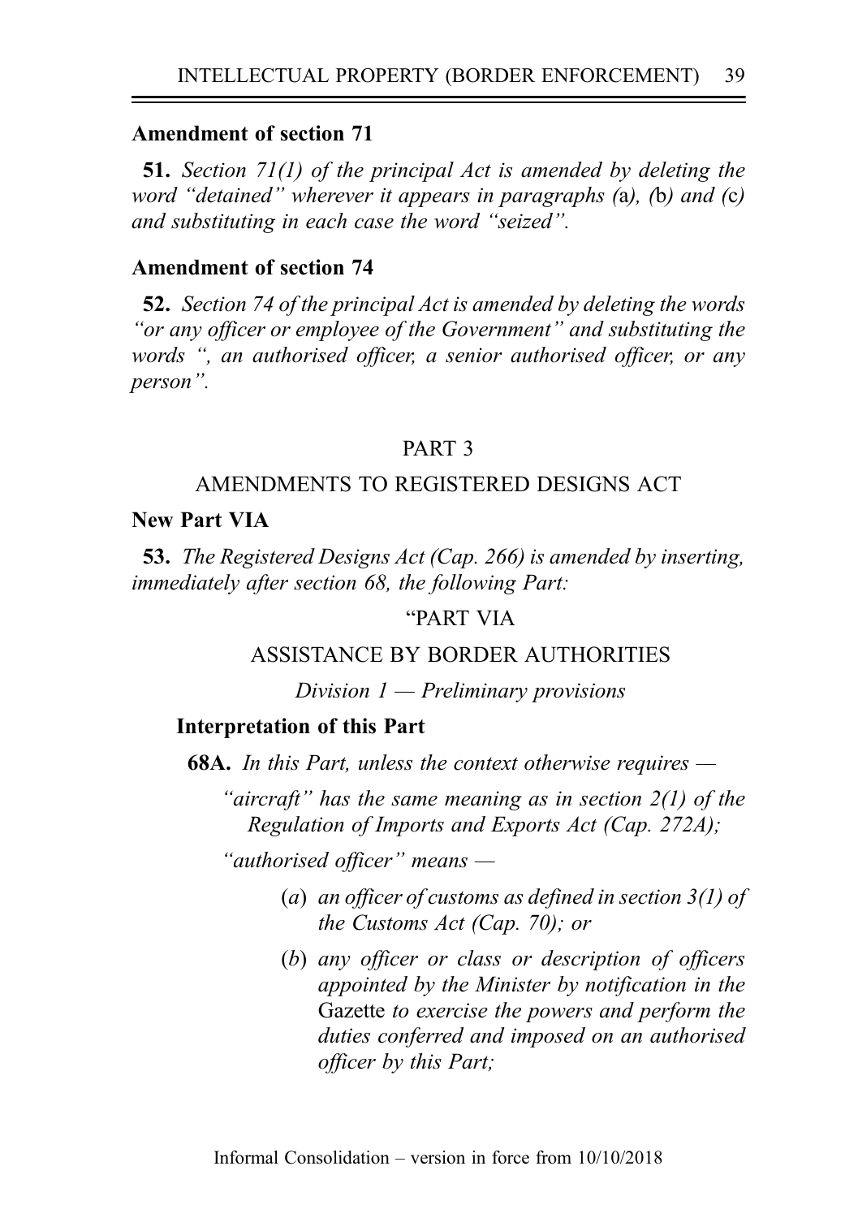**Amendment of section 71**

**51.** *Section 71(1) of the principal Act is amended by deleting the word "detained" wherever it appears in paragraphs (*a*), (*b*) and (*c*) and substituting in each case the word "seized".*

**Amendment of section 74**

**52.** *Section 74 of the principal Act is amended by deleting the words "or any officer or employee of the Government" and substituting the words ", an authorised officer, a senior authorised officer, or any person".*

PART 3

AMENDMENTS TO REGISTERED DESIGNS ACT

**New Part VIA**

**53.** *The Registered Designs Act (Cap. 266) is amended by inserting, immediately after section 68, the following Part:*

"PART VIA

ASSISTANCE BY BORDER AUTHORITIES

*Division 1 — Preliminary provisions*

**Interpretation of this Part**

**68A.** *In this Part, unless the context otherwise requires —*

*"aircraft" has the same meaning as in section 2(1) of the Regulation of Imports and Exports Act (Cap. 272A);*

*"authorised officer" means —*

(*a*) *an officer of customs as defined in section 3(1) of the Customs Act (Cap. 70); or*

(*b*) *any officer or class or description of officers appointed by the Minister by notification in the* Gazette *to exercise the powers and perform the duties conferred and imposed on an authorised officer by this Part;*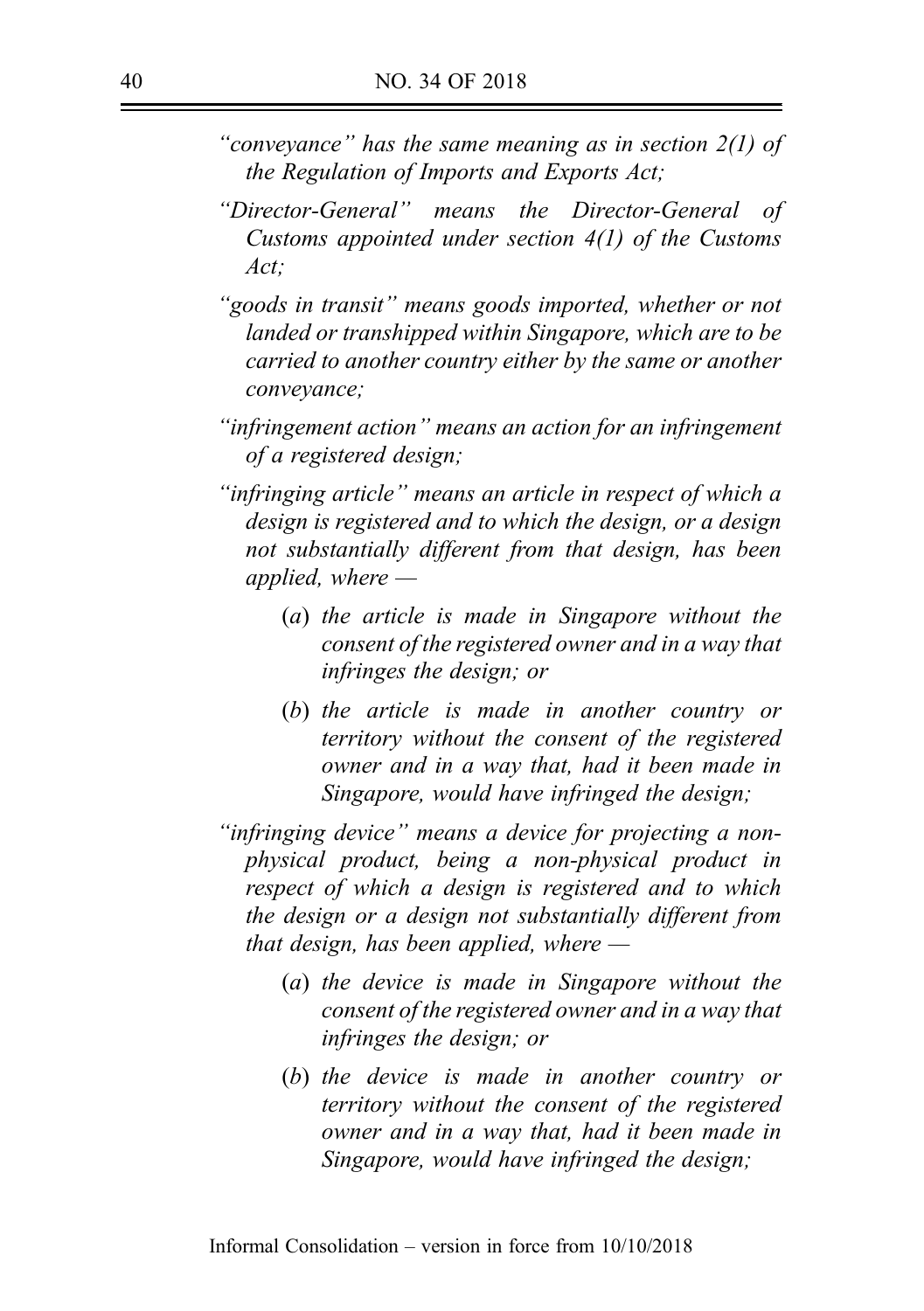*"conveyance" has the same meaning as in section 2(1) of the Regulation of Imports and Exports Act;*

*"Director-General" means the Director-General of Customs appointed under section 4(1) of the Customs Act;*

*"goods in transit" means goods imported, whether or not landed or transhipped within Singapore, which are to be carried to another country either by the same or another conveyance;*

*"infringement action" means an action for an infringement of a registered design;*

*"infringing article" means an article in respect of which a design is registered and to which the design, or a design not substantially different from that design, has been applied, where —*

> (*a*) *the article is made in Singapore without the consent of the registered owner and in a way that infringes the design; or*
>
> (*b*) *the article is made in another country or territory without the consent of the registered owner and in a way that, had it been made in Singapore, would have infringed the design;*

*"infringing device" means a device for projecting a non-physical product, being a non-physical product in respect of which a design is registered and to which the design or a design not substantially different from that design, has been applied, where —*

> (*a*) *the device is made in Singapore without the consent of the registered owner and in a way that infringes the design; or*
>
> (*b*) *the device is made in another country or territory without the consent of the registered owner and in a way that, had it been made in Singapore, would have infringed the design;*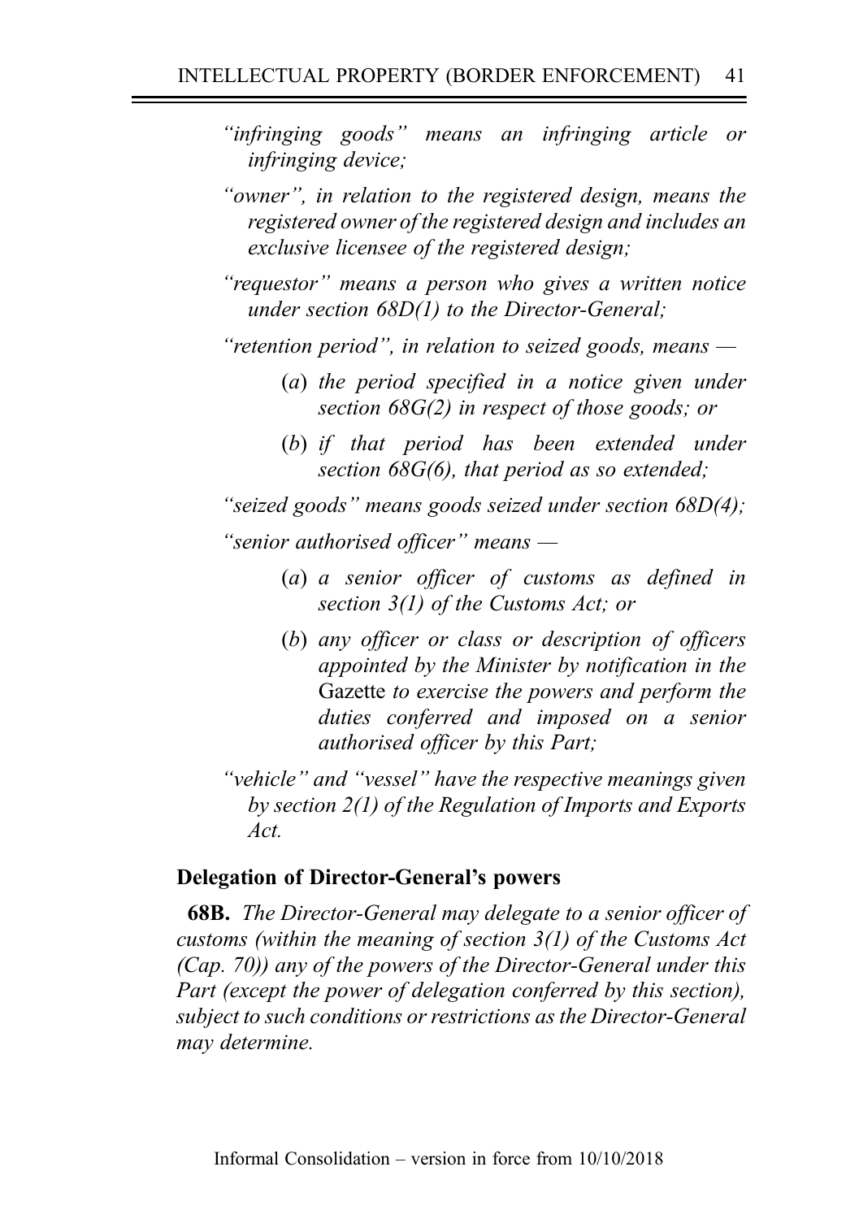*"infringing goods" means an infringing article or infringing device;*

*"owner", in relation to the registered design, means the registered owner of the registered design and includes an exclusive licensee of the registered design;*

*"requestor" means a person who gives a written notice under section 68D(1) to the Director-General;*

*"retention period", in relation to seized goods, means —*

> (*a*) *the period specified in a notice given under section 68G(2) in respect of those goods; or*
>
> (*b*) *if that period has been extended under section 68G(6), that period as so extended;*

*"seized goods" means goods seized under section 68D(4);*

*"senior authorised officer" means —*

> (*a*) *a senior officer of customs as defined in section 3(1) of the Customs Act; or*
>
> (*b*) *any officer or class or description of officers appointed by the Minister by notification in the* Gazette *to exercise the powers and perform the duties conferred and imposed on a senior authorised officer by this Part;*

*"vehicle" and "vessel" have the respective meanings given by section 2(1) of the Regulation of Imports and Exports Act.*

### Delegation of Director-General's powers

**68B.** *The Director-General may delegate to a senior officer of customs (within the meaning of section 3(1) of the Customs Act (Cap. 70)) any of the powers of the Director-General under this Part (except the power of delegation conferred by this section), subject to such conditions or restrictions as the Director-General may determine.*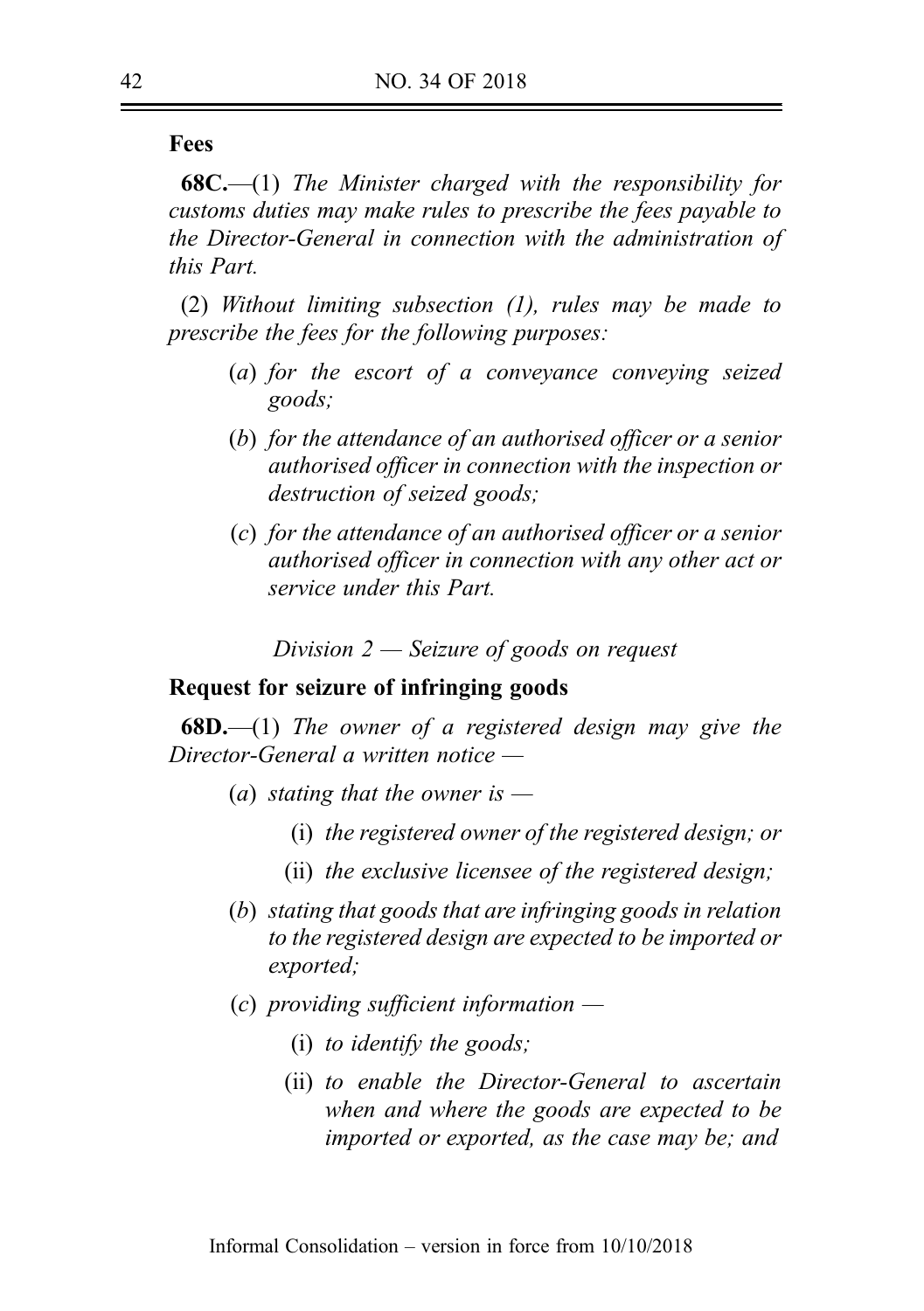**Fees**

**68C.**—(1) *The Minister charged with the responsibility for customs duties may make rules to prescribe the fees payable to the Director-General in connection with the administration of this Part.*

(2) *Without limiting subsection (1), rules may be made to prescribe the fees for the following purposes:*

> (*a*) *for the escort of a conveyance conveying seized goods;*
>
> (*b*) *for the attendance of an authorised officer or a senior authorised officer in connection with the inspection or destruction of seized goods;*
>
> (*c*) *for the attendance of an authorised officer or a senior authorised officer in connection with any other act or service under this Part.*

*Division 2 — Seizure of goods on request*

**Request for seizure of infringing goods**

**68D.**—(1) *The owner of a registered design may give the Director-General a written notice —*

> (*a*) *stating that the owner is —*
>
> > (i) *the registered owner of the registered design; or*
> >
> > (ii) *the exclusive licensee of the registered design;*
>
> (*b*) *stating that goods that are infringing goods in relation to the registered design are expected to be imported or exported;*
>
> (*c*) *providing sufficient information —*
>
> > (i) *to identify the goods;*
> >
> > (ii) *to enable the Director-General to ascertain when and where the goods are expected to be imported or exported, as the case may be; and*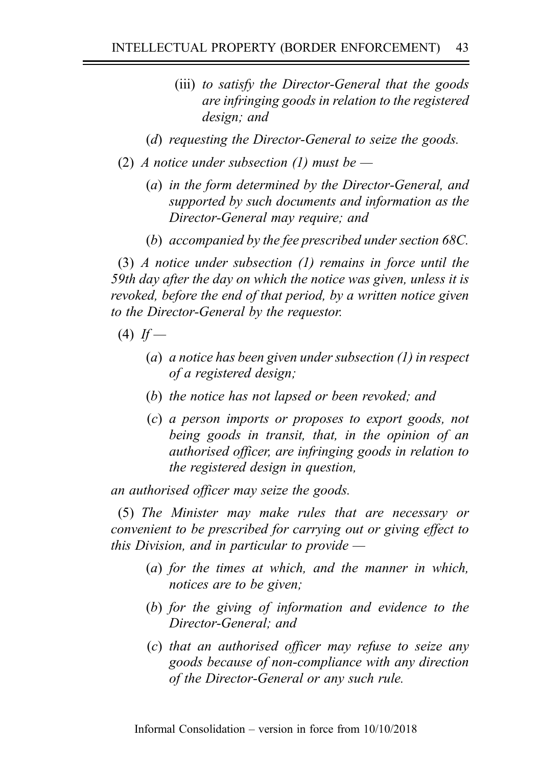(iii) *to satisfy the Director-General that the goods are infringing goods in relation to the registered design; and*

(*d*) *requesting the Director-General to seize the goods.*

(2) *A notice under subsection (1) must be —*

(*a*) *in the form determined by the Director-General, and supported by such documents and information as the Director-General may require; and*

(*b*) *accompanied by the fee prescribed under section 68C.*

(3) *A notice under subsection (1) remains in force until the 59th day after the day on which the notice was given, unless it is revoked, before the end of that period, by a written notice given to the Director-General by the requestor.*

(4) *If —*

(*a*) *a notice has been given under subsection (1) in respect of a registered design;*

(*b*) *the notice has not lapsed or been revoked; and*

(*c*) *a person imports or proposes to export goods, not being goods in transit, that, in the opinion of an authorised officer, are infringing goods in relation to the registered design in question,*

*an authorised officer may seize the goods.*

(5) *The Minister may make rules that are necessary or convenient to be prescribed for carrying out or giving effect to this Division, and in particular to provide —*

(*a*) *for the times at which, and the manner in which, notices are to be given;*

(*b*) *for the giving of information and evidence to the Director-General; and*

(*c*) *that an authorised officer may refuse to seize any goods because of non-compliance with any direction of the Director-General or any such rule.*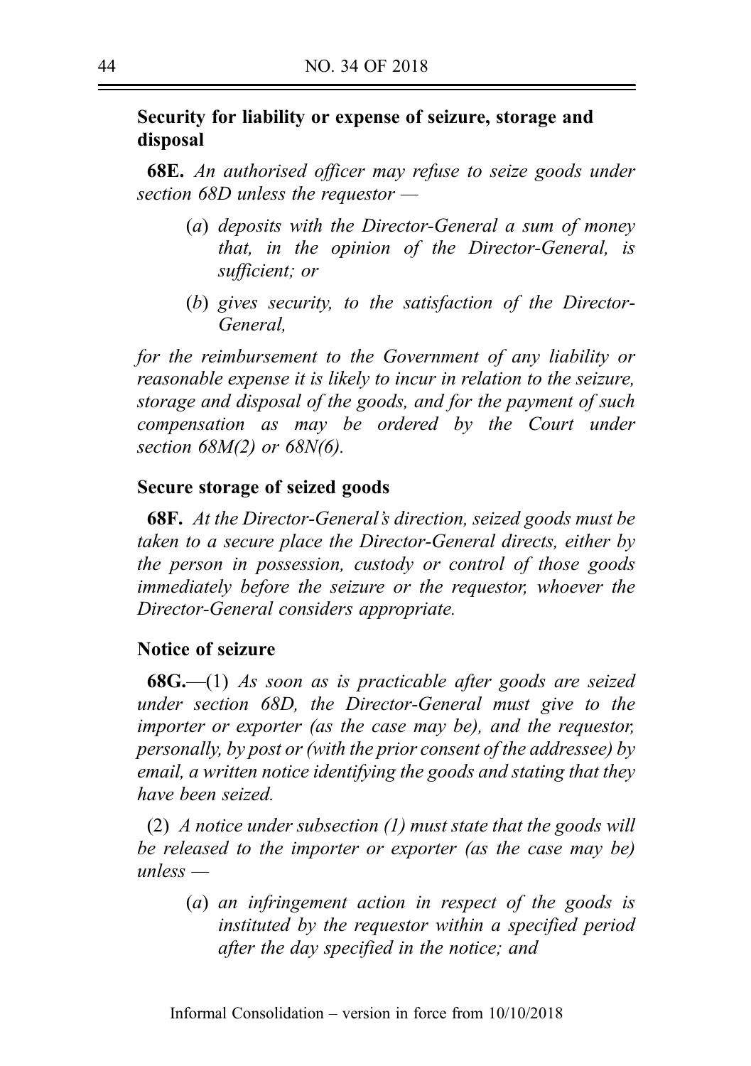**Security for liability or expense of seizure, storage and disposal**

**68E.** *An authorised officer may refuse to seize goods under section 68D unless the requestor —*

> (*a*) *deposits with the Director-General a sum of money that, in the opinion of the Director-General, is sufficient; or*
>
> (*b*) *gives security, to the satisfaction of the Director-General,*

*for the reimbursement to the Government of any liability or reasonable expense it is likely to incur in relation to the seizure, storage and disposal of the goods, and for the payment of such compensation as may be ordered by the Court under section 68M(2) or 68N(6).*

**Secure storage of seized goods**

**68F.** *At the Director-General's direction, seized goods must be taken to a secure place the Director-General directs, either by the person in possession, custody or control of those goods immediately before the seizure or the requestor, whoever the Director-General considers appropriate.*

**Notice of seizure**

**68G.**—(1) *As soon as is practicable after goods are seized under section 68D, the Director-General must give to the importer or exporter (as the case may be), and the requestor, personally, by post or (with the prior consent of the addressee) by email, a written notice identifying the goods and stating that they have been seized.*

(2) *A notice under subsection (1) must state that the goods will be released to the importer or exporter (as the case may be) unless —*

> (*a*) *an infringement action in respect of the goods is instituted by the requestor within a specified period after the day specified in the notice; and*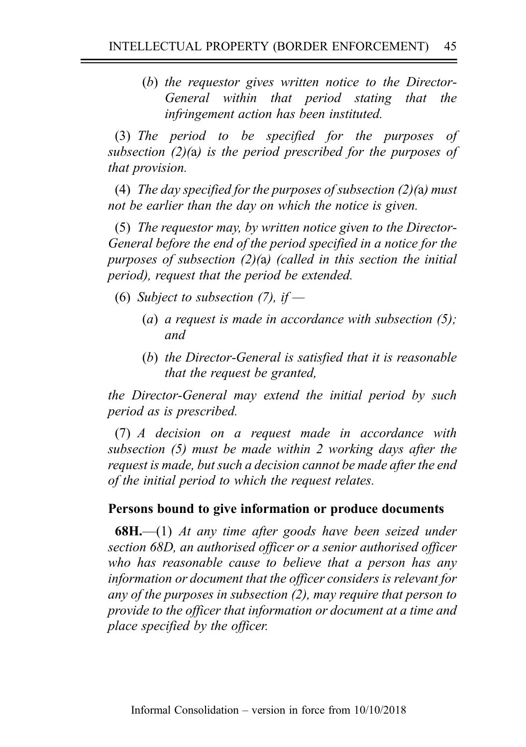(*b*) *the requestor gives written notice to the Director-General within that period stating that the infringement action has been instituted.*

(3) *The period to be specified for the purposes of subsection (2)(*a*) is the period prescribed for the purposes of that provision.*

(4) *The day specified for the purposes of subsection (2)(*a*) must not be earlier than the day on which the notice is given.*

(5) *The requestor may, by written notice given to the Director-General before the end of the period specified in a notice for the purposes of subsection (2)(*a*) (called in this section the initial period), request that the period be extended.*

(6) *Subject to subsection (7), if —*

> (*a*) *a request is made in accordance with subsection (5); and*
>
> (*b*) *the Director-General is satisfied that it is reasonable that the request be granted,*

*the Director-General may extend the initial period by such period as is prescribed.*

(7) *A decision on a request made in accordance with subsection (5) must be made within 2 working days after the request is made, but such a decision cannot be made after the end of the initial period to which the request relates.*

**Persons bound to give information or produce documents**

**68H.**—(1) *At any time after goods have been seized under section 68D, an authorised officer or a senior authorised officer who has reasonable cause to believe that a person has any information or document that the officer considers is relevant for any of the purposes in subsection (2), may require that person to provide to the officer that information or document at a time and place specified by the officer.*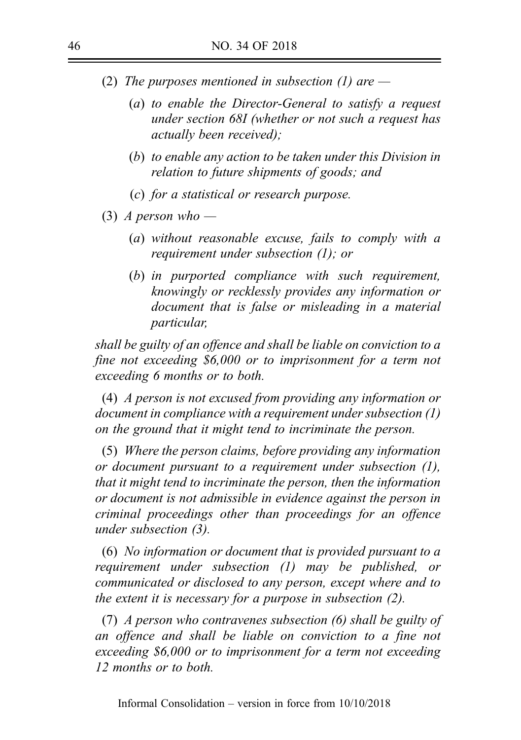(2) *The purposes mentioned in subsection (1) are —*

(*a*) *to enable the Director-General to satisfy a request under section 68I (whether or not such a request has actually been received);*

(*b*) *to enable any action to be taken under this Division in relation to future shipments of goods; and*

(*c*) *for a statistical or research purpose.*

(3) *A person who —*

(*a*) *without reasonable excuse, fails to comply with a requirement under subsection (1); or*

(*b*) *in purported compliance with such requirement, knowingly or recklessly provides any information or document that is false or misleading in a material particular,*

*shall be guilty of an offence and shall be liable on conviction to a fine not exceeding $6,000 or to imprisonment for a term not exceeding 6 months or to both.*

(4) *A person is not excused from providing any information or document in compliance with a requirement under subsection (1) on the ground that it might tend to incriminate the person.*

(5) *Where the person claims, before providing any information or document pursuant to a requirement under subsection (1), that it might tend to incriminate the person, then the information or document is not admissible in evidence against the person in criminal proceedings other than proceedings for an offence under subsection (3).*

(6) *No information or document that is provided pursuant to a requirement under subsection (1) may be published, or communicated or disclosed to any person, except where and to the extent it is necessary for a purpose in subsection (2).*

(7) *A person who contravenes subsection (6) shall be guilty of an offence and shall be liable on conviction to a fine not exceeding $6,000 or to imprisonment for a term not exceeding 12 months or to both.*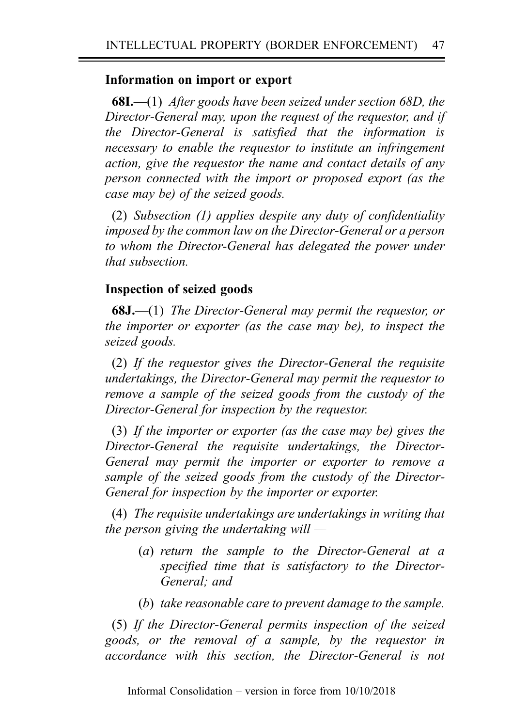### Information on import or export

**68I.**—(1) *After goods have been seized under section 68D, the Director-General may, upon the request of the requestor, and if the Director-General is satisfied that the information is necessary to enable the requestor to institute an infringement action, give the requestor the name and contact details of any person connected with the import or proposed export (as the case may be) of the seized goods.*

(2) *Subsection (1) applies despite any duty of confidentiality imposed by the common law on the Director-General or a person to whom the Director-General has delegated the power under that subsection.*

### Inspection of seized goods

**68J.**—(1) *The Director-General may permit the requestor, or the importer or exporter (as the case may be), to inspect the seized goods.*

(2) *If the requestor gives the Director-General the requisite undertakings, the Director-General may permit the requestor to remove a sample of the seized goods from the custody of the Director-General for inspection by the requestor.*

(3) *If the importer or exporter (as the case may be) gives the Director-General the requisite undertakings, the Director-General may permit the importer or exporter to remove a sample of the seized goods from the custody of the Director-General for inspection by the importer or exporter.*

(4) *The requisite undertakings are undertakings in writing that the person giving the undertaking will —*

- (*a*) *return the sample to the Director-General at a specified time that is satisfactory to the Director-General; and*
- (*b*) *take reasonable care to prevent damage to the sample.*

(5) *If the Director-General permits inspection of the seized goods, or the removal of a sample, by the requestor in accordance with this section, the Director-General is not*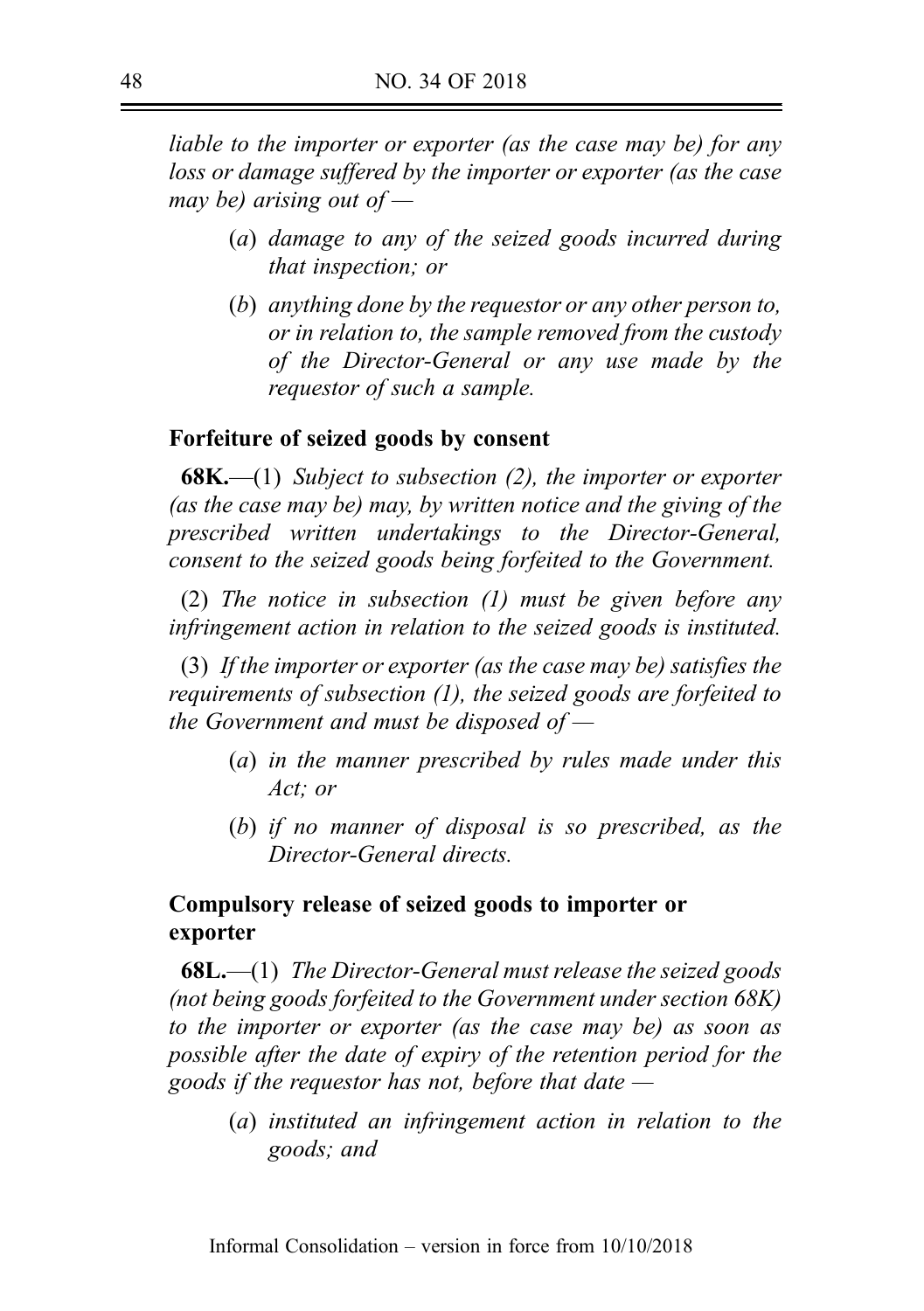*liable to the importer or exporter (as the case may be) for any loss or damage suffered by the importer or exporter (as the case may be) arising out of —*

> (*a*) *damage to any of the seized goods incurred during that inspection; or*
>
> (*b*) *anything done by the requestor or any other person to, or in relation to, the sample removed from the custody of the Director-General or any use made by the requestor of such a sample.*

**Forfeiture of seized goods by consent**

**68K.**—(1) *Subject to subsection (2), the importer or exporter (as the case may be) may, by written notice and the giving of the prescribed written undertakings to the Director-General, consent to the seized goods being forfeited to the Government.*

(2) *The notice in subsection (1) must be given before any infringement action in relation to the seized goods is instituted.*

(3) *If the importer or exporter (as the case may be) satisfies the requirements of subsection (1), the seized goods are forfeited to the Government and must be disposed of —*

> (*a*) *in the manner prescribed by rules made under this Act; or*
>
> (*b*) *if no manner of disposal is so prescribed, as the Director-General directs.*

**Compulsory release of seized goods to importer or exporter**

**68L.**—(1) *The Director-General must release the seized goods (not being goods forfeited to the Government under section 68K) to the importer or exporter (as the case may be) as soon as possible after the date of expiry of the retention period for the goods if the requestor has not, before that date —*

> (*a*) *instituted an infringement action in relation to the goods; and*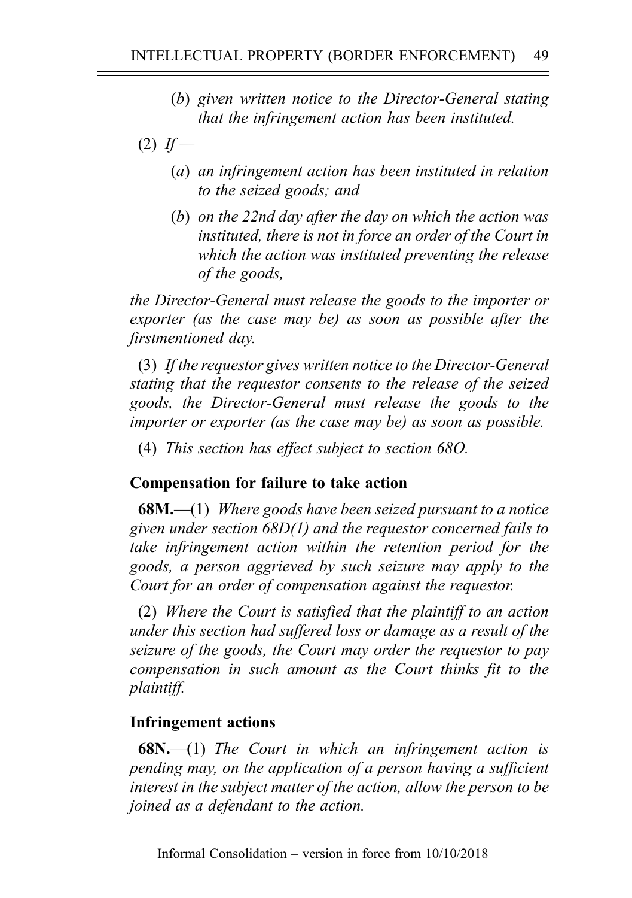(*b*) *given written notice to the Director-General stating that the infringement action has been instituted.*

(2) *If —*

(*a*) *an infringement action has been instituted in relation to the seized goods; and*

(*b*) *on the 22nd day after the day on which the action was instituted, there is not in force an order of the Court in which the action was instituted preventing the release of the goods,*

*the Director-General must release the goods to the importer or exporter (as the case may be) as soon as possible after the firstmentioned day.*

(3) *If the requestor gives written notice to the Director-General stating that the requestor consents to the release of the seized goods, the Director-General must release the goods to the importer or exporter (as the case may be) as soon as possible.*

(4) *This section has effect subject to section 68O.*

**Compensation for failure to take action**

**68M.**—(1) *Where goods have been seized pursuant to a notice given under section 68D(1) and the requestor concerned fails to take infringement action within the retention period for the goods, a person aggrieved by such seizure may apply to the Court for an order of compensation against the requestor.*

(2) *Where the Court is satisfied that the plaintiff to an action under this section had suffered loss or damage as a result of the seizure of the goods, the Court may order the requestor to pay compensation in such amount as the Court thinks fit to the plaintiff.*

**Infringement actions**

**68N.**—(1) *The Court in which an infringement action is pending may, on the application of a person having a sufficient interest in the subject matter of the action, allow the person to be joined as a defendant to the action.*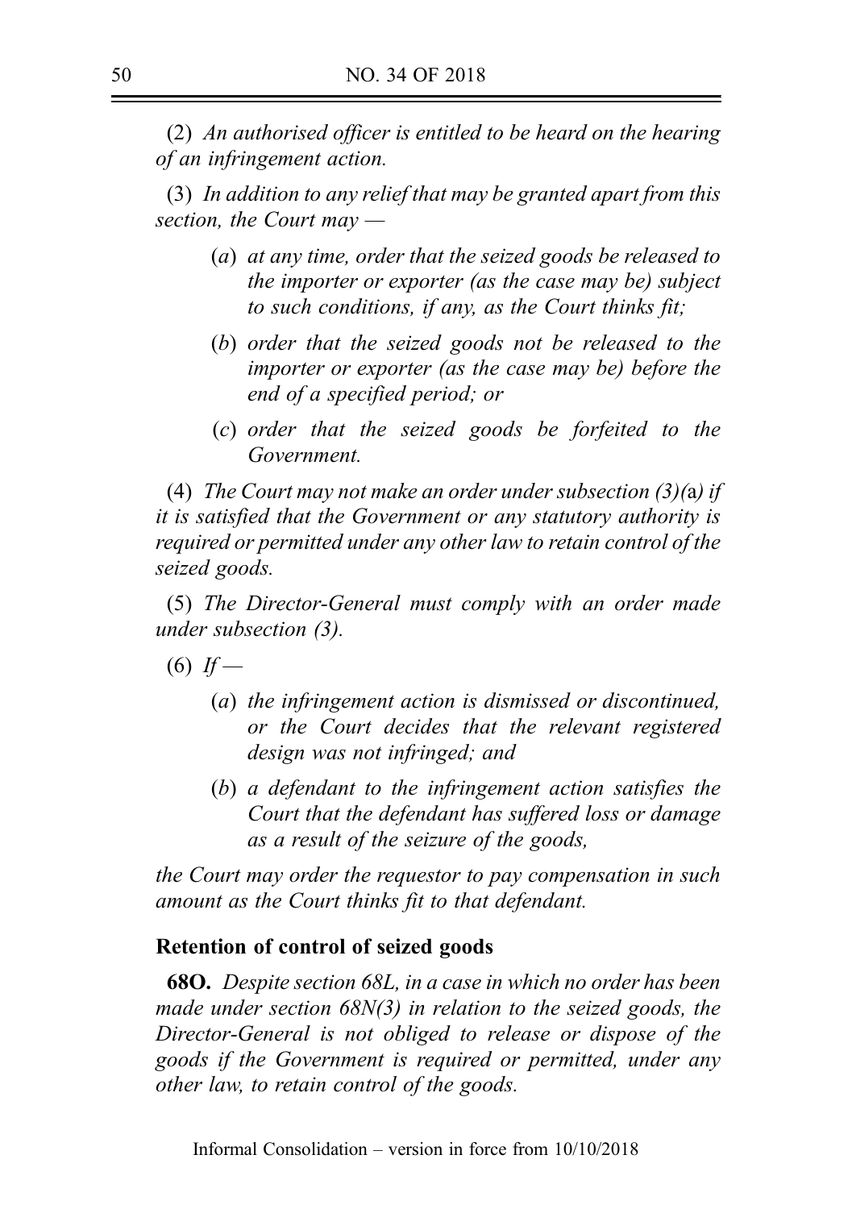(2) *An authorised officer is entitled to be heard on the hearing of an infringement action.*

(3) *In addition to any relief that may be granted apart from this section, the Court may —*

- (*a*) *at any time, order that the seized goods be released to the importer or exporter (as the case may be) subject to such conditions, if any, as the Court thinks fit;*
- (*b*) *order that the seized goods not be released to the importer or exporter (as the case may be) before the end of a specified period; or*
- (*c*) *order that the seized goods be forfeited to the Government.*

(4) *The Court may not make an order under subsection (3)(*a*) if it is satisfied that the Government or any statutory authority is required or permitted under any other law to retain control of the seized goods.*

(5) *The Director-General must comply with an order made under subsection (3).*

(6) *If —*

- (*a*) *the infringement action is dismissed or discontinued, or the Court decides that the relevant registered design was not infringed; and*
- (*b*) *a defendant to the infringement action satisfies the Court that the defendant has suffered loss or damage as a result of the seizure of the goods,*

*the Court may order the requestor to pay compensation in such amount as the Court thinks fit to that defendant.*

**Retention of control of seized goods**

**68O.** *Despite section 68L, in a case in which no order has been made under section 68N(3) in relation to the seized goods, the Director-General is not obliged to release or dispose of the goods if the Government is required or permitted, under any other law, to retain control of the goods.*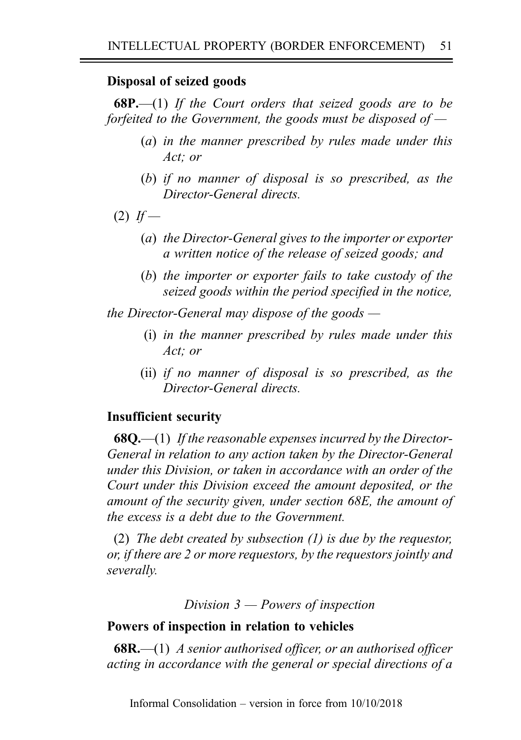**Disposal of seized goods**

**68P.**—(1) *If the Court orders that seized goods are to be forfeited to the Government, the goods must be disposed of —*

> (*a*) *in the manner prescribed by rules made under this Act; or*
>
> (*b*) *if no manner of disposal is so prescribed, as the Director-General directs.*

(2) *If —*

> (*a*) *the Director-General gives to the importer or exporter a written notice of the release of seized goods; and*
>
> (*b*) *the importer or exporter fails to take custody of the seized goods within the period specified in the notice,*

*the Director-General may dispose of the goods —*

> (i) *in the manner prescribed by rules made under this Act; or*
>
> (ii) *if no manner of disposal is so prescribed, as the Director-General directs.*

**Insufficient security**

**68Q.**—(1) *If the reasonable expenses incurred by the Director-General in relation to any action taken by the Director-General under this Division, or taken in accordance with an order of the Court under this Division exceed the amount deposited, or the amount of the security given, under section 68E, the amount of the excess is a debt due to the Government.*

(2) *The debt created by subsection (1) is due by the requestor, or, if there are 2 or more requestors, by the requestors jointly and severally.*

*Division 3 — Powers of inspection*

**Powers of inspection in relation to vehicles**

**68R.**—(1) *A senior authorised officer, or an authorised officer acting in accordance with the general or special directions of a*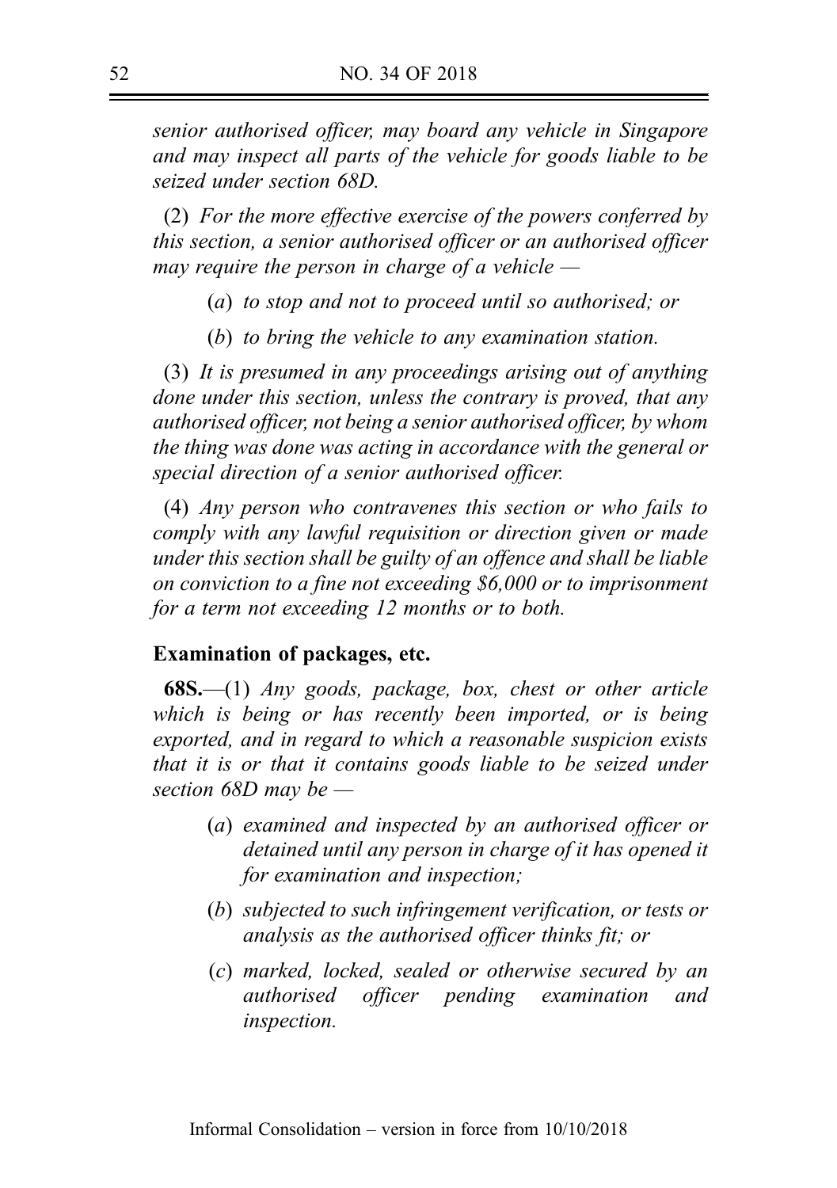*senior authorised officer, may board any vehicle in Singapore and may inspect all parts of the vehicle for goods liable to be seized under section 68D.*

(2) *For the more effective exercise of the powers conferred by this section, a senior authorised officer or an authorised officer may require the person in charge of a vehicle —*

(*a*) *to stop and not to proceed until so authorised; or*

(*b*) *to bring the vehicle to any examination station.*

(3) *It is presumed in any proceedings arising out of anything done under this section, unless the contrary is proved, that any authorised officer, not being a senior authorised officer, by whom the thing was done was acting in accordance with the general or special direction of a senior authorised officer.*

(4) *Any person who contravenes this section or who fails to comply with any lawful requisition or direction given or made under this section shall be guilty of an offence and shall be liable on conviction to a fine not exceeding $6,000 or to imprisonment for a term not exceeding 12 months or to both.*

**Examination of packages, etc.**

**68S.**—(1) *Any goods, package, box, chest or other article which is being or has recently been imported, or is being exported, and in regard to which a reasonable suspicion exists that it is or that it contains goods liable to be seized under section 68D may be —*

(*a*) *examined and inspected by an authorised officer or detained until any person in charge of it has opened it for examination and inspection;*

(*b*) *subjected to such infringement verification, or tests or analysis as the authorised officer thinks fit; or*

(*c*) *marked, locked, sealed or otherwise secured by an authorised officer pending examination and inspection.*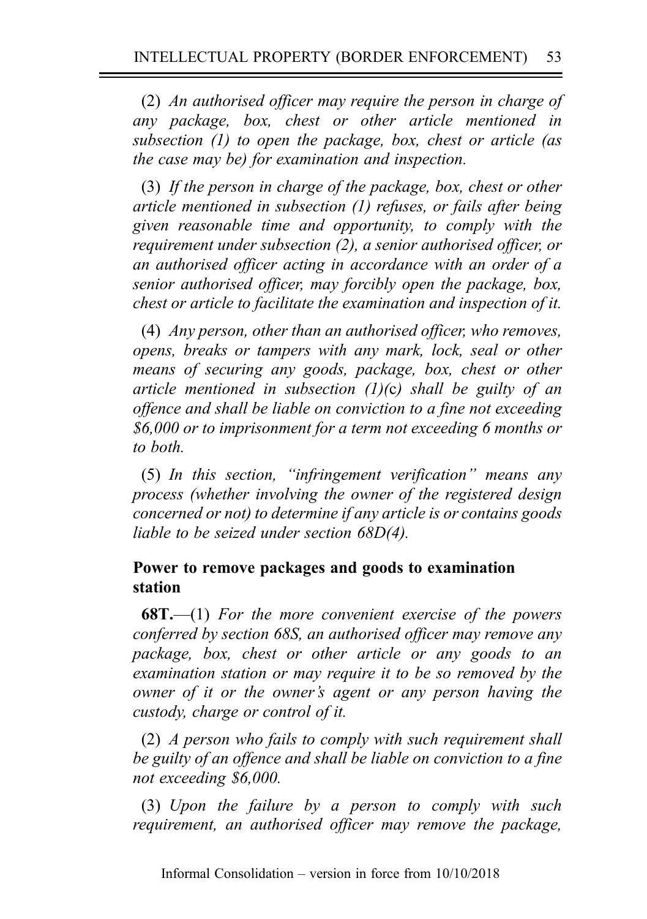(2) *An authorised officer may require the person in charge of any package, box, chest or other article mentioned in subsection (1) to open the package, box, chest or article (as the case may be) for examination and inspection.*

(3) *If the person in charge of the package, box, chest or other article mentioned in subsection (1) refuses, or fails after being given reasonable time and opportunity, to comply with the requirement under subsection (2), a senior authorised officer, or an authorised officer acting in accordance with an order of a senior authorised officer, may forcibly open the package, box, chest or article to facilitate the examination and inspection of it.*

(4) *Any person, other than an authorised officer, who removes, opens, breaks or tampers with any mark, lock, seal or other means of securing any goods, package, box, chest or other article mentioned in subsection (1)(*c*) shall be guilty of an offence and shall be liable on conviction to a fine not exceeding $6,000 or to imprisonment for a term not exceeding 6 months or to both.*

(5) *In this section, "infringement verification" means any process (whether involving the owner of the registered design concerned or not) to determine if any article is or contains goods liable to be seized under section 68D(4).*

**Power to remove packages and goods to examination station**

**68T.**—(1) *For the more convenient exercise of the powers conferred by section 68S, an authorised officer may remove any package, box, chest or other article or any goods to an examination station or may require it to be so removed by the owner of it or the owner's agent or any person having the custody, charge or control of it.*

(2) *A person who fails to comply with such requirement shall be guilty of an offence and shall be liable on conviction to a fine not exceeding $6,000.*

(3) *Upon the failure by a person to comply with such requirement, an authorised officer may remove the package,*

Informal Consolidation – version in force from 10/10/2018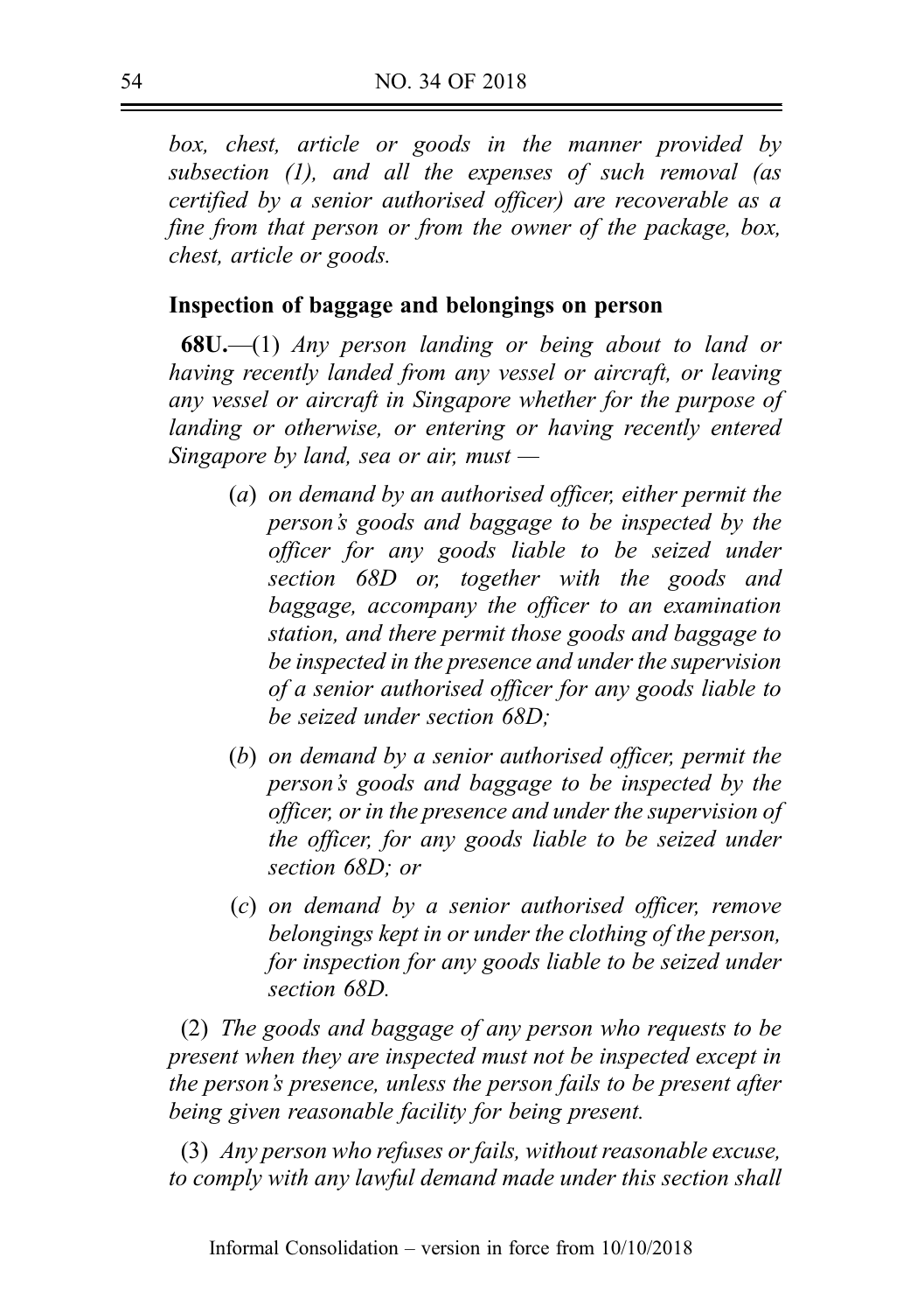*box, chest, article or goods in the manner provided by subsection (1), and all the expenses of such removal (as certified by a senior authorised officer) are recoverable as a fine from that person or from the owner of the package, box, chest, article or goods.*

**Inspection of baggage and belongings on person**

**68U.**—(1) *Any person landing or being about to land or having recently landed from any vessel or aircraft, or leaving any vessel or aircraft in Singapore whether for the purpose of landing or otherwise, or entering or having recently entered Singapore by land, sea or air, must —*

(*a*) *on demand by an authorised officer, either permit the person's goods and baggage to be inspected by the officer for any goods liable to be seized under section 68D or, together with the goods and baggage, accompany the officer to an examination station, and there permit those goods and baggage to be inspected in the presence and under the supervision of a senior authorised officer for any goods liable to be seized under section 68D;*

(*b*) *on demand by a senior authorised officer, permit the person's goods and baggage to be inspected by the officer, or in the presence and under the supervision of the officer, for any goods liable to be seized under section 68D; or*

(*c*) *on demand by a senior authorised officer, remove belongings kept in or under the clothing of the person, for inspection for any goods liable to be seized under section 68D.*

(2) *The goods and baggage of any person who requests to be present when they are inspected must not be inspected except in the person's presence, unless the person fails to be present after being given reasonable facility for being present.*

(3) *Any person who refuses or fails, without reasonable excuse, to comply with any lawful demand made under this section shall*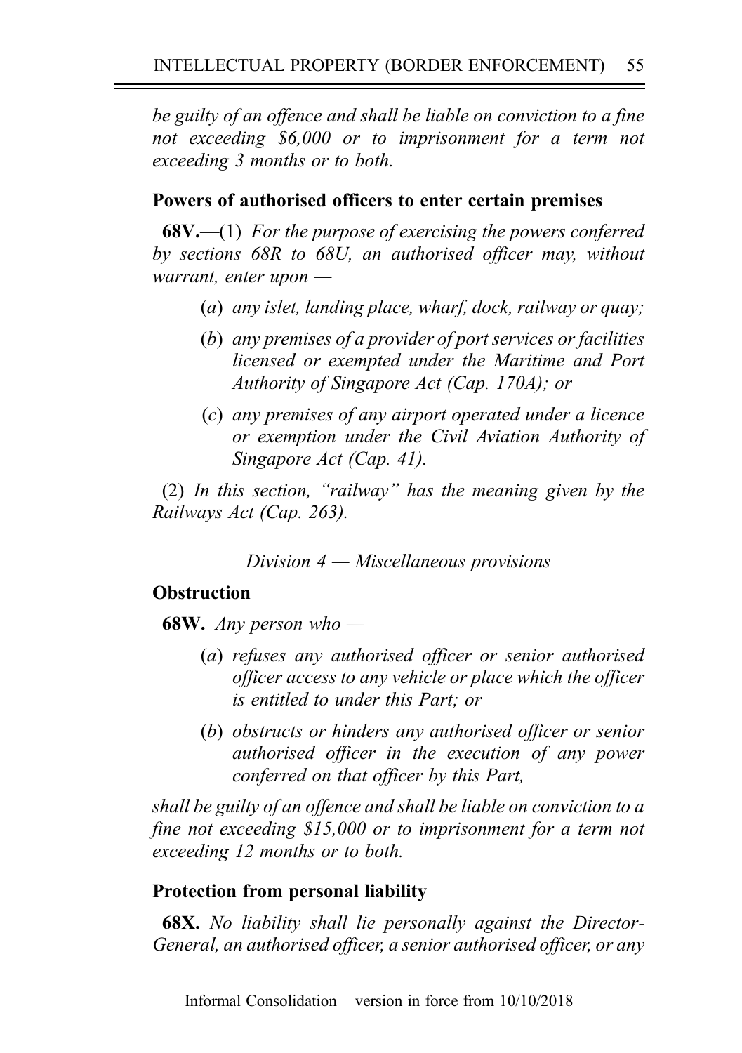*be guilty of an offence and shall be liable on conviction to a fine not exceeding $6,000 or to imprisonment for a term not exceeding 3 months or to both.*

**Powers of authorised officers to enter certain premises**

**68V.**—(1) *For the purpose of exercising the powers conferred by sections 68R to 68U, an authorised officer may, without warrant, enter upon —*

(*a*) *any islet, landing place, wharf, dock, railway or quay;*

(*b*) *any premises of a provider of port services or facilities licensed or exempted under the Maritime and Port Authority of Singapore Act (Cap. 170A); or*

(*c*) *any premises of any airport operated under a licence or exemption under the Civil Aviation Authority of Singapore Act (Cap. 41).*

(2) *In this section, "railway" has the meaning given by the Railways Act (Cap. 263).*

*Division 4 — Miscellaneous provisions*

**Obstruction**

**68W.** *Any person who —*

(*a*) *refuses any authorised officer or senior authorised officer access to any vehicle or place which the officer is entitled to under this Part; or*

(*b*) *obstructs or hinders any authorised officer or senior authorised officer in the execution of any power conferred on that officer by this Part,*

*shall be guilty of an offence and shall be liable on conviction to a fine not exceeding $15,000 or to imprisonment for a term not exceeding 12 months or to both.*

**Protection from personal liability**

**68X.** *No liability shall lie personally against the Director-General, an authorised officer, a senior authorised officer, or any*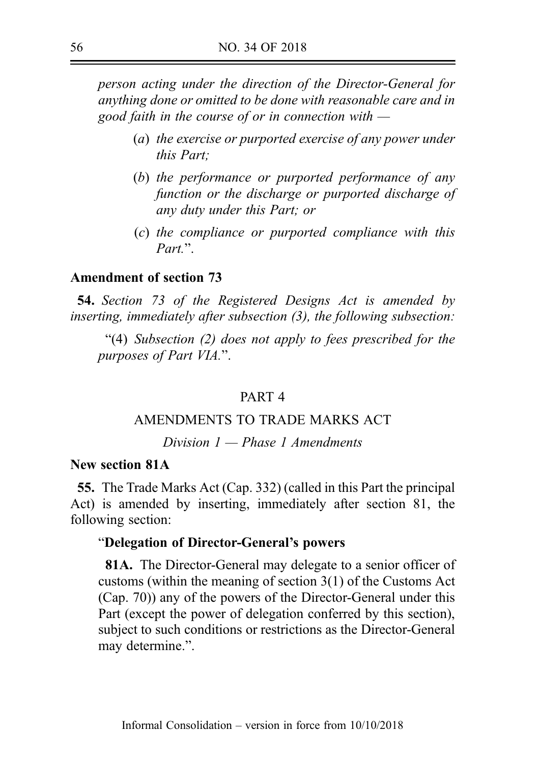*person acting under the direction of the Director-General for anything done or omitted to be done with reasonable care and in good faith in the course of or in connection with —*

> (*a*) *the exercise or purported exercise of any power under this Part;*
>
> (*b*) *the performance or purported performance of any function or the discharge or purported discharge of any duty under this Part; or*
>
> (*c*) *the compliance or purported compliance with this Part.*".

**Amendment of section 73**

**54.** *Section 73 of the Registered Designs Act is amended by inserting, immediately after subsection (3), the following subsection:*

> "(4) *Subsection (2) does not apply to fees prescribed for the purposes of Part VIA.*".

PART 4

AMENDMENTS TO TRADE MARKS ACT

*Division 1 — Phase 1 Amendments*

**New section 81A**

**55.** The Trade Marks Act (Cap. 332) (called in this Part the principal Act) is amended by inserting, immediately after section 81, the following section:

> "**Delegation of Director-General's powers**
>
> **81A.** The Director-General may delegate to a senior officer of customs (within the meaning of section 3(1) of the Customs Act (Cap. 70)) any of the powers of the Director-General under this Part (except the power of delegation conferred by this section), subject to such conditions or restrictions as the Director-General may determine.".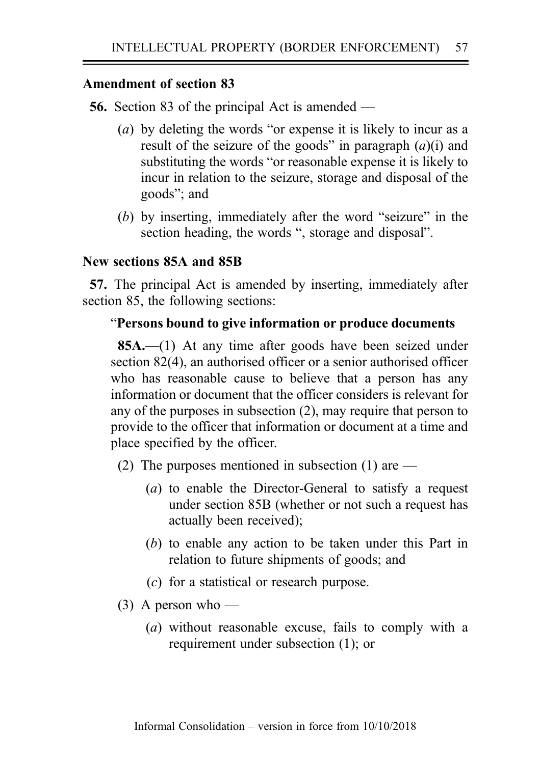**Amendment of section 83**

**56.** Section 83 of the principal Act is amended —

(*a*) by deleting the words "or expense it is likely to incur as a result of the seizure of the goods" in paragraph (*a*)(i) and substituting the words "or reasonable expense it is likely to incur in relation to the seizure, storage and disposal of the goods"; and

(*b*) by inserting, immediately after the word "seizure" in the section heading, the words ", storage and disposal".

**New sections 85A and 85B**

**57.** The principal Act is amended by inserting, immediately after section 85, the following sections:

"**Persons bound to give information or produce documents**

**85A.**—(1) At any time after goods have been seized under section 82(4), an authorised officer or a senior authorised officer who has reasonable cause to believe that a person has any information or document that the officer considers is relevant for any of the purposes in subsection (2), may require that person to provide to the officer that information or document at a time and place specified by the officer.

(2) The purposes mentioned in subsection (1) are —

(*a*) to enable the Director-General to satisfy a request under section 85B (whether or not such a request has actually been received);

(*b*) to enable any action to be taken under this Part in relation to future shipments of goods; and

(*c*) for a statistical or research purpose.

(3) A person who —

(*a*) without reasonable excuse, fails to comply with a requirement under subsection (1); or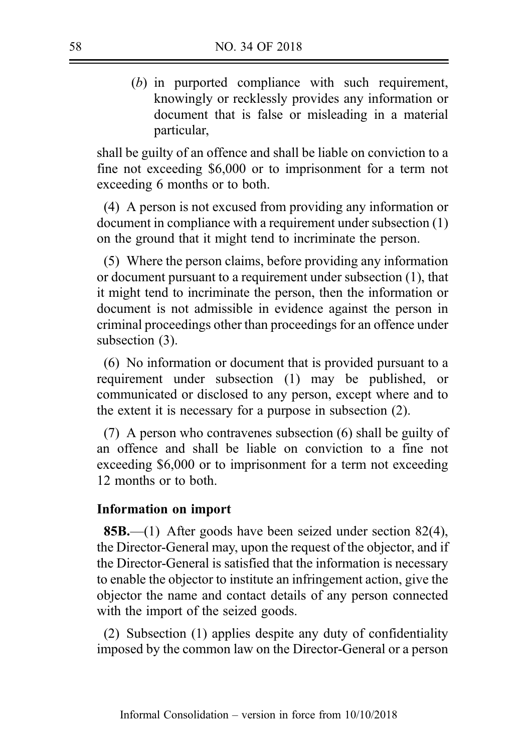(*b*) in purported compliance with such requirement, knowingly or recklessly provides any information or document that is false or misleading in a material particular,

shall be guilty of an offence and shall be liable on conviction to a fine not exceeding $6,000 or to imprisonment for a term not exceeding 6 months or to both.

(4) A person is not excused from providing any information or document in compliance with a requirement under subsection (1) on the ground that it might tend to incriminate the person.

(5) Where the person claims, before providing any information or document pursuant to a requirement under subsection (1), that it might tend to incriminate the person, then the information or document is not admissible in evidence against the person in criminal proceedings other than proceedings for an offence under subsection (3).

(6) No information or document that is provided pursuant to a requirement under subsection (1) may be published, or communicated or disclosed to any person, except where and to the extent it is necessary for a purpose in subsection (2).

(7) A person who contravenes subsection (6) shall be guilty of an offence and shall be liable on conviction to a fine not exceeding $6,000 or to imprisonment for a term not exceeding 12 months or to both.

**Information on import**

**85B.**—(1) After goods have been seized under section 82(4), the Director-General may, upon the request of the objector, and if the Director-General is satisfied that the information is necessary to enable the objector to institute an infringement action, give the objector the name and contact details of any person connected with the import of the seized goods.

(2) Subsection (1) applies despite any duty of confidentiality imposed by the common law on the Director-General or a person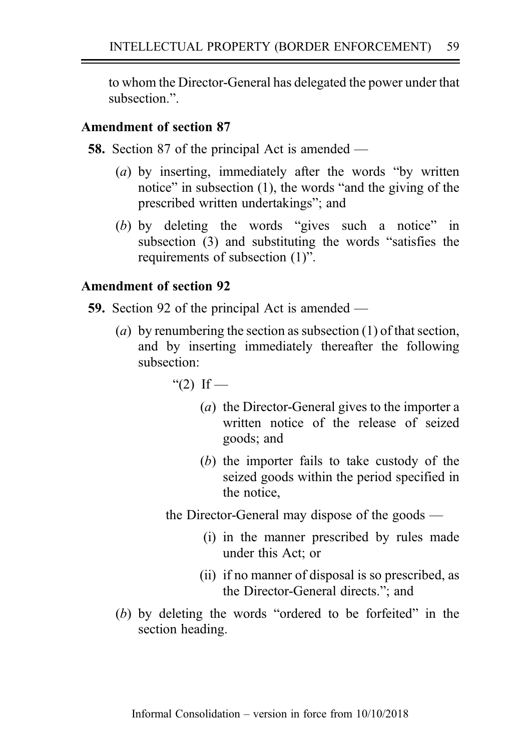to whom the Director-General has delegated the power under that subsection.”.

### Amendment of section 87

**58.** Section 87 of the principal Act is amended —

(*a*) by inserting, immediately after the words “by written notice” in subsection (1), the words “and the giving of the prescribed written undertakings”; and

(*b*) by deleting the words “gives such a notice” in subsection (3) and substituting the words “satisfies the requirements of subsection (1)”.

### Amendment of section 92

**59.** Section 92 of the principal Act is amended —

(*a*) by renumbering the section as subsection (1) of that section, and by inserting immediately thereafter the following subsection:

“(2) If —

(*a*) the Director-General gives to the importer a written notice of the release of seized goods; and

(*b*) the importer fails to take custody of the seized goods within the period specified in the notice,

the Director-General may dispose of the goods —

(i) in the manner prescribed by rules made under this Act; or

(ii) if no manner of disposal is so prescribed, as the Director-General directs.”; and

(*b*) by deleting the words “ordered to be forfeited” in the section heading.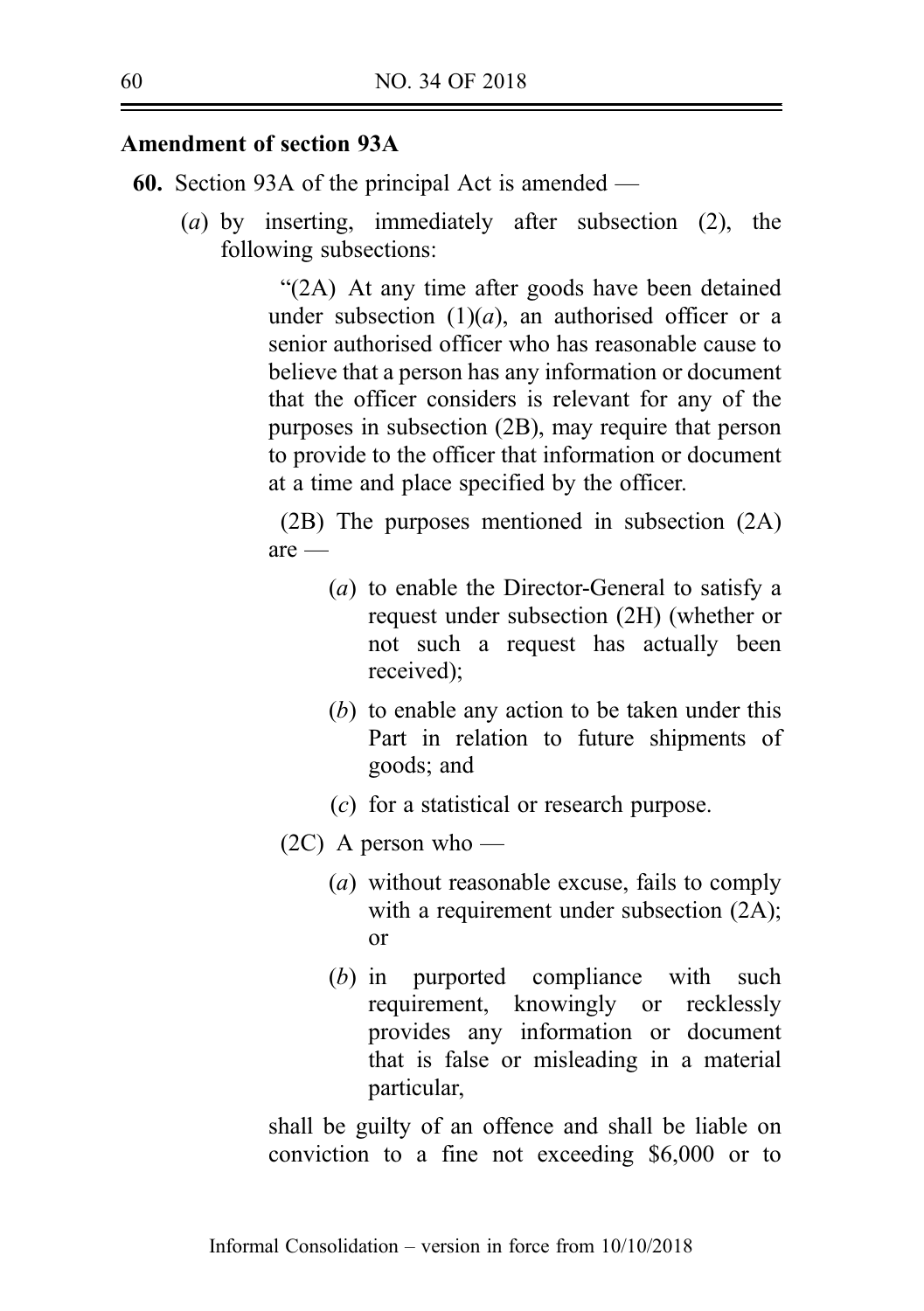**Amendment of section 93A**

**60.** Section 93A of the principal Act is amended —

(*a*) by inserting, immediately after subsection (2), the following subsections:

"(2A) At any time after goods have been detained under subsection (1)(*a*), an authorised officer or a senior authorised officer who has reasonable cause to believe that a person has any information or document that the officer considers is relevant for any of the purposes in subsection (2B), may require that person to provide to the officer that information or document at a time and place specified by the officer.

(2B) The purposes mentioned in subsection (2A) are —

(*a*) to enable the Director-General to satisfy a request under subsection (2H) (whether or not such a request has actually been received);

(*b*) to enable any action to be taken under this Part in relation to future shipments of goods; and

(*c*) for a statistical or research purpose.

(2C) A person who —

(*a*) without reasonable excuse, fails to comply with a requirement under subsection (2A); or

(*b*) in purported compliance with such requirement, knowingly or recklessly provides any information or document that is false or misleading in a material particular,

shall be guilty of an offence and shall be liable on conviction to a fine not exceeding $6,000 or to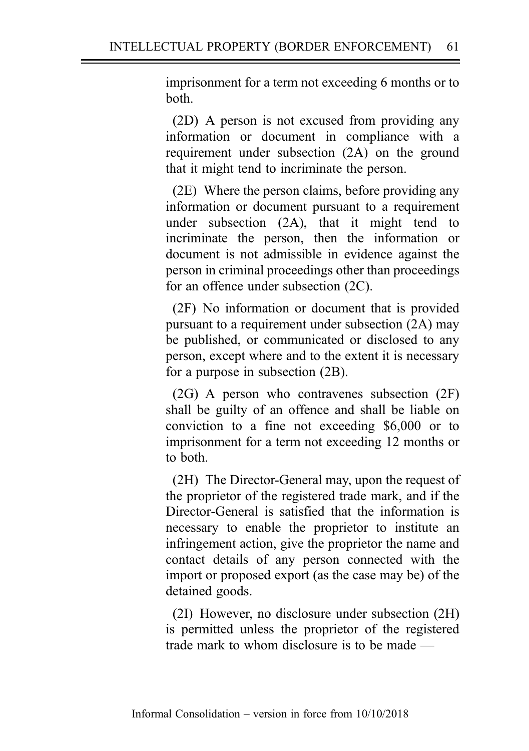imprisonment for a term not exceeding 6 months or to both.

(2D) A person is not excused from providing any information or document in compliance with a requirement under subsection (2A) on the ground that it might tend to incriminate the person.

(2E) Where the person claims, before providing any information or document pursuant to a requirement under subsection (2A), that it might tend to incriminate the person, then the information or document is not admissible in evidence against the person in criminal proceedings other than proceedings for an offence under subsection (2C).

(2F) No information or document that is provided pursuant to a requirement under subsection (2A) may be published, or communicated or disclosed to any person, except where and to the extent it is necessary for a purpose in subsection (2B).

(2G) A person who contravenes subsection (2F) shall be guilty of an offence and shall be liable on conviction to a fine not exceeding $6,000 or to imprisonment for a term not exceeding 12 months or to both.

(2H) The Director-General may, upon the request of the proprietor of the registered trade mark, and if the Director-General is satisfied that the information is necessary to enable the proprietor to institute an infringement action, give the proprietor the name and contact details of any person connected with the import or proposed export (as the case may be) of the detained goods.

(2I) However, no disclosure under subsection (2H) is permitted unless the proprietor of the registered trade mark to whom disclosure is to be made —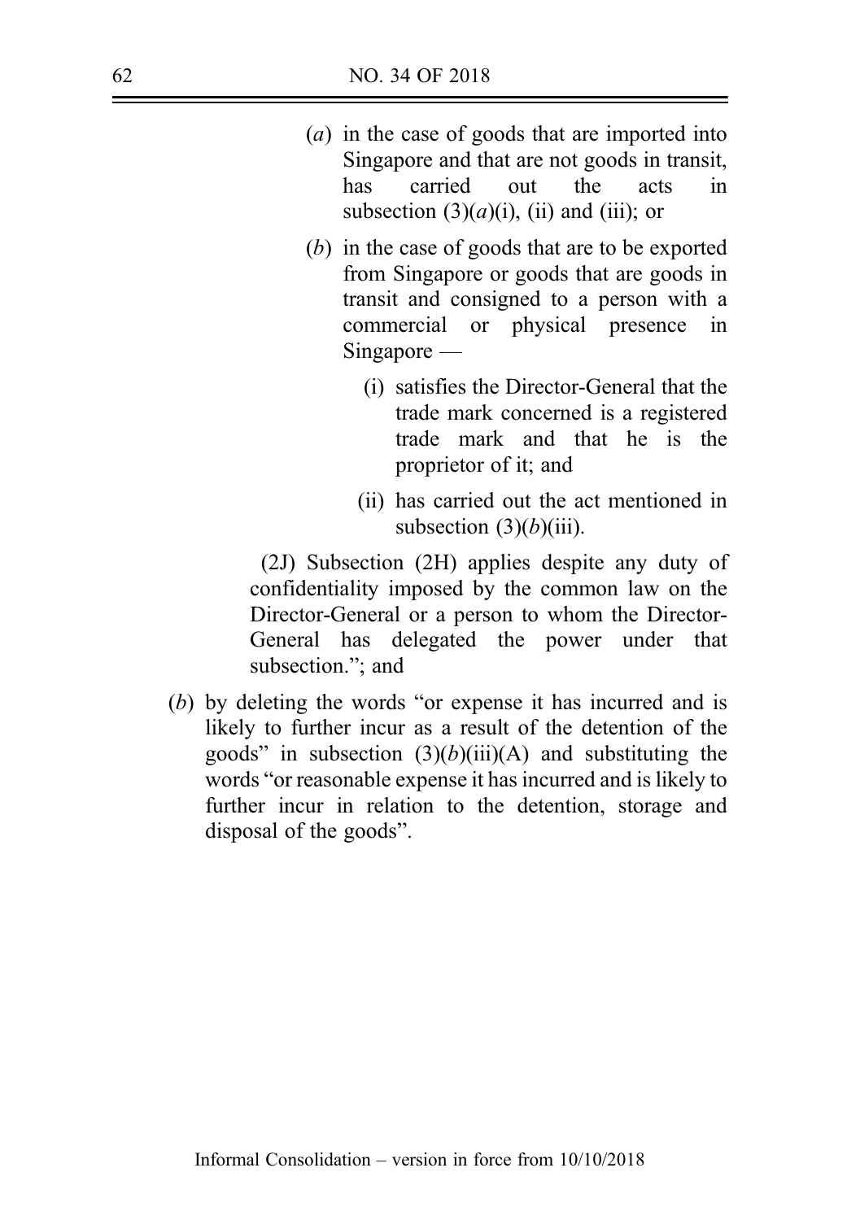(*a*) in the case of goods that are imported into Singapore and that are not goods in transit, has carried out the acts in subsection (3)(*a*)(i), (ii) and (iii); or

(*b*) in the case of goods that are to be exported from Singapore or goods that are goods in transit and consigned to a person with a commercial or physical presence in Singapore —

(i) satisfies the Director-General that the trade mark concerned is a registered trade mark and that he is the proprietor of it; and

(ii) has carried out the act mentioned in subsection (3)(*b*)(iii).

(2J) Subsection (2H) applies despite any duty of confidentiality imposed by the common law on the Director-General or a person to whom the Director-General has delegated the power under that subsection."; and

(*b*) by deleting the words "or expense it has incurred and is likely to further incur as a result of the detention of the goods" in subsection (3)(*b*)(iii)(A) and substituting the words "or reasonable expense it has incurred and is likely to further incur in relation to the detention, storage and disposal of the goods".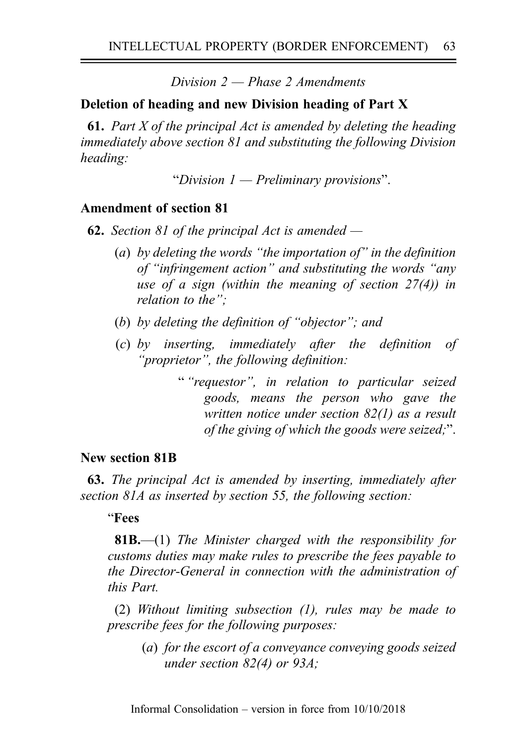*Division 2 — Phase 2 Amendments*

**Deletion of heading and new Division heading of Part X**

**61.** *Part X of the principal Act is amended by deleting the heading immediately above section 81 and substituting the following Division heading:*

"*Division 1 — Preliminary provisions*".

**Amendment of section 81**

**62.** *Section 81 of the principal Act is amended —*

(*a*) *by deleting the words "the importation of" in the definition of "infringement action" and substituting the words "any use of a sign (within the meaning of section 27(4)) in relation to the";*

(*b*) *by deleting the definition of "objector"; and*

(*c*) *by inserting, immediately after the definition of "proprietor", the following definition:*

> "*"requestor", in relation to particular seized goods, means the person who gave the written notice under section 82(1) as a result of the giving of which the goods were seized;*".

**New section 81B**

**63.** *The principal Act is amended by inserting, immediately after section 81A as inserted by section 55, the following section:*

"**Fees**

**81B.**—(1) *The Minister charged with the responsibility for customs duties may make rules to prescribe the fees payable to the Director-General in connection with the administration of this Part.*

(2) *Without limiting subsection (1), rules may be made to prescribe fees for the following purposes:*

(*a*) *for the escort of a conveyance conveying goods seized under section 82(4) or 93A;*

Informal Consolidation – version in force from 10/10/2018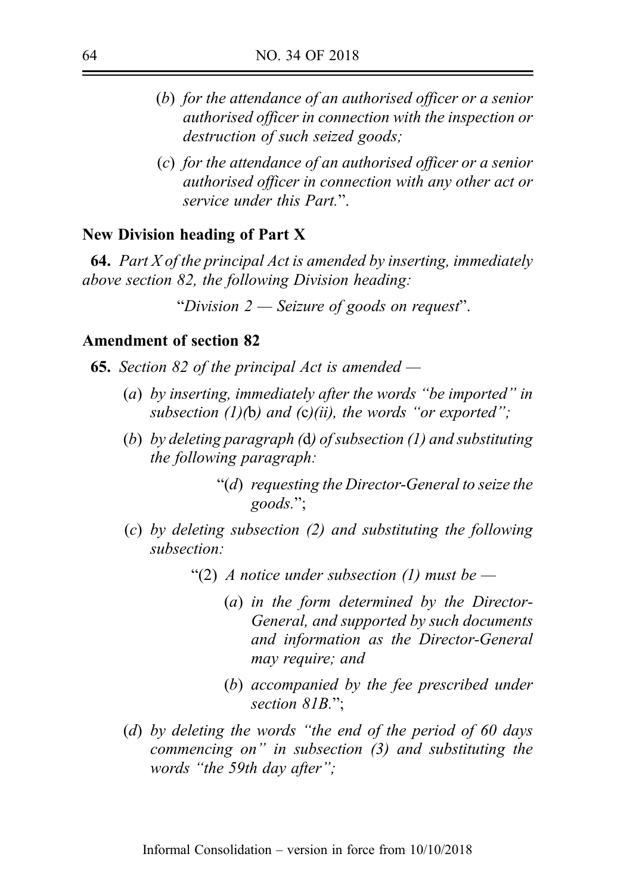(*b*) *for the attendance of an authorised officer or a senior authorised officer in connection with the inspection or destruction of such seized goods;*

(*c*) *for the attendance of an authorised officer or a senior authorised officer in connection with any other act or service under this Part.*".

**New Division heading of Part X**

**64.** *Part X of the principal Act is amended by inserting, immediately above section 82, the following Division heading:*

"*Division 2 — Seizure of goods on request*".

**Amendment of section 82**

**65.** *Section 82 of the principal Act is amended —*

(*a*) *by inserting, immediately after the words "be imported" in subsection (1)(*b*) and (*c*)(ii), the words "or exported";*

(*b*) *by deleting paragraph (*d*) of subsection (1) and substituting the following paragraph:*

"(*d*) *requesting the Director-General to seize the goods.*";

(*c*) *by deleting subsection (2) and substituting the following subsection:*

"(2) *A notice under subsection (1) must be —*

(*a*) *in the form determined by the Director-General, and supported by such documents and information as the Director-General may require; and*

(*b*) *accompanied by the fee prescribed under section 81B.*";

(*d*) *by deleting the words "the end of the period of 60 days commencing on" in subsection (3) and substituting the words "the 59th day after";*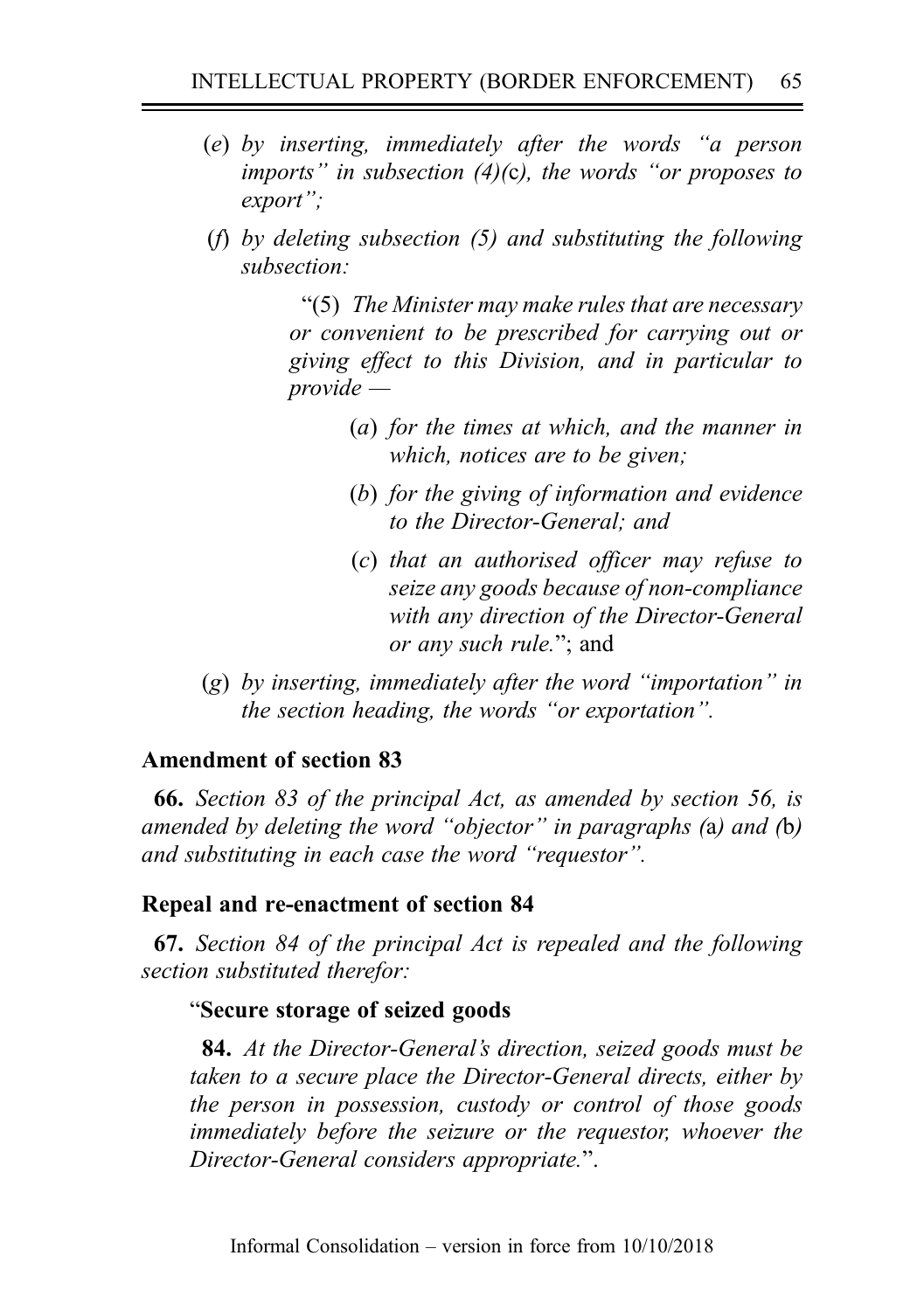(*e*) *by inserting, immediately after the words "a person imports" in subsection (4)(*c*), the words "or proposes to export";*

(*f*) *by deleting subsection (5) and substituting the following subsection:*

> "(5) *The Minister may make rules that are necessary or convenient to be prescribed for carrying out or giving effect to this Division, and in particular to provide —*
>
> (*a*) *for the times at which, and the manner in which, notices are to be given;*
>
> (*b*) *for the giving of information and evidence to the Director-General; and*
>
> (*c*) *that an authorised officer may refuse to seize any goods because of non-compliance with any direction of the Director-General or any such rule.*"; and

(*g*) *by inserting, immediately after the word "importation" in the section heading, the words "or exportation".*

**Amendment of section 83**

**66.** *Section 83 of the principal Act, as amended by section 56, is amended by deleting the word "objector" in paragraphs (*a*) and (*b*) and substituting in each case the word "requestor".*

**Repeal and re-enactment of section 84**

**67.** *Section 84 of the principal Act is repealed and the following section substituted therefor:*

"**Secure storage of seized goods**

**84.** *At the Director-General's direction, seized goods must be taken to a secure place the Director-General directs, either by the person in possession, custody or control of those goods immediately before the seizure or the requestor, whoever the Director-General considers appropriate.*".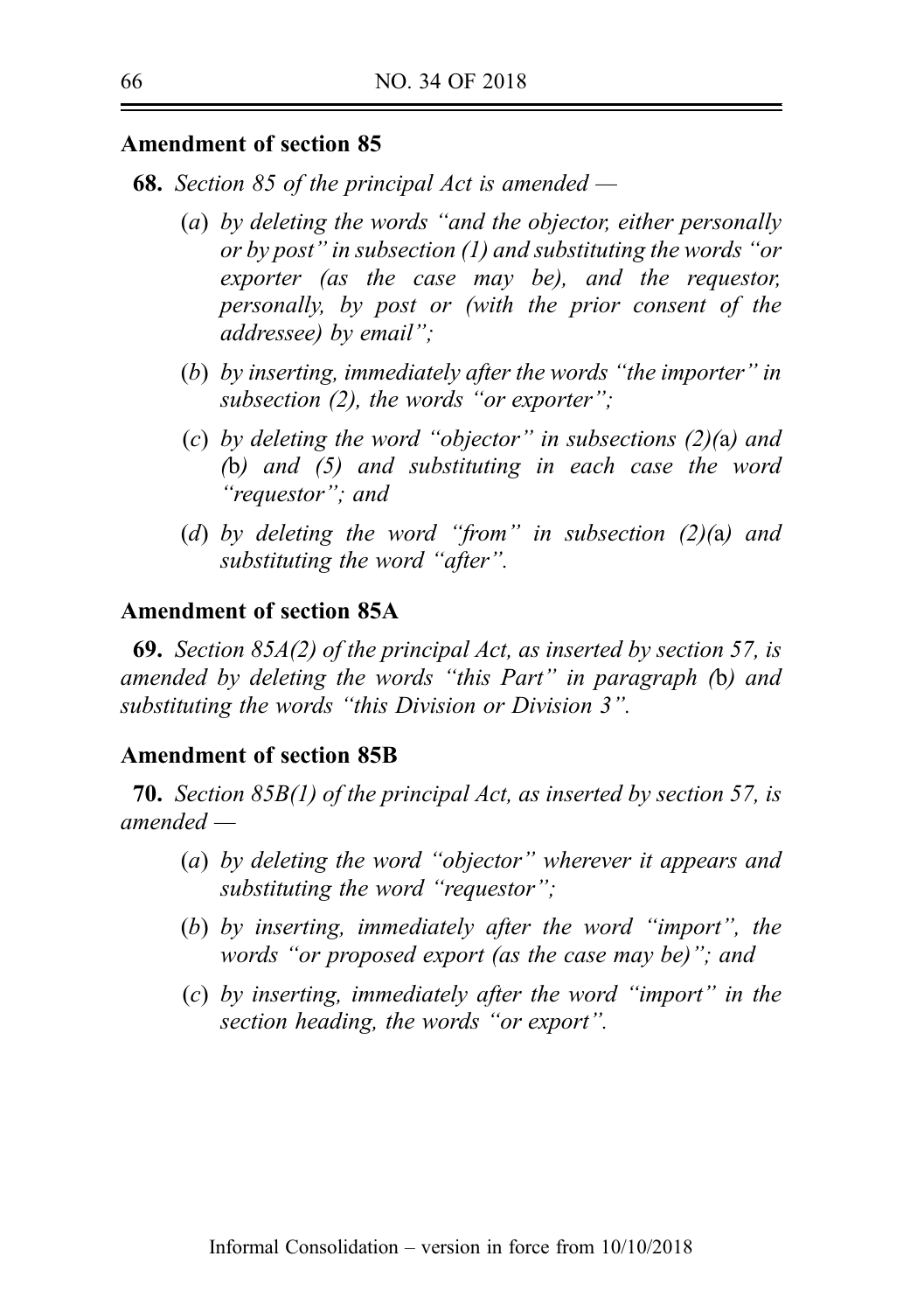**Amendment of section 85**

**68.** *Section 85 of the principal Act is amended —*

- (*a*) *by deleting the words "and the objector, either personally or by post" in subsection (1) and substituting the words "or exporter (as the case may be), and the requestor, personally, by post or (with the prior consent of the addressee) by email";*
- (*b*) *by inserting, immediately after the words "the importer" in subsection (2), the words "or exporter";*
- (*c*) *by deleting the word "objector" in subsections (2)(*a*) and (*b*) and (5) and substituting in each case the word "requestor"; and*
- (*d*) *by deleting the word "from" in subsection (2)(*a*) and substituting the word "after".*

**Amendment of section 85A**

**69.** *Section 85A(2) of the principal Act, as inserted by section 57, is amended by deleting the words "this Part" in paragraph (*b*) and substituting the words "this Division or Division 3".*

**Amendment of section 85B**

**70.** *Section 85B(1) of the principal Act, as inserted by section 57, is amended —*

- (*a*) *by deleting the word "objector" wherever it appears and substituting the word "requestor";*
- (*b*) *by inserting, immediately after the word "import", the words "or proposed export (as the case may be)"; and*
- (*c*) *by inserting, immediately after the word "import" in the section heading, the words "or export".*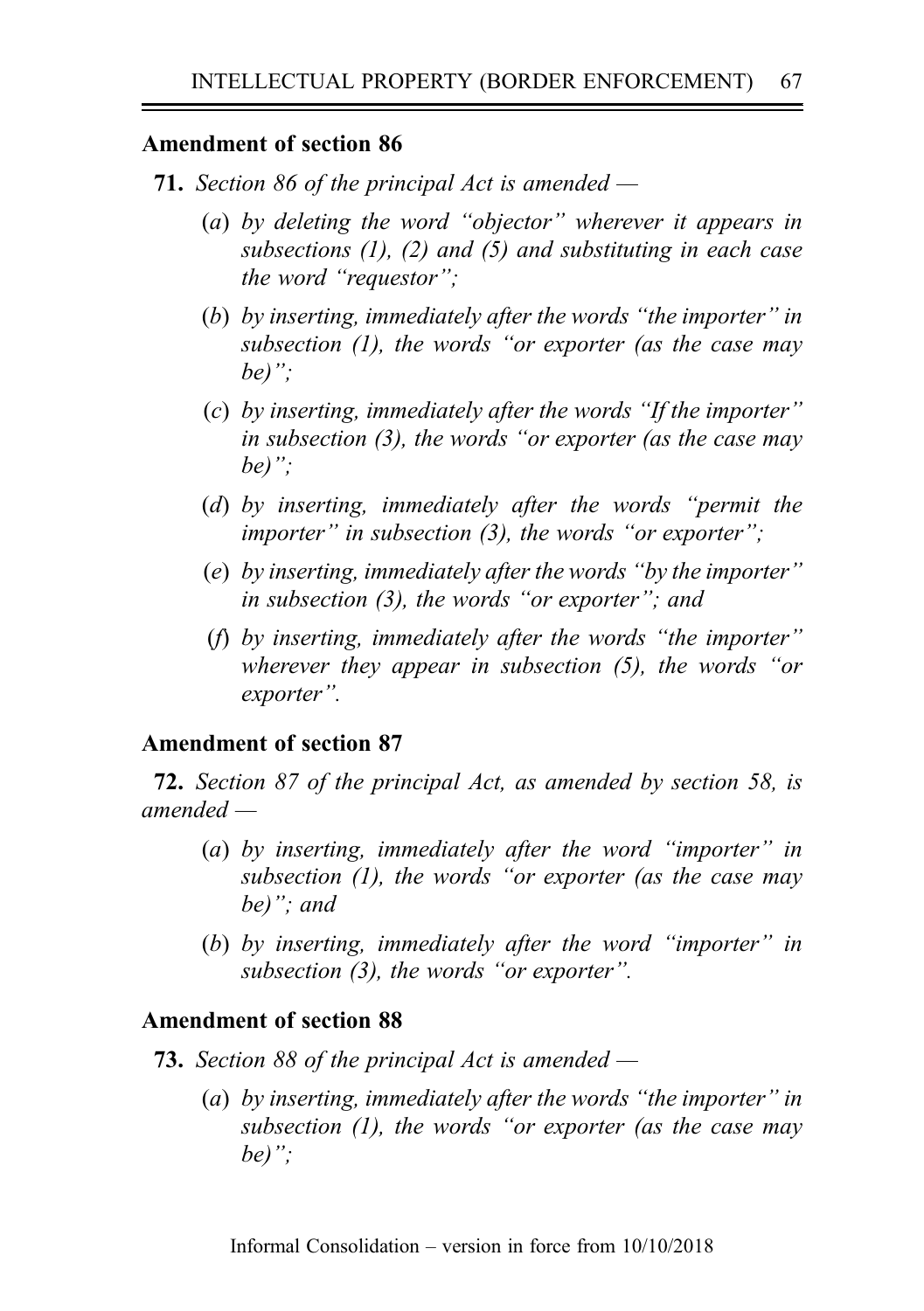**Amendment of section 86**

**71.** *Section 86 of the principal Act is amended —*

(*a*) *by deleting the word "objector" wherever it appears in subsections (1), (2) and (5) and substituting in each case the word "requestor";*

(*b*) *by inserting, immediately after the words "the importer" in subsection (1), the words "or exporter (as the case may be)";*

(*c*) *by inserting, immediately after the words "If the importer" in subsection (3), the words "or exporter (as the case may be)";*

(*d*) *by inserting, immediately after the words "permit the importer" in subsection (3), the words "or exporter";*

(*e*) *by inserting, immediately after the words "by the importer" in subsection (3), the words "or exporter"; and*

(*f*) *by inserting, immediately after the words "the importer" wherever they appear in subsection (5), the words "or exporter".*

**Amendment of section 87**

**72.** *Section 87 of the principal Act, as amended by section 58, is amended —*

(*a*) *by inserting, immediately after the word "importer" in subsection (1), the words "or exporter (as the case may be)"; and*

(*b*) *by inserting, immediately after the word "importer" in subsection (3), the words "or exporter".*

**Amendment of section 88**

**73.** *Section 88 of the principal Act is amended —*

(*a*) *by inserting, immediately after the words "the importer" in subsection (1), the words "or exporter (as the case may be)";*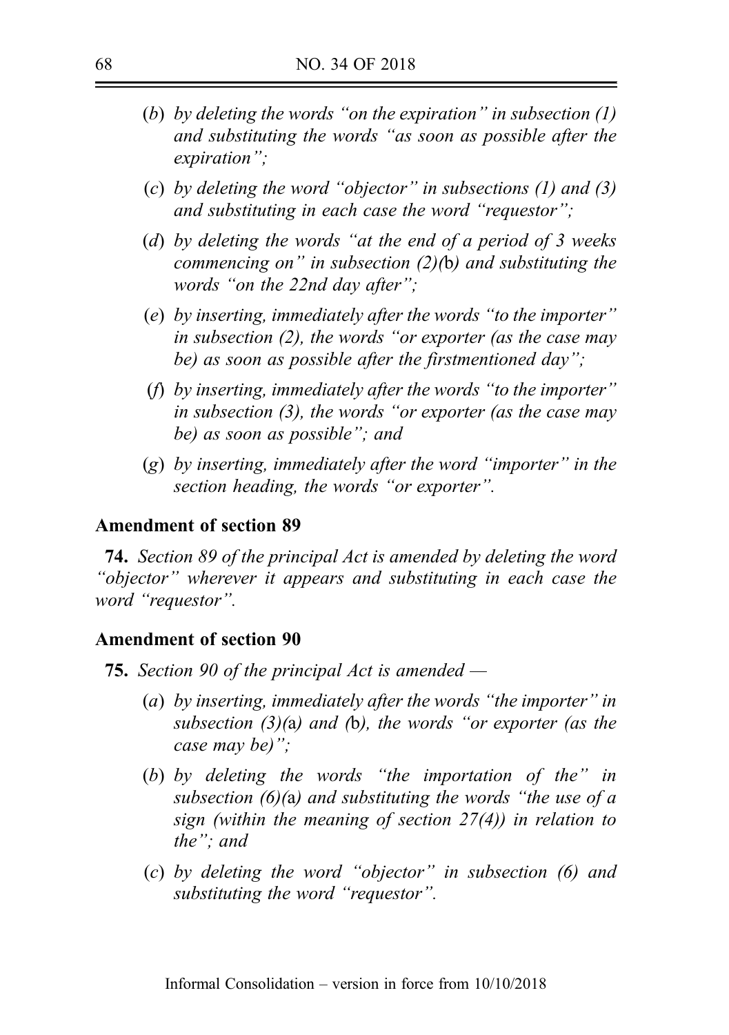(*b*) *by deleting the words "on the expiration" in subsection (1) and substituting the words "as soon as possible after the expiration";*

(*c*) *by deleting the word "objector" in subsections (1) and (3) and substituting in each case the word "requestor";*

(*d*) *by deleting the words "at the end of a period of 3 weeks commencing on" in subsection (2)(*b*) and substituting the words "on the 22nd day after";*

(*e*) *by inserting, immediately after the words "to the importer" in subsection (2), the words "or exporter (as the case may be) as soon as possible after the firstmentioned day";*

(*f*) *by inserting, immediately after the words "to the importer" in subsection (3), the words "or exporter (as the case may be) as soon as possible"; and*

(*g*) *by inserting, immediately after the word "importer" in the section heading, the words "or exporter".*

### Amendment of section 89

**74.** *Section 89 of the principal Act is amended by deleting the word "objector" wherever it appears and substituting in each case the word "requestor".*

### Amendment of section 90

**75.** *Section 90 of the principal Act is amended —*

(*a*) *by inserting, immediately after the words "the importer" in subsection (3)(*a*) and (*b*), the words "or exporter (as the case may be)";*

(*b*) *by deleting the words "the importation of the" in subsection (6)(*a*) and substituting the words "the use of a sign (within the meaning of section 27(4)) in relation to the"; and*

(*c*) *by deleting the word "objector" in subsection (6) and substituting the word "requestor".*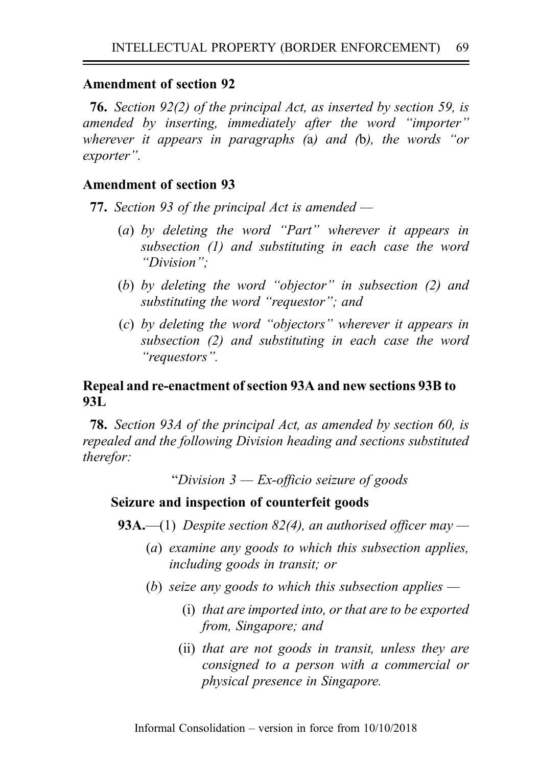**Amendment of section 92**

**76.** *Section 92(2) of the principal Act, as inserted by section 59, is amended by inserting, immediately after the word "importer" wherever it appears in paragraphs (*a*) and (*b*), the words "or exporter".*

**Amendment of section 93**

**77.** *Section 93 of the principal Act is amended —*

(*a*) *by deleting the word "Part" wherever it appears in subsection (1) and substituting in each case the word "Division";*

(*b*) *by deleting the word "objector" in subsection (2) and substituting the word "requestor"; and*

(*c*) *by deleting the word "objectors" wherever it appears in subsection (2) and substituting in each case the word "requestors".*

**Repeal and re-enactment of section 93A and new sections 93B to 93L**

**78.** *Section 93A of the principal Act, as amended by section 60, is repealed and the following Division heading and sections substituted therefor:*

"*Division 3 — Ex-officio seizure of goods*

**Seizure and inspection of counterfeit goods**

**93A.**—(1) *Despite section 82(4), an authorised officer may —*

(*a*) *examine any goods to which this subsection applies, including goods in transit; or*

(*b*) *seize any goods to which this subsection applies —*

(i) *that are imported into, or that are to be exported from, Singapore; and*

(ii) *that are not goods in transit, unless they are consigned to a person with a commercial or physical presence in Singapore.*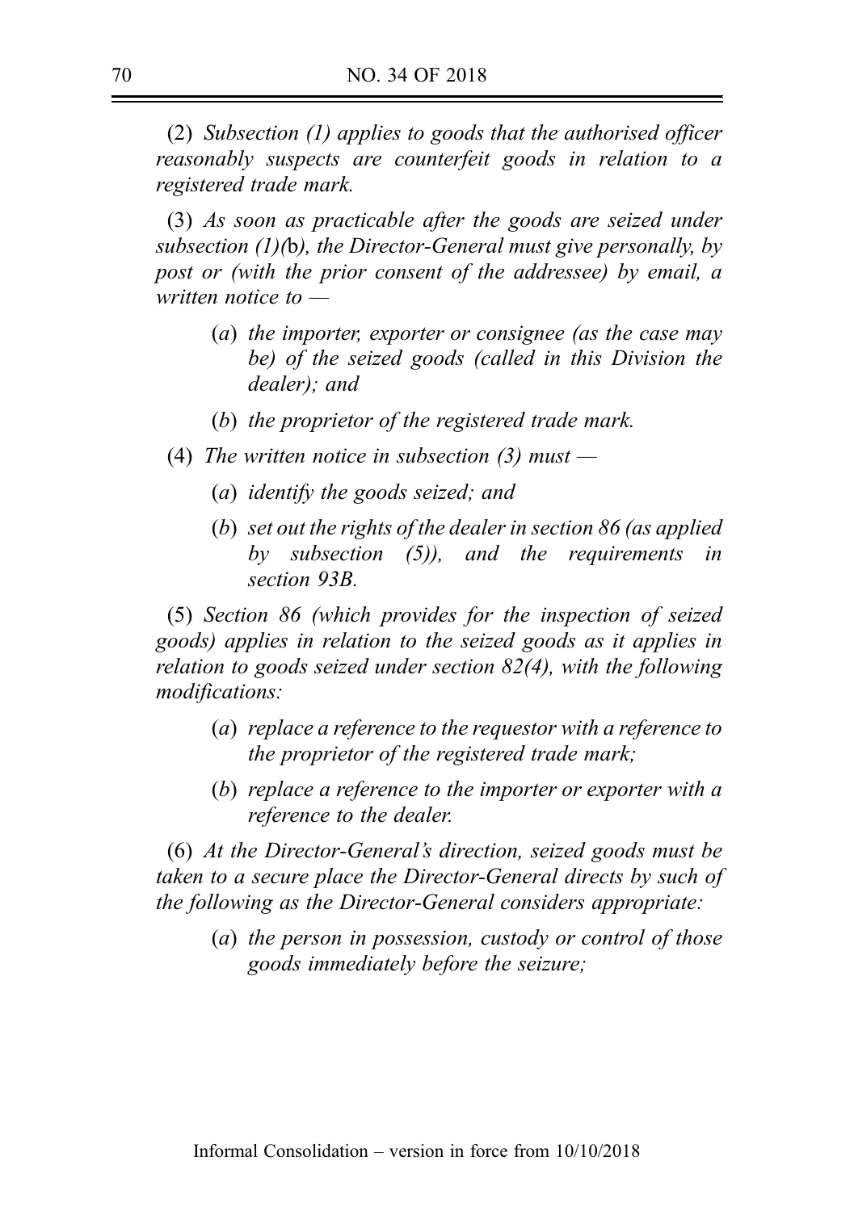(2) *Subsection (1) applies to goods that the authorised officer reasonably suspects are counterfeit goods in relation to a registered trade mark.*

(3) *As soon as practicable after the goods are seized under subsection (1)(*b*), the Director-General must give personally, by post or (with the prior consent of the addressee) by email, a written notice to —*

- (*a*) *the importer, exporter or consignee (as the case may be) of the seized goods (called in this Division the dealer); and*
- (*b*) *the proprietor of the registered trade mark.*

(4) *The written notice in subsection (3) must —*

- (*a*) *identify the goods seized; and*
- (*b*) *set out the rights of the dealer in section 86 (as applied by subsection (5)), and the requirements in section 93B.*

(5) *Section 86 (which provides for the inspection of seized goods) applies in relation to the seized goods as it applies in relation to goods seized under section 82(4), with the following modifications:*

- (*a*) *replace a reference to the requestor with a reference to the proprietor of the registered trade mark;*
- (*b*) *replace a reference to the importer or exporter with a reference to the dealer.*

(6) *At the Director-General's direction, seized goods must be taken to a secure place the Director-General directs by such of the following as the Director-General considers appropriate:*

- (*a*) *the person in possession, custody or control of those goods immediately before the seizure;*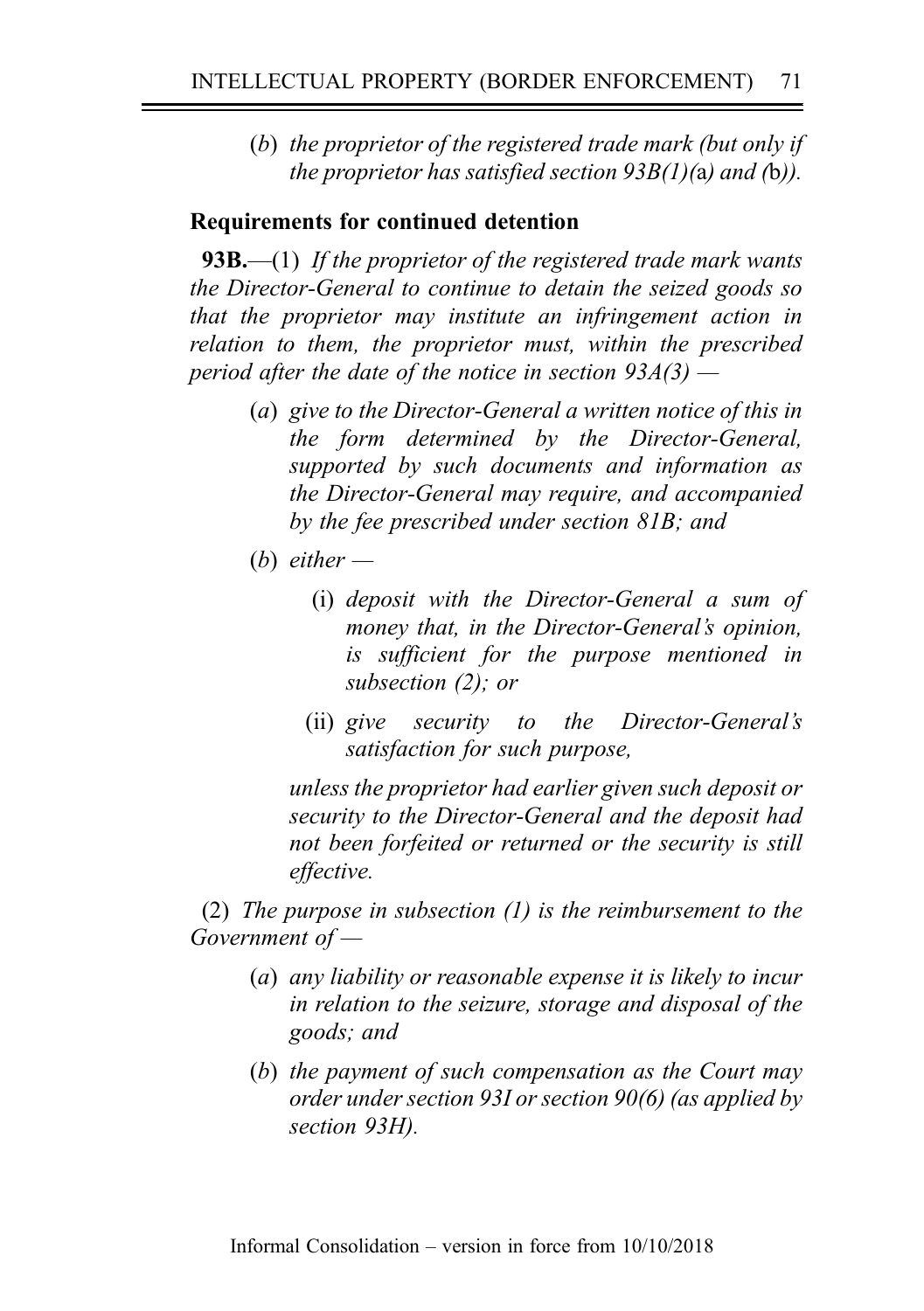(*b*) *the proprietor of the registered trade mark (but only if the proprietor has satisfied section 93B(1)(*a*) and (*b*)).*

**Requirements for continued detention**

**93B.**—(1) *If the proprietor of the registered trade mark wants the Director-General to continue to detain the seized goods so that the proprietor may institute an infringement action in relation to them, the proprietor must, within the prescribed period after the date of the notice in section 93A(3) —*

(*a*) *give to the Director-General a written notice of this in the form determined by the Director-General, supported by such documents and information as the Director-General may require, and accompanied by the fee prescribed under section 81B; and*

(*b*) *either —*

(i) *deposit with the Director-General a sum of money that, in the Director-General's opinion, is sufficient for the purpose mentioned in subsection (2); or*

(ii) *give security to the Director-General's satisfaction for such purpose,*

*unless the proprietor had earlier given such deposit or security to the Director-General and the deposit had not been forfeited or returned or the security is still effective.*

(2) *The purpose in subsection (1) is the reimbursement to the Government of —*

(*a*) *any liability or reasonable expense it is likely to incur in relation to the seizure, storage and disposal of the goods; and*

(*b*) *the payment of such compensation as the Court may order under section 93I or section 90(6) (as applied by section 93H).*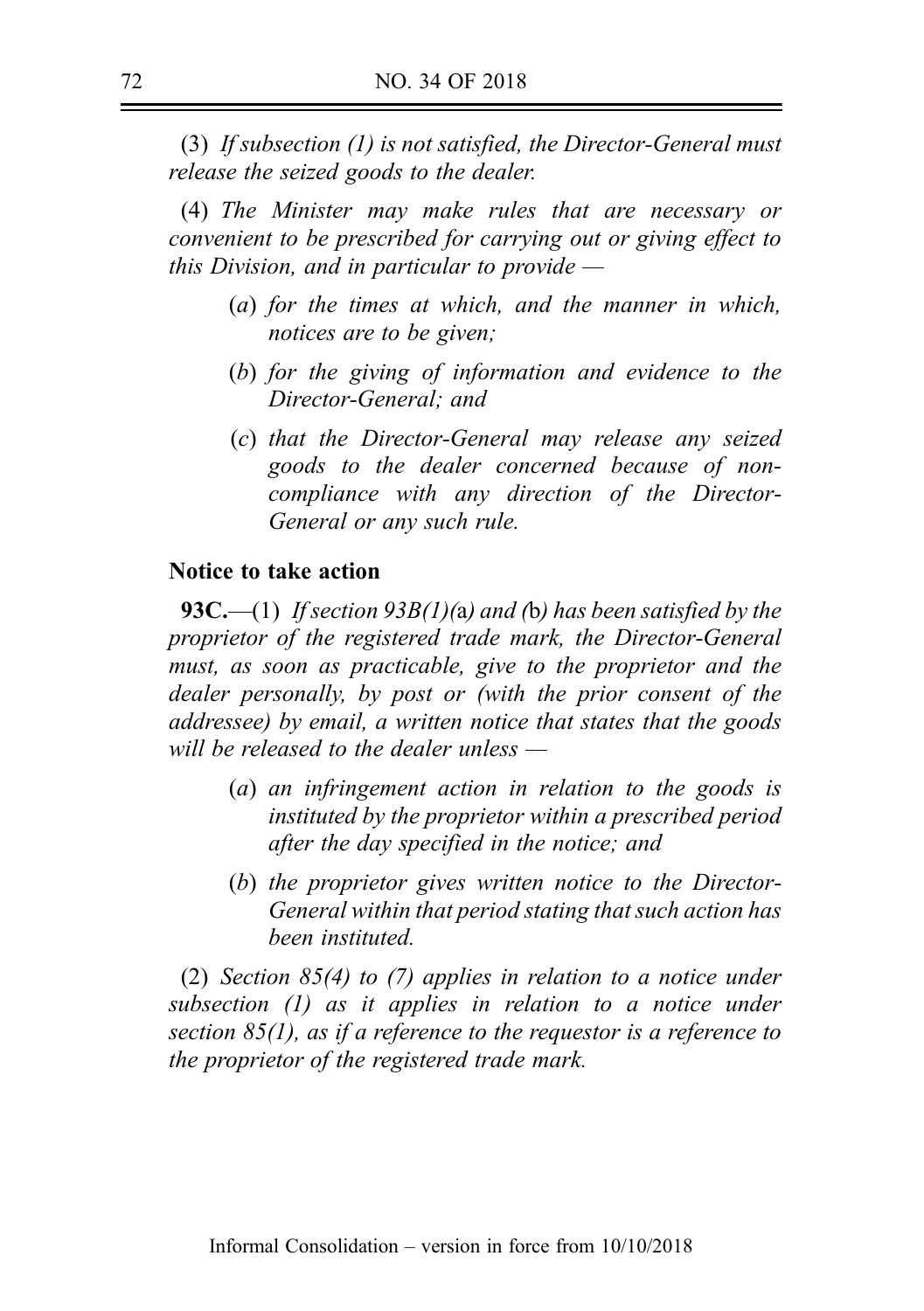(3) *If subsection (1) is not satisfied, the Director-General must release the seized goods to the dealer.*

(4) *The Minister may make rules that are necessary or convenient to be prescribed for carrying out or giving effect to this Division, and in particular to provide —*

- (*a*) *for the times at which, and the manner in which, notices are to be given;*
- (*b*) *for the giving of information and evidence to the Director-General; and*
- (*c*) *that the Director-General may release any seized goods to the dealer concerned because of non-compliance with any direction of the Director-General or any such rule.*

**Notice to take action**

**93C.**—(1) *If section 93B(1)(*a*) and (*b*) has been satisfied by the proprietor of the registered trade mark, the Director-General must, as soon as practicable, give to the proprietor and the dealer personally, by post or (with the prior consent of the addressee) by email, a written notice that states that the goods will be released to the dealer unless —*

- (*a*) *an infringement action in relation to the goods is instituted by the proprietor within a prescribed period after the day specified in the notice; and*
- (*b*) *the proprietor gives written notice to the Director-General within that period stating that such action has been instituted.*

(2) *Section 85(4) to (7) applies in relation to a notice under subsection (1) as it applies in relation to a notice under section 85(1), as if a reference to the requestor is a reference to the proprietor of the registered trade mark.*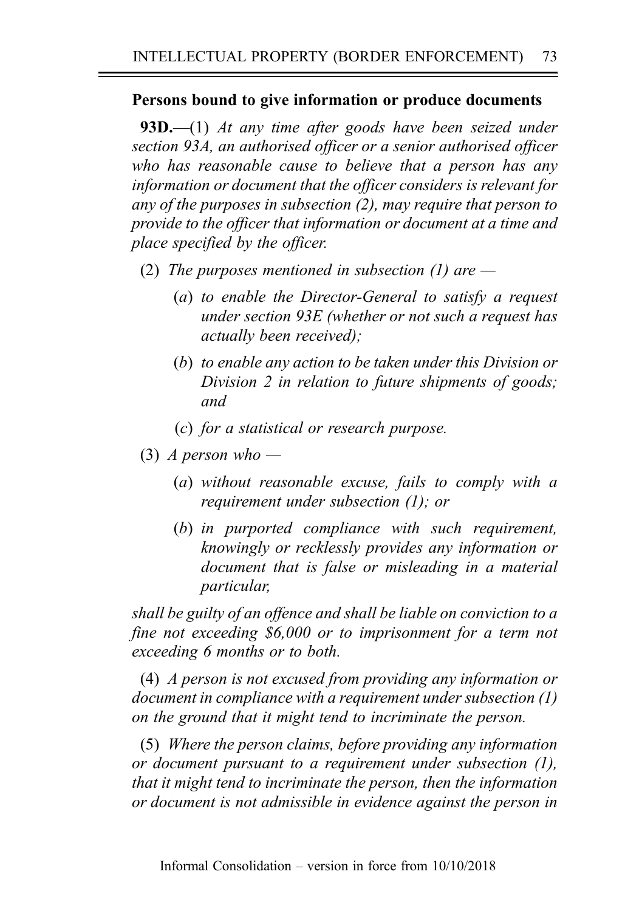**Persons bound to give information or produce documents**

**93D.**—(1) *At any time after goods have been seized under section 93A, an authorised officer or a senior authorised officer who has reasonable cause to believe that a person has any information or document that the officer considers is relevant for any of the purposes in subsection (2), may require that person to provide to the officer that information or document at a time and place specified by the officer.*

(2) *The purposes mentioned in subsection (1) are —*

(*a*) *to enable the Director-General to satisfy a request under section 93E (whether or not such a request has actually been received);*

(*b*) *to enable any action to be taken under this Division or Division 2 in relation to future shipments of goods; and*

(*c*) *for a statistical or research purpose.*

(3) *A person who —*

(*a*) *without reasonable excuse, fails to comply with a requirement under subsection (1); or*

(*b*) *in purported compliance with such requirement, knowingly or recklessly provides any information or document that is false or misleading in a material particular,*

*shall be guilty of an offence and shall be liable on conviction to a fine not exceeding $6,000 or to imprisonment for a term not exceeding 6 months or to both.*

(4) *A person is not excused from providing any information or document in compliance with a requirement under subsection (1) on the ground that it might tend to incriminate the person.*

(5) *Where the person claims, before providing any information or document pursuant to a requirement under subsection (1), that it might tend to incriminate the person, then the information or document is not admissible in evidence against the person in*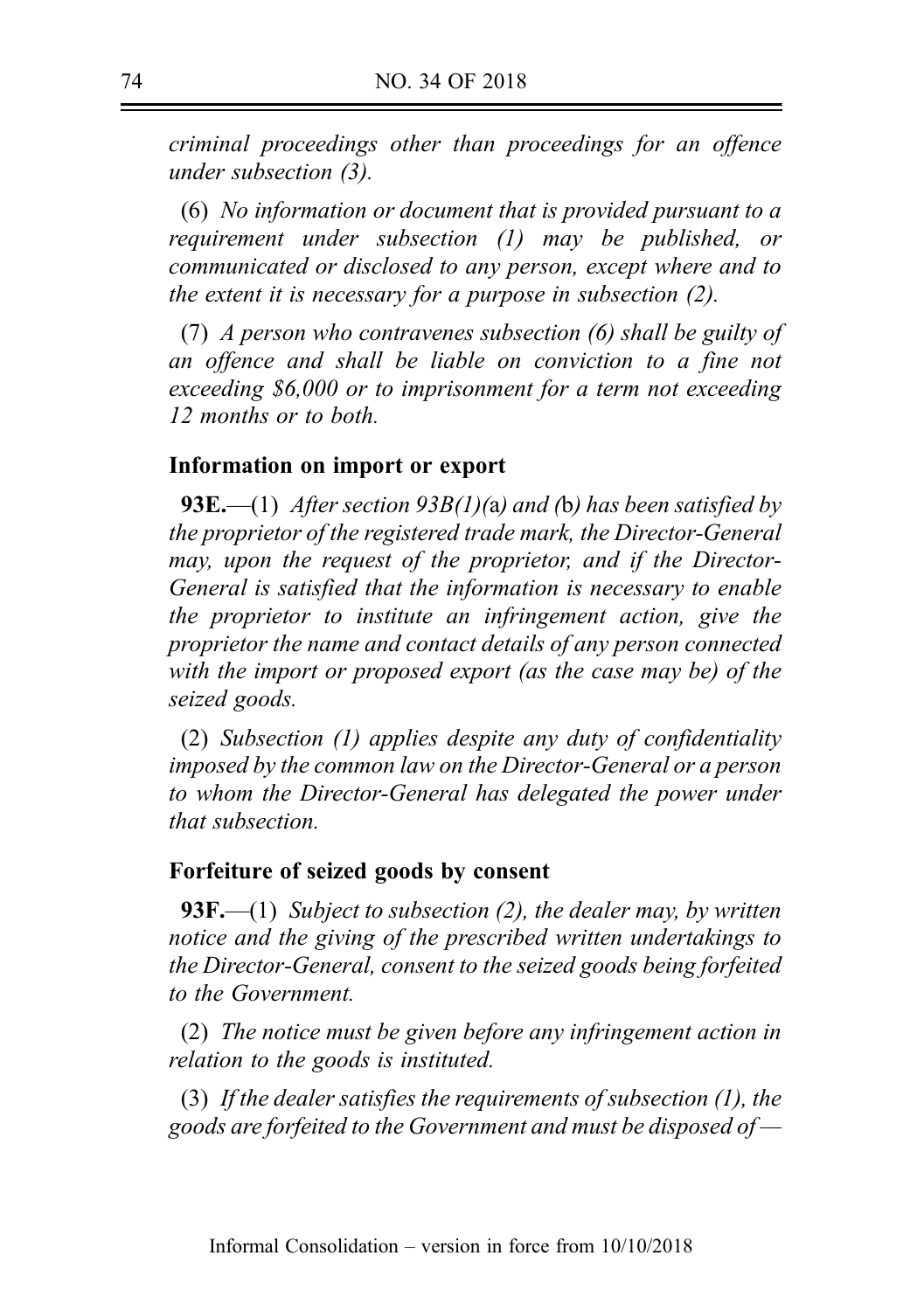*criminal proceedings other than proceedings for an offence under subsection (3).*

(6) *No information or document that is provided pursuant to a requirement under subsection (1) may be published, or communicated or disclosed to any person, except where and to the extent it is necessary for a purpose in subsection (2).*

(7) *A person who contravenes subsection (6) shall be guilty of an offence and shall be liable on conviction to a fine not exceeding $6,000 or to imprisonment for a term not exceeding 12 months or to both.*

**Information on import or export**

**93E.**—(1) *After section 93B(1)(a) and (b) has been satisfied by the proprietor of the registered trade mark, the Director-General may, upon the request of the proprietor, and if the Director-General is satisfied that the information is necessary to enable the proprietor to institute an infringement action, give the proprietor the name and contact details of any person connected with the import or proposed export (as the case may be) of the seized goods.*

(2) *Subsection (1) applies despite any duty of confidentiality imposed by the common law on the Director-General or a person to whom the Director-General has delegated the power under that subsection.*

**Forfeiture of seized goods by consent**

**93F.**—(1) *Subject to subsection (2), the dealer may, by written notice and the giving of the prescribed written undertakings to the Director-General, consent to the seized goods being forfeited to the Government.*

(2) *The notice must be given before any infringement action in relation to the goods is instituted.*

(3) *If the dealer satisfies the requirements of subsection (1), the goods are forfeited to the Government and must be disposed of —*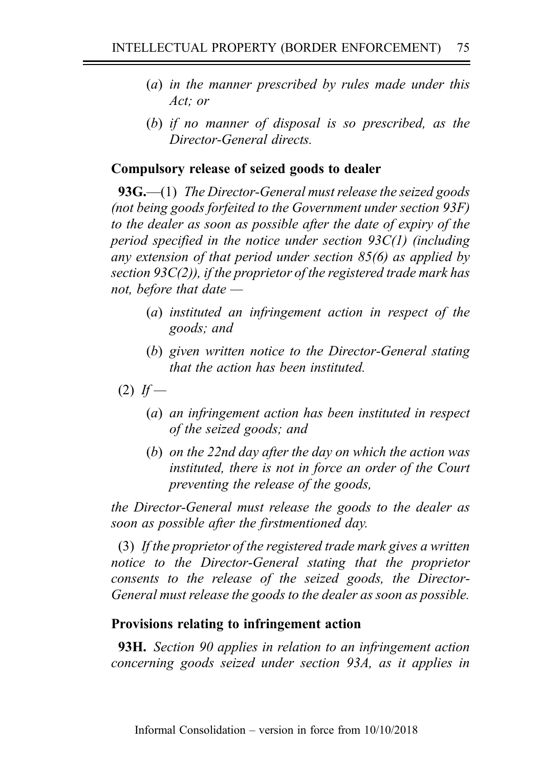(*a*) *in the manner prescribed by rules made under this Act; or*

(*b*) *if no manner of disposal is so prescribed, as the Director-General directs.*

**Compulsory release of seized goods to dealer**

**93G.**—(1) *The Director-General must release the seized goods (not being goods forfeited to the Government under section 93F) to the dealer as soon as possible after the date of expiry of the period specified in the notice under section 93C(1) (including any extension of that period under section 85(6) as applied by section 93C(2)), if the proprietor of the registered trade mark has not, before that date —*

(*a*) *instituted an infringement action in respect of the goods; and*

(*b*) *given written notice to the Director-General stating that the action has been instituted.*

(2) *If —*

(*a*) *an infringement action has been instituted in respect of the seized goods; and*

(*b*) *on the 22nd day after the day on which the action was instituted, there is not in force an order of the Court preventing the release of the goods,*

*the Director-General must release the goods to the dealer as soon as possible after the firstmentioned day.*

(3) *If the proprietor of the registered trade mark gives a written notice to the Director-General stating that the proprietor consents to the release of the seized goods, the Director-General must release the goods to the dealer as soon as possible.*

**Provisions relating to infringement action**

**93H.** *Section 90 applies in relation to an infringement action concerning goods seized under section 93A, as it applies in*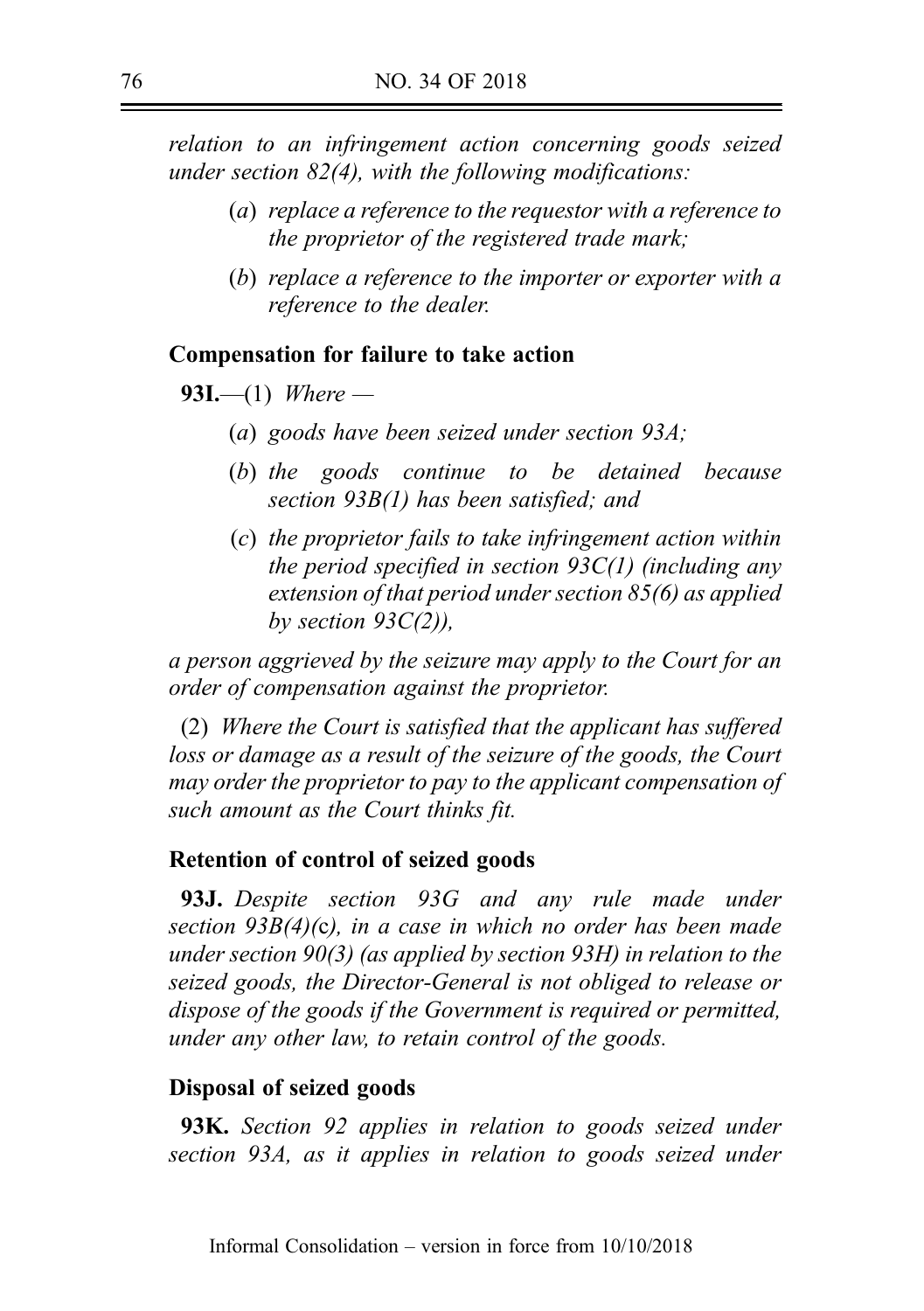*relation to an infringement action concerning goods seized under section 82(4), with the following modifications:*

(*a*) *replace a reference to the requestor with a reference to the proprietor of the registered trade mark;*

(*b*) *replace a reference to the importer or exporter with a reference to the dealer.*

**Compensation for failure to take action**

**93I.**—(1) *Where —*

(*a*) *goods have been seized under section 93A;*

(*b*) *the goods continue to be detained because section 93B(1) has been satisfied; and*

(*c*) *the proprietor fails to take infringement action within the period specified in section 93C(1) (including any extension of that period under section 85(6) as applied by section 93C(2)),*

*a person aggrieved by the seizure may apply to the Court for an order of compensation against the proprietor.*

(2) *Where the Court is satisfied that the applicant has suffered loss or damage as a result of the seizure of the goods, the Court may order the proprietor to pay to the applicant compensation of such amount as the Court thinks fit.*

**Retention of control of seized goods**

**93J.** *Despite section 93G and any rule made under section 93B(4)(*c*), in a case in which no order has been made under section 90(3) (as applied by section 93H) in relation to the seized goods, the Director-General is not obliged to release or dispose of the goods if the Government is required or permitted, under any other law, to retain control of the goods.*

**Disposal of seized goods**

**93K.** *Section 92 applies in relation to goods seized under section 93A, as it applies in relation to goods seized under*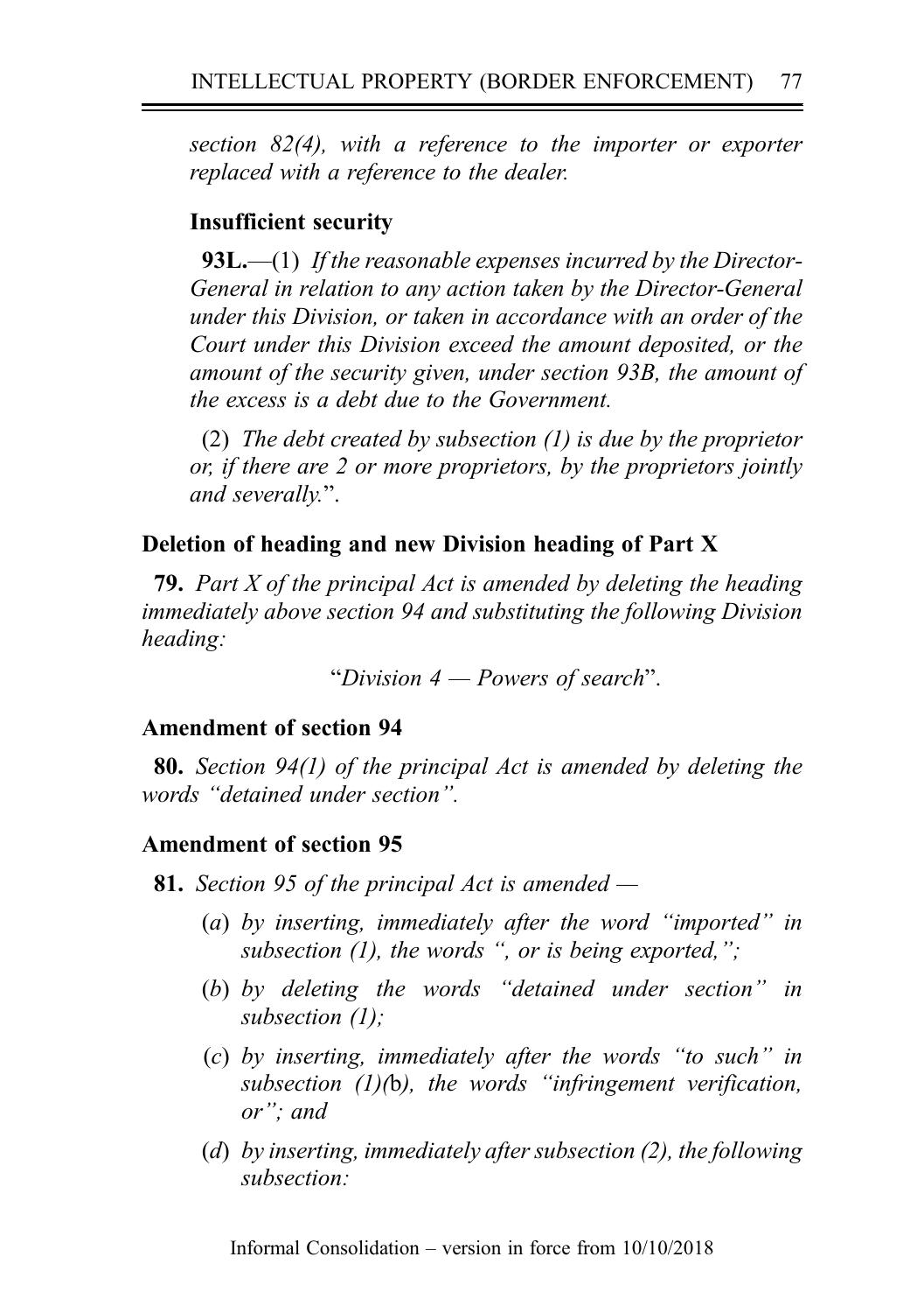*section 82(4), with a reference to the importer or exporter replaced with a reference to the dealer.*

**Insufficient security**

**93L.**—(1) *If the reasonable expenses incurred by the Director-General in relation to any action taken by the Director-General under this Division, or taken in accordance with an order of the Court under this Division exceed the amount deposited, or the amount of the security given, under section 93B, the amount of the excess is a debt due to the Government.*

(2) *The debt created by subsection (1) is due by the proprietor or, if there are 2 or more proprietors, by the proprietors jointly and severally.*".

**Deletion of heading and new Division heading of Part X**

**79.** *Part X of the principal Act is amended by deleting the heading immediately above section 94 and substituting the following Division heading:*

"*Division 4 — Powers of search*".

**Amendment of section 94**

**80.** *Section 94(1) of the principal Act is amended by deleting the words "detained under section".*

**Amendment of section 95**

**81.** *Section 95 of the principal Act is amended —*

(*a*) *by inserting, immediately after the word "imported" in subsection (1), the words ", or is being exported,";*

(*b*) *by deleting the words "detained under section" in subsection (1);*

(*c*) *by inserting, immediately after the words "to such" in subsection (1)(*b*), the words "infringement verification, or"; and*

(*d*) *by inserting, immediately after subsection (2), the following subsection:*

Informal Consolidation – version in force from 10/10/2018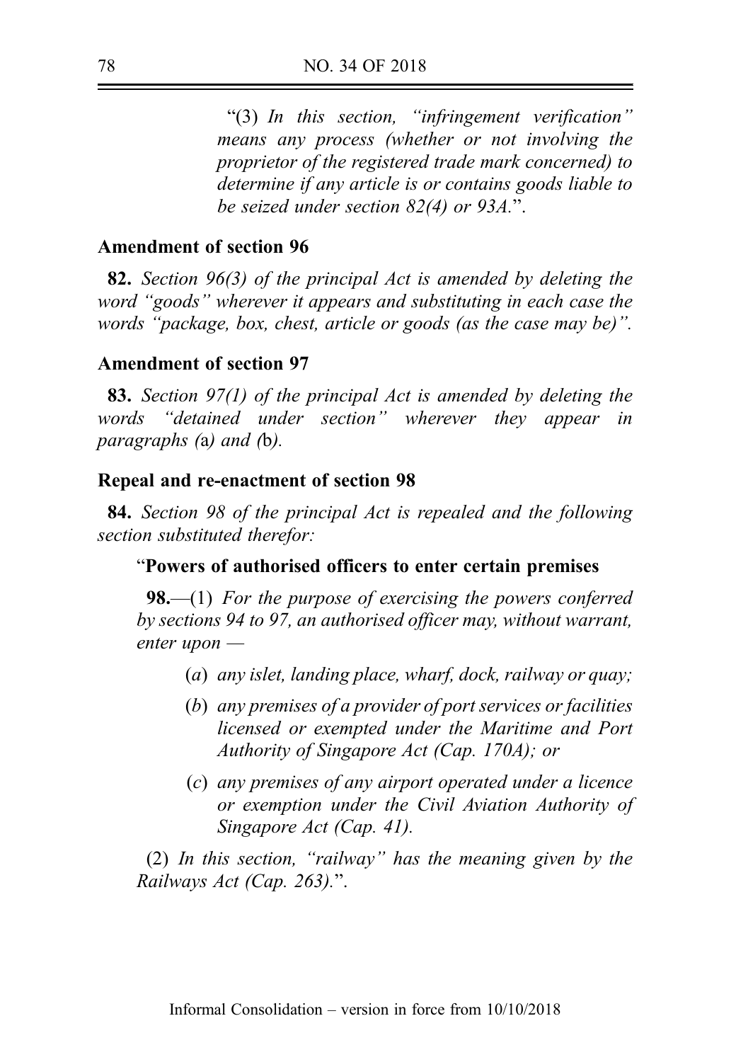"(3) *In this section, "infringement verification" means any process (whether or not involving the proprietor of the registered trade mark concerned) to determine if any article is or contains goods liable to be seized under section 82(4) or 93A.*".

**Amendment of section 96**

**82.** *Section 96(3) of the principal Act is amended by deleting the word "goods" wherever it appears and substituting in each case the words "package, box, chest, article or goods (as the case may be)".*

**Amendment of section 97**

**83.** *Section 97(1) of the principal Act is amended by deleting the words "detained under section" wherever they appear in paragraphs (*a*) and (*b*).*

**Repeal and re-enactment of section 98**

**84.** *Section 98 of the principal Act is repealed and the following section substituted therefor:*

"**Powers of authorised officers to enter certain premises**

**98.**—(1) *For the purpose of exercising the powers conferred by sections 94 to 97, an authorised officer may, without warrant, enter upon —*

(*a*) *any islet, landing place, wharf, dock, railway or quay;*

(*b*) *any premises of a provider of port services or facilities licensed or exempted under the Maritime and Port Authority of Singapore Act (Cap. 170A); or*

(*c*) *any premises of any airport operated under a licence or exemption under the Civil Aviation Authority of Singapore Act (Cap. 41).*

(2) *In this section, "railway" has the meaning given by the Railways Act (Cap. 263).*".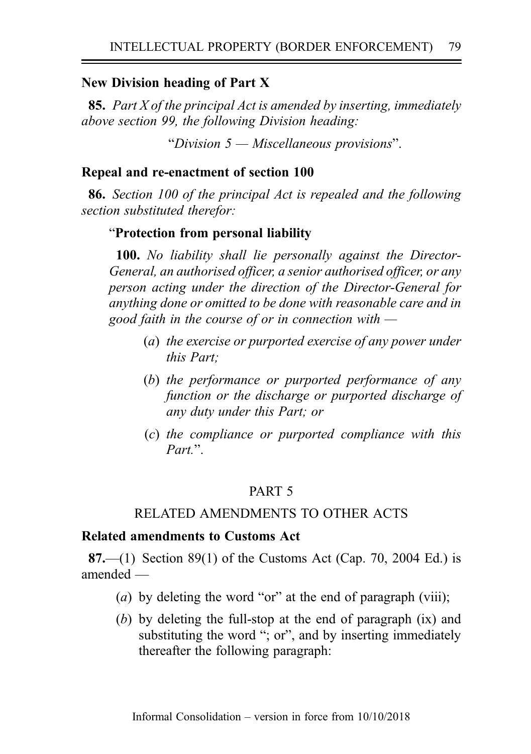**New Division heading of Part X**

**85.** *Part X of the principal Act is amended by inserting, immediately above section 99, the following Division heading:*

"*Division 5 — Miscellaneous provisions*".

**Repeal and re-enactment of section 100**

**86.** *Section 100 of the principal Act is repealed and the following section substituted therefor:*

"**Protection from personal liability**

**100.** *No liability shall lie personally against the Director-General, an authorised officer, a senior authorised officer, or any person acting under the direction of the Director-General for anything done or omitted to be done with reasonable care and in good faith in the course of or in connection with —*

- (*a*) *the exercise or purported exercise of any power under this Part;*
- (*b*) *the performance or purported performance of any function or the discharge or purported discharge of any duty under this Part; or*
- (*c*) *the compliance or purported compliance with this Part.*".

PART 5

RELATED AMENDMENTS TO OTHER ACTS

**Related amendments to Customs Act**

**87.**—(1) Section 89(1) of the Customs Act (Cap. 70, 2004 Ed.) is amended —

- (*a*) by deleting the word "or" at the end of paragraph (viii);
- (*b*) by deleting the full-stop at the end of paragraph (ix) and substituting the word "; or", and by inserting immediately thereafter the following paragraph: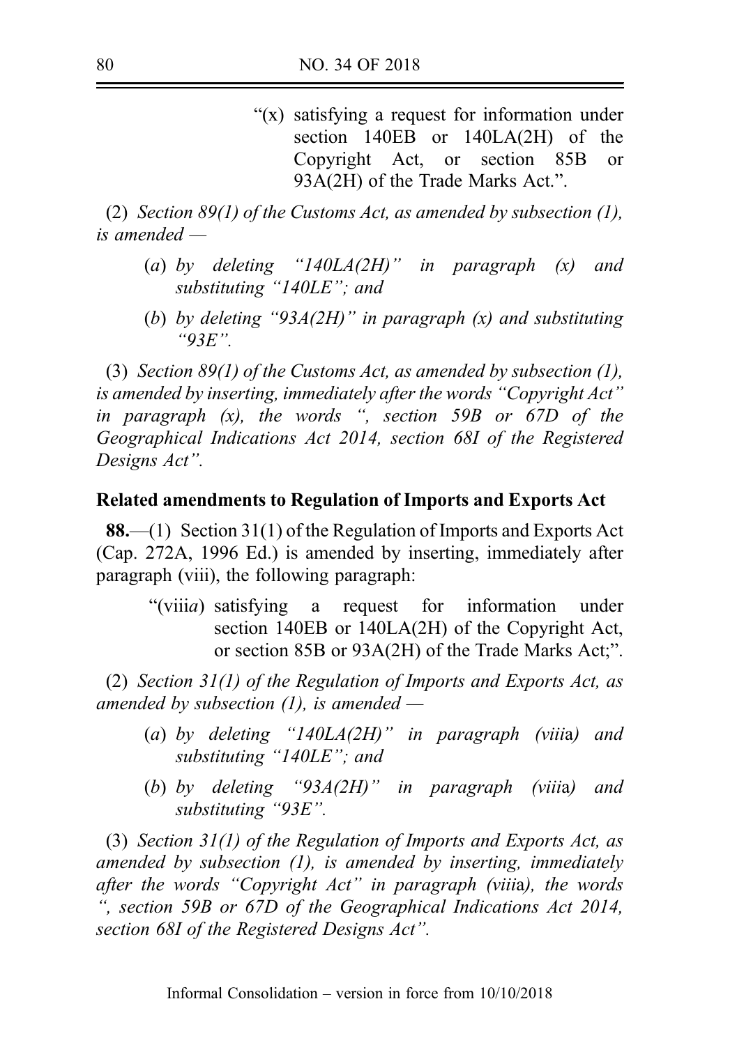"(x) satisfying a request for information under section 140EB or 140LA(2H) of the Copyright Act, or section 85B or 93A(2H) of the Trade Marks Act.".

(2) *Section 89(1) of the Customs Act, as amended by subsection (1), is amended —*

(*a*) *by deleting "140LA(2H)" in paragraph (x) and substituting "140LE"; and*

(*b*) *by deleting "93A(2H)" in paragraph (x) and substituting "93E".*

(3) *Section 89(1) of the Customs Act, as amended by subsection (1), is amended by inserting, immediately after the words "Copyright Act" in paragraph (x), the words ", section 59B or 67D of the Geographical Indications Act 2014, section 68I of the Registered Designs Act".*

**Related amendments to Regulation of Imports and Exports Act**

**88.**—(1) Section 31(1) of the Regulation of Imports and Exports Act (Cap. 272A, 1996 Ed.) is amended by inserting, immediately after paragraph (viii), the following paragraph:

"(viii*a*) satisfying a request for information under section 140EB or 140LA(2H) of the Copyright Act, or section 85B or 93A(2H) of the Trade Marks Act;".

(2) *Section 31(1) of the Regulation of Imports and Exports Act, as amended by subsection (1), is amended —*

(*a*) *by deleting "140LA(2H)" in paragraph (viii*a*) and substituting "140LE"; and*

(*b*) *by deleting "93A(2H)" in paragraph (viii*a*) and substituting "93E".*

(3) *Section 31(1) of the Regulation of Imports and Exports Act, as amended by subsection (1), is amended by inserting, immediately after the words "Copyright Act" in paragraph (viii*a*), the words ", section 59B or 67D of the Geographical Indications Act 2014, section 68I of the Registered Designs Act".*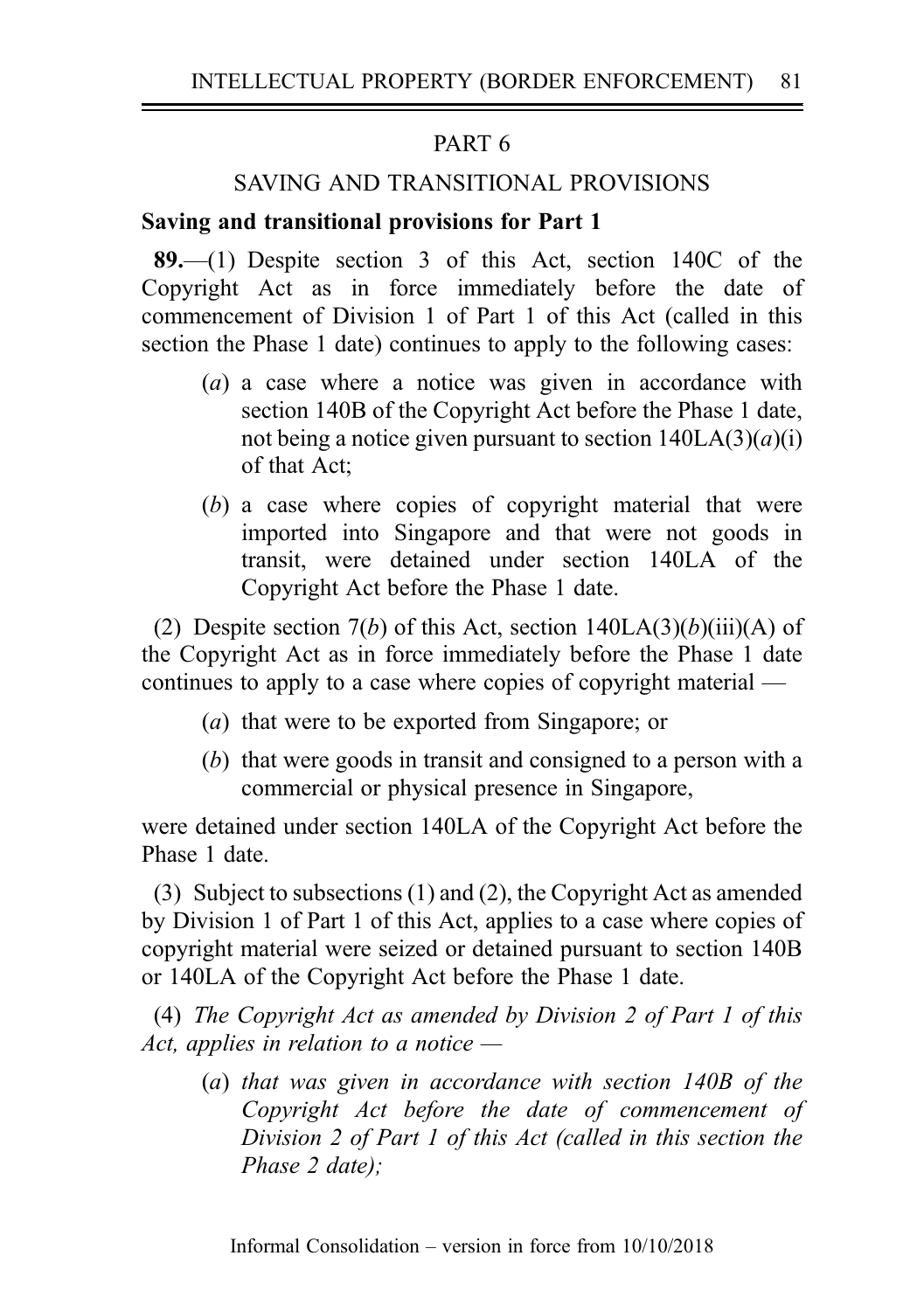## PART 6

## SAVING AND TRANSITIONAL PROVISIONS

### Saving and transitional provisions for Part 1

**89.**—(1) Despite section 3 of this Act, section 140C of the Copyright Act as in force immediately before the date of commencement of Division 1 of Part 1 of this Act (called in this section the Phase 1 date) continues to apply to the following cases:

- (*a*) a case where a notice was given in accordance with section 140B of the Copyright Act before the Phase 1 date, not being a notice given pursuant to section 140LA(3)(*a*)(i) of that Act;
- (*b*) a case where copies of copyright material that were imported into Singapore and that were not goods in transit, were detained under section 140LA of the Copyright Act before the Phase 1 date.

(2) Despite section 7(*b*) of this Act, section 140LA(3)(*b*)(iii)(A) of the Copyright Act as in force immediately before the Phase 1 date continues to apply to a case where copies of copyright material —

- (*a*) that were to be exported from Singapore; or
- (*b*) that were goods in transit and consigned to a person with a commercial or physical presence in Singapore,

were detained under section 140LA of the Copyright Act before the Phase 1 date.

(3) Subject to subsections (1) and (2), the Copyright Act as amended by Division 1 of Part 1 of this Act, applies to a case where copies of copyright material were seized or detained pursuant to section 140B or 140LA of the Copyright Act before the Phase 1 date.

(4) *The Copyright Act as amended by Division 2 of Part 1 of this Act, applies in relation to a notice —*

- (*a*) *that was given in accordance with section 140B of the Copyright Act before the date of commencement of Division 2 of Part 1 of this Act (called in this section the Phase 2 date);*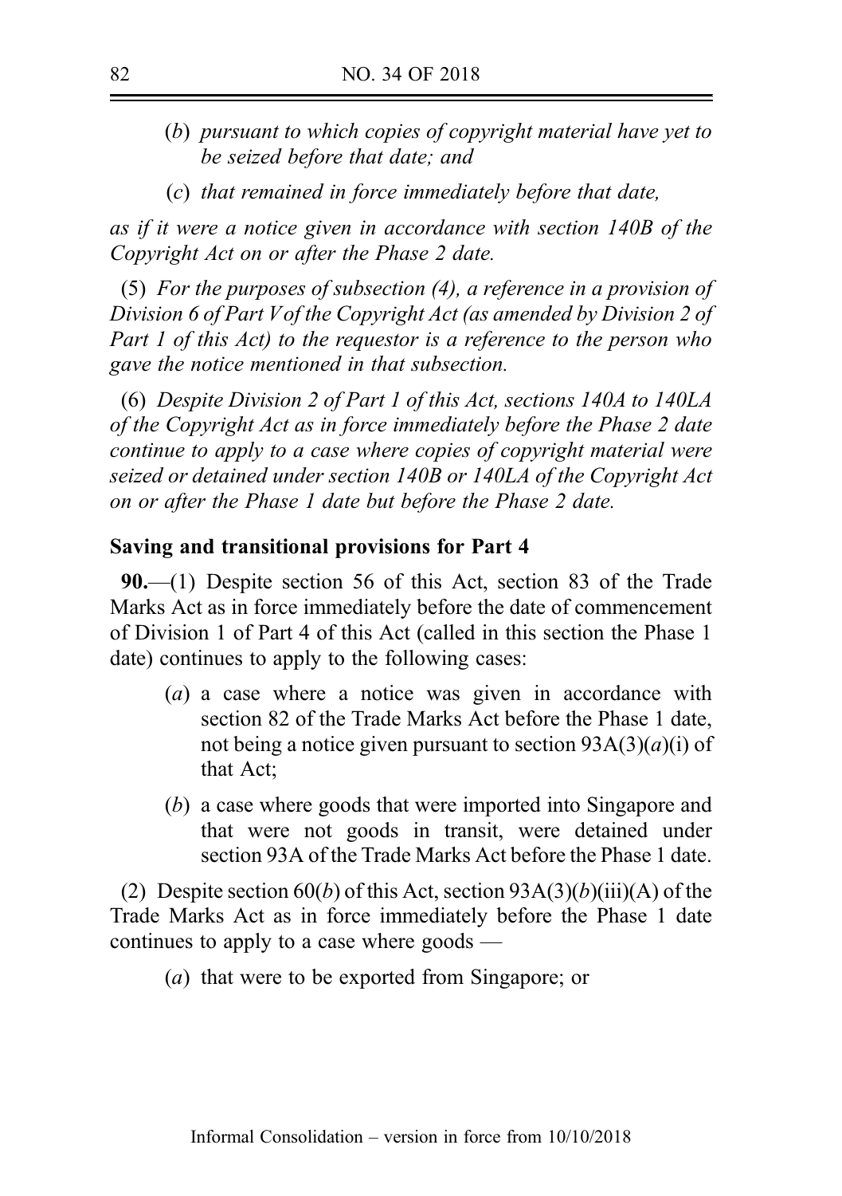*(b) pursuant to which copies of copyright material have yet to be seized before that date; and*

*(c) that remained in force immediately before that date,*

*as if it were a notice given in accordance with section 140B of the Copyright Act on or after the Phase 2 date.*

*(5) For the purposes of subsection (4), a reference in a provision of Division 6 of Part V of the Copyright Act (as amended by Division 2 of Part 1 of this Act) to the requestor is a reference to the person who gave the notice mentioned in that subsection.*

*(6) Despite Division 2 of Part 1 of this Act, sections 140A to 140LA of the Copyright Act as in force immediately before the Phase 2 date continue to apply to a case where copies of copyright material were seized or detained under section 140B or 140LA of the Copyright Act on or after the Phase 1 date but before the Phase 2 date.*

**Saving and transitional provisions for Part 4**

**90.**—(1) Despite section 56 of this Act, section 83 of the Trade Marks Act as in force immediately before the date of commencement of Division 1 of Part 4 of this Act (called in this section the Phase 1 date) continues to apply to the following cases:

(*a*) a case where a notice was given in accordance with section 82 of the Trade Marks Act before the Phase 1 date, not being a notice given pursuant to section 93A(3)(*a*)(i) of that Act;

(*b*) a case where goods that were imported into Singapore and that were not goods in transit, were detained under section 93A of the Trade Marks Act before the Phase 1 date.

(2) Despite section 60(*b*) of this Act, section 93A(3)(*b*)(iii)(A) of the Trade Marks Act as in force immediately before the Phase 1 date continues to apply to a case where goods —

(*a*) that were to be exported from Singapore; or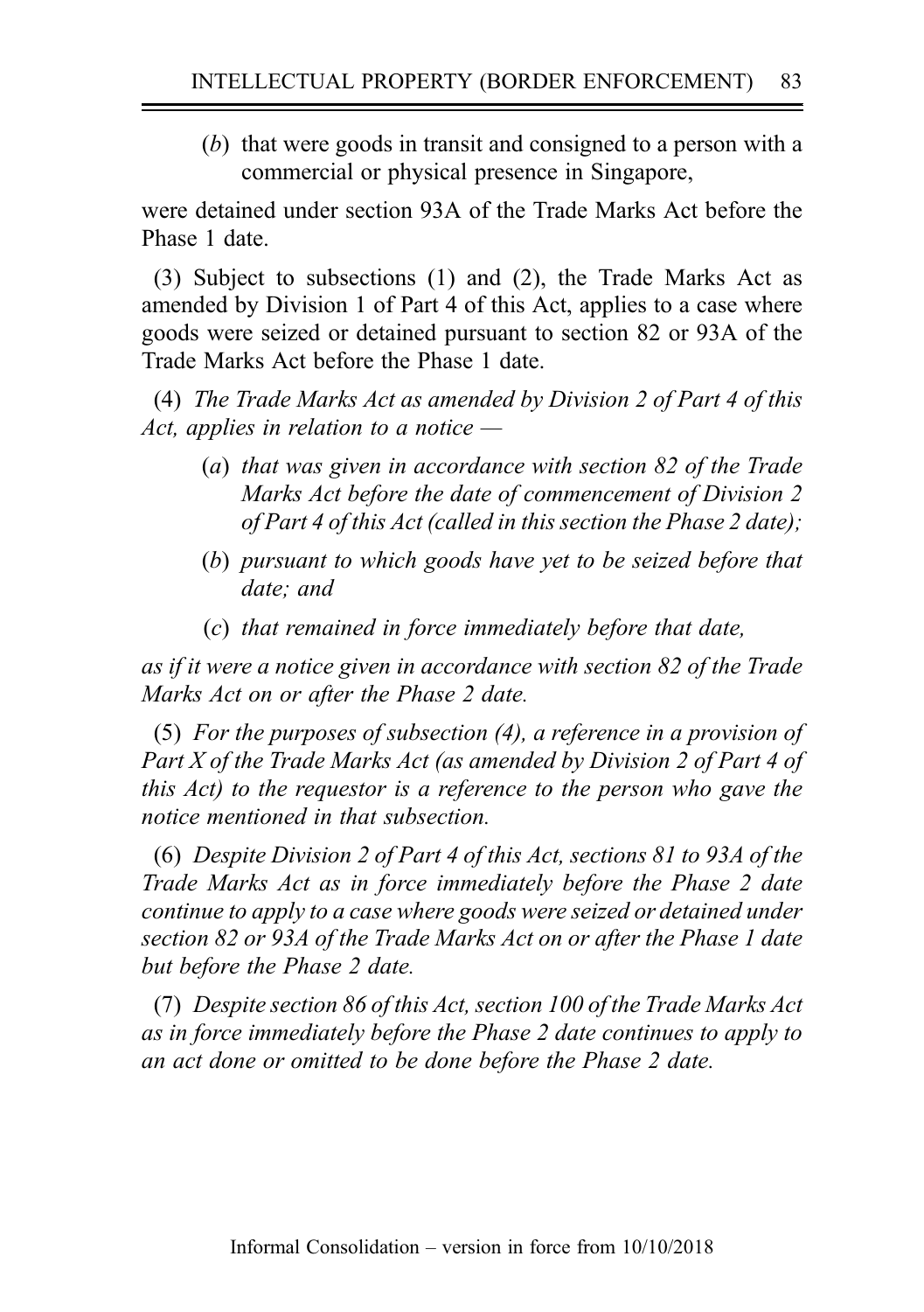(*b*) that were goods in transit and consigned to a person with a commercial or physical presence in Singapore,

were detained under section 93A of the Trade Marks Act before the Phase 1 date.

(3) Subject to subsections (1) and (2), the Trade Marks Act as amended by Division 1 of Part 4 of this Act, applies to a case where goods were seized or detained pursuant to section 82 or 93A of the Trade Marks Act before the Phase 1 date.

(4) *The Trade Marks Act as amended by Division 2 of Part 4 of this Act, applies in relation to a notice —*

(*a*) *that was given in accordance with section 82 of the Trade Marks Act before the date of commencement of Division 2 of Part 4 of this Act (called in this section the Phase 2 date);*

(*b*) *pursuant to which goods have yet to be seized before that date; and*

(*c*) *that remained in force immediately before that date,*

*as if it were a notice given in accordance with section 82 of the Trade Marks Act on or after the Phase 2 date.*

(5) *For the purposes of subsection (4), a reference in a provision of Part X of the Trade Marks Act (as amended by Division 2 of Part 4 of this Act) to the requestor is a reference to the person who gave the notice mentioned in that subsection.*

(6) *Despite Division 2 of Part 4 of this Act, sections 81 to 93A of the Trade Marks Act as in force immediately before the Phase 2 date continue to apply to a case where goods were seized or detained under section 82 or 93A of the Trade Marks Act on or after the Phase 1 date but before the Phase 2 date.*

(7) *Despite section 86 of this Act, section 100 of the Trade Marks Act as in force immediately before the Phase 2 date continues to apply to an act done or omitted to be done before the Phase 2 date.*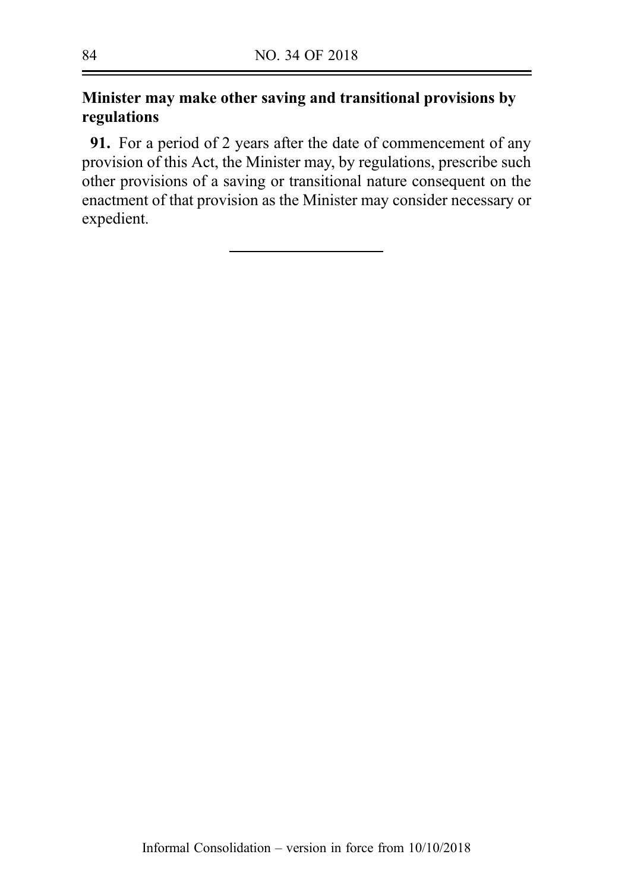**Minister may make other saving and transitional provisions by regulations**

**91.** For a period of 2 years after the date of commencement of any provision of this Act, the Minister may, by regulations, prescribe such other provisions of a saving or transitional nature consequent on the enactment of that provision as the Minister may consider necessary or expedient.